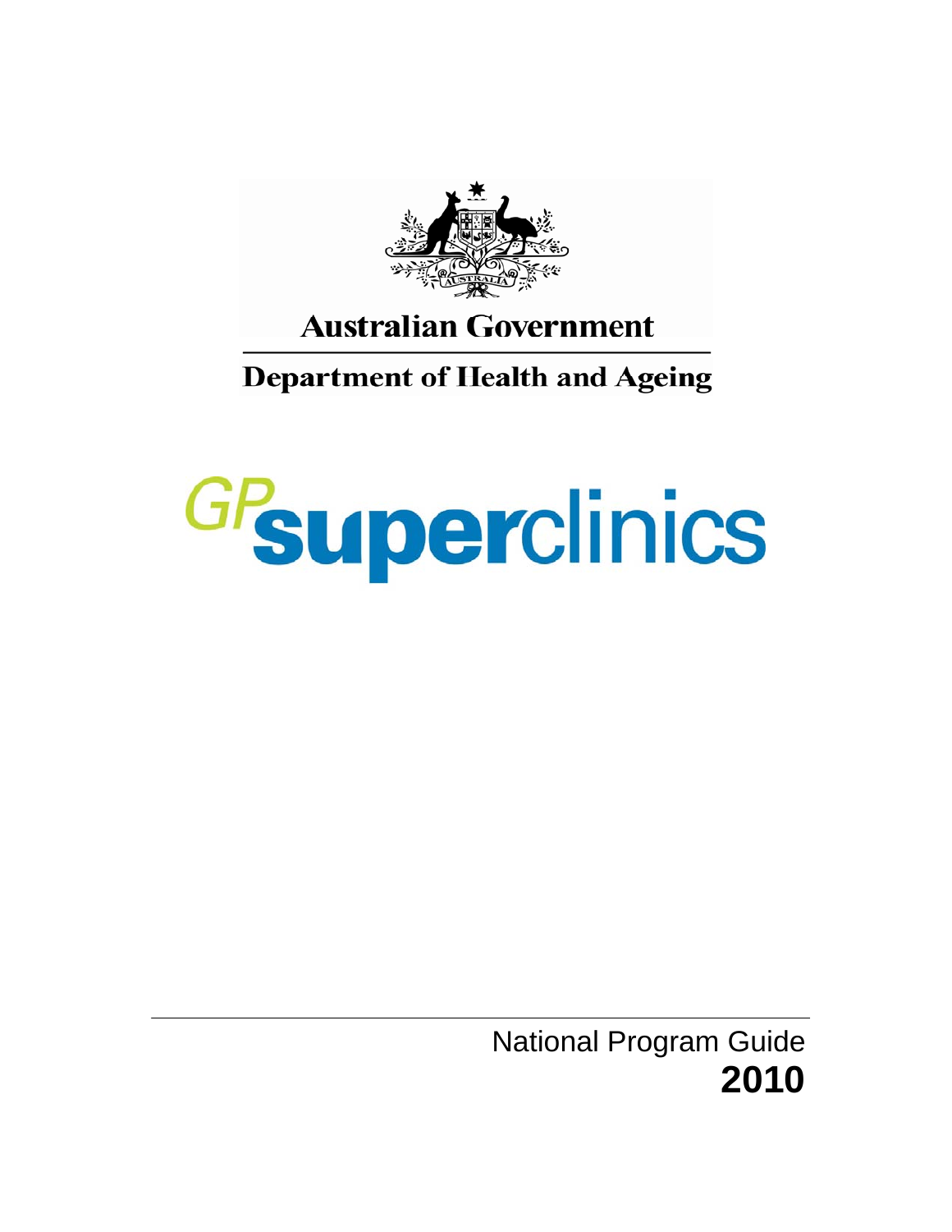Australian Government

Department of Health and Ageing

# GP superclinics

National Program Guide

**2010**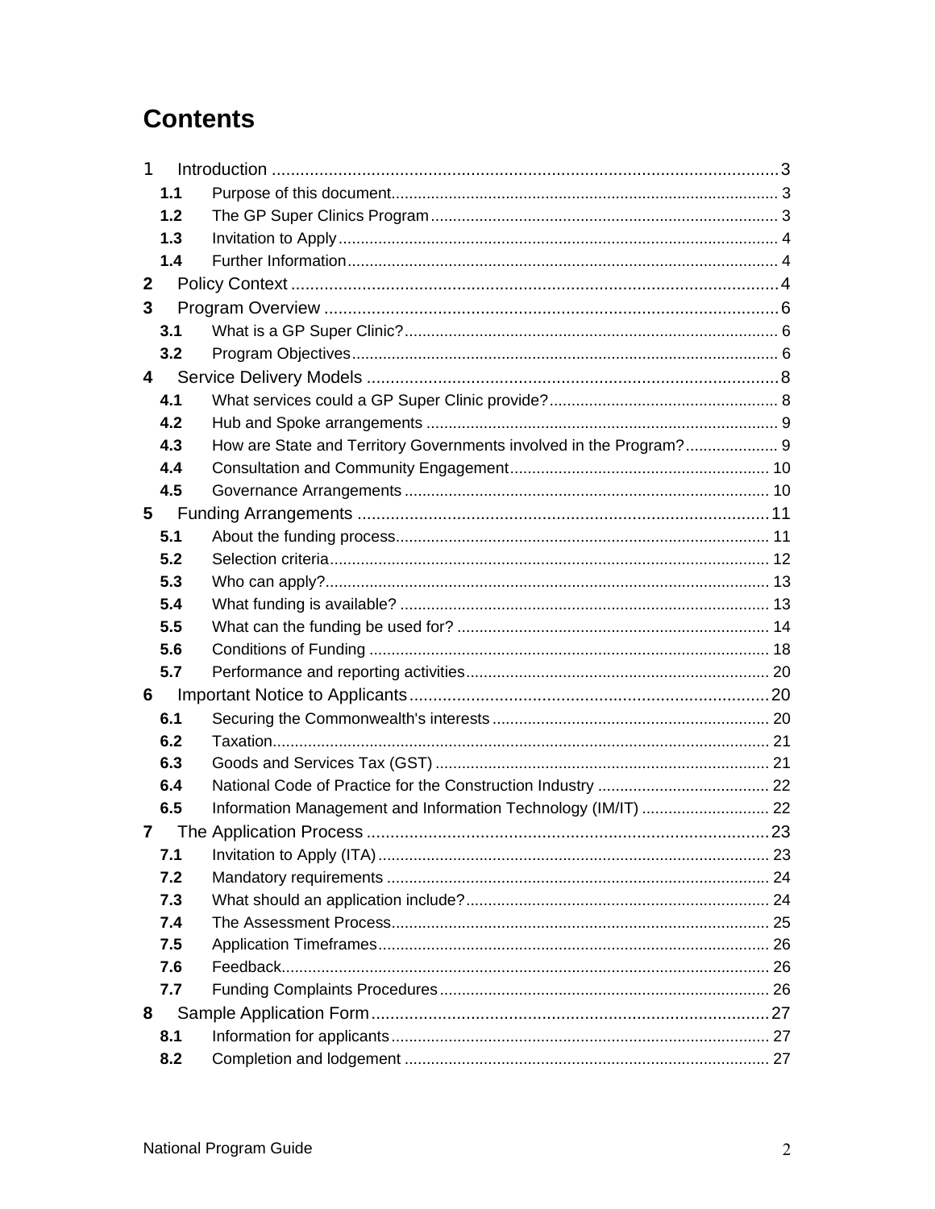# Contents

1 Introduction ........................................................................................................ 3
- 1.1 Purpose of this document ................................................................................ 3
- 1.2 The GP Super Clinics Program ........................................................................ 3
- 1.3 Invitation to Apply ............................................................................................ 4
- 1.4 Further Information .......................................................................................... 4

2 Policy Context ...................................................................................................... 4

3 Program Overview ................................................................................................ 6
- 3.1 What is a GP Super Clinic? ............................................................................. 6
- 3.2 Program Objectives ......................................................................................... 6

4 Service Delivery Models ....................................................................................... 8
- 4.1 What services could a GP Super Clinic provide? ............................................ 8
- 4.2 Hub and Spoke arrangements ......................................................................... 9
- 4.3 How are State and Territory Governments involved in the Program? ............. 9
- 4.4 Consultation and Community Engagement .................................................... 10
- 4.5 Governance Arrangements ............................................................................ 10

5 Funding Arrangements ....................................................................................... 11
- 5.1 About the funding process .............................................................................. 11
- 5.2 Selection criteria ............................................................................................. 12
- 5.3 Who can apply? .............................................................................................. 13
- 5.4 What funding is available? ............................................................................. 13
- 5.5 What can the funding be used for? ................................................................ 14
- 5.6 Conditions of Funding .................................................................................... 18
- 5.7 Performance and reporting activities .............................................................. 20

6 Important Notice to Applicants ........................................................................... 20
- 6.1 Securing the Commonwealth's interests ........................................................ 20
- 6.2 Taxation .......................................................................................................... 21
- 6.3 Goods and Services Tax (GST) ..................................................................... 21
- 6.4 National Code of Practice for the Construction Industry ................................. 22
- 6.5 Information Management and Information Technology (IM/IT) ...................... 22

7 The Application Process .................................................................................... 23
- 7.1 Invitation to Apply (ITA) .................................................................................. 23
- 7.2 Mandatory requirements ................................................................................ 24
- 7.3 What should an application include? .............................................................. 24
- 7.4 The Assessment Process ............................................................................... 25
- 7.5 Application Timeframes .................................................................................. 26
- 7.6 Feedback ........................................................................................................ 26
- 7.7 Funding Complaints Procedures ..................................................................... 26

8 Sample Application Form ................................................................................... 27
- 8.1 Information for applicants ............................................................................... 27
- 8.2 Completion and lodgement ............................................................................ 27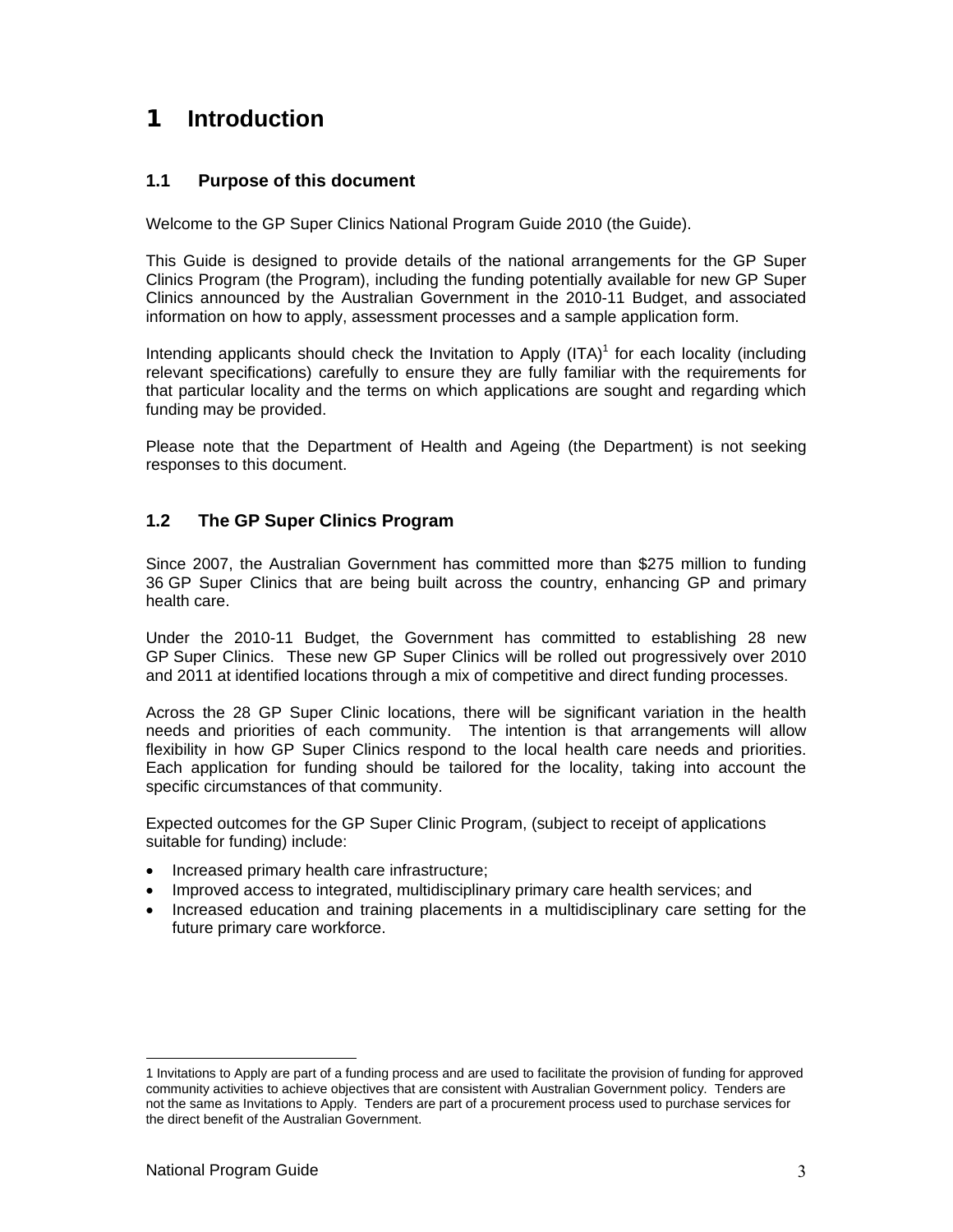# 1 Introduction

## 1.1 Purpose of this document

Welcome to the GP Super Clinics National Program Guide 2010 (the Guide).

This Guide is designed to provide details of the national arrangements for the GP Super Clinics Program (the Program), including the funding potentially available for new GP Super Clinics announced by the Australian Government in the 2010-11 Budget, and associated information on how to apply, assessment processes and a sample application form.

Intending applicants should check the Invitation to Apply (ITA)[1] for each locality (including relevant specifications) carefully to ensure they are fully familiar with the requirements for that particular locality and the terms on which applications are sought and regarding which funding may be provided.

Please note that the Department of Health and Ageing (the Department) is not seeking responses to this document.

## 1.2 The GP Super Clinics Program

Since 2007, the Australian Government has committed more than $275 million to funding 36 GP Super Clinics that are being built across the country, enhancing GP and primary health care.

Under the 2010-11 Budget, the Government has committed to establishing 28 new GP Super Clinics. These new GP Super Clinics will be rolled out progressively over 2010 and 2011 at identified locations through a mix of competitive and direct funding processes.

Across the 28 GP Super Clinic locations, there will be significant variation in the health needs and priorities of each community. The intention is that arrangements will allow flexibility in how GP Super Clinics respond to the local health care needs and priorities. Each application for funding should be tailored for the locality, taking into account the specific circumstances of that community.

Expected outcomes for the GP Super Clinic Program, (subject to receipt of applications suitable for funding) include:

- Increased primary health care infrastructure;
- Improved access to integrated, multidisciplinary primary care health services; and
- Increased education and training placements in a multidisciplinary care setting for the future primary care workforce.

---

1 Invitations to Apply are part of a funding process and are used to facilitate the provision of funding for approved community activities to achieve objectives that are consistent with Australian Government policy. Tenders are not the same as Invitations to Apply. Tenders are part of a procurement process used to purchase services for the direct benefit of the Australian Government.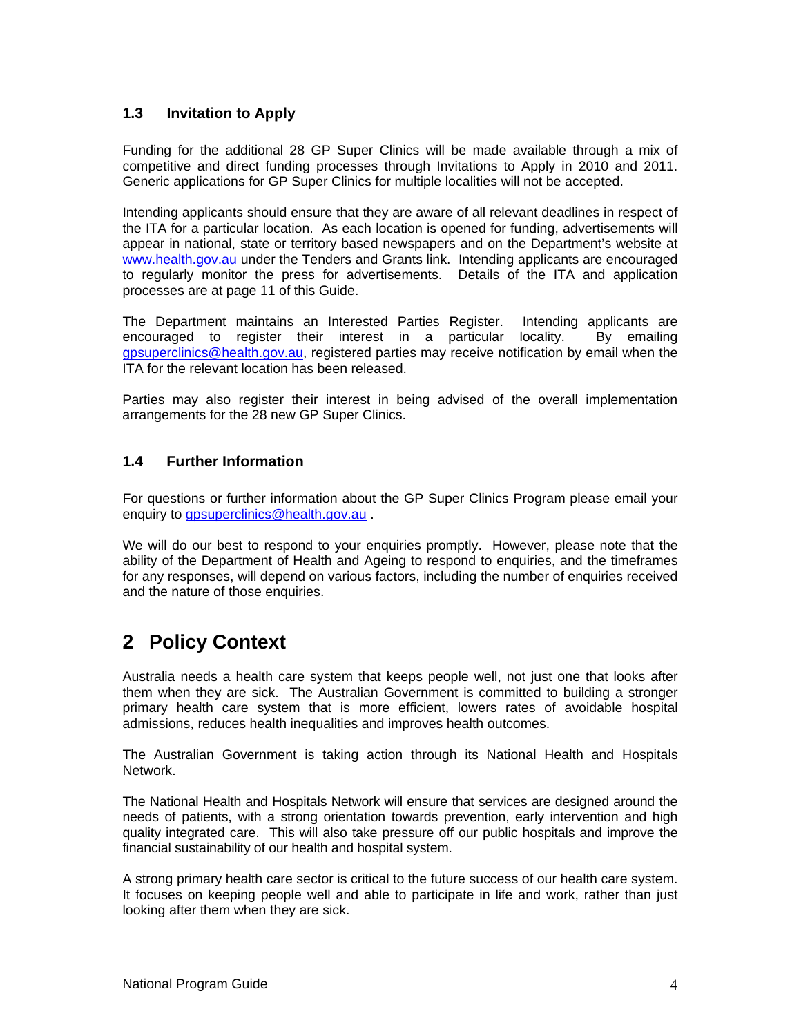### 1.3 Invitation to Apply

Funding for the additional 28 GP Super Clinics will be made available through a mix of competitive and direct funding processes through Invitations to Apply in 2010 and 2011. Generic applications for GP Super Clinics for multiple localities will not be accepted.

Intending applicants should ensure that they are aware of all relevant deadlines in respect of the ITA for a particular location. As each location is opened for funding, advertisements will appear in national, state or territory based newspapers and on the Department's website at www.health.gov.au under the Tenders and Grants link. Intending applicants are encouraged to regularly monitor the press for advertisements. Details of the ITA and application processes are at page 11 of this Guide.

The Department maintains an Interested Parties Register. Intending applicants are encouraged to register their interest in a particular locality. By emailing gpsuperclinics@health.gov.au, registered parties may receive notification by email when the ITA for the relevant location has been released.

Parties may also register their interest in being advised of the overall implementation arrangements for the 28 new GP Super Clinics.

### 1.4 Further Information

For questions or further information about the GP Super Clinics Program please email your enquiry to gpsuperclinics@health.gov.au .

We will do our best to respond to your enquiries promptly. However, please note that the ability of the Department of Health and Ageing to respond to enquiries, and the timeframes for any responses, will depend on various factors, including the number of enquiries received and the nature of those enquiries.

## 2 Policy Context

Australia needs a health care system that keeps people well, not just one that looks after them when they are sick. The Australian Government is committed to building a stronger primary health care system that is more efficient, lowers rates of avoidable hospital admissions, reduces health inequalities and improves health outcomes.

The Australian Government is taking action through its National Health and Hospitals Network.

The National Health and Hospitals Network will ensure that services are designed around the needs of patients, with a strong orientation towards prevention, early intervention and high quality integrated care. This will also take pressure off our public hospitals and improve the financial sustainability of our health and hospital system.

A strong primary health care sector is critical to the future success of our health care system. It focuses on keeping people well and able to participate in life and work, rather than just looking after them when they are sick.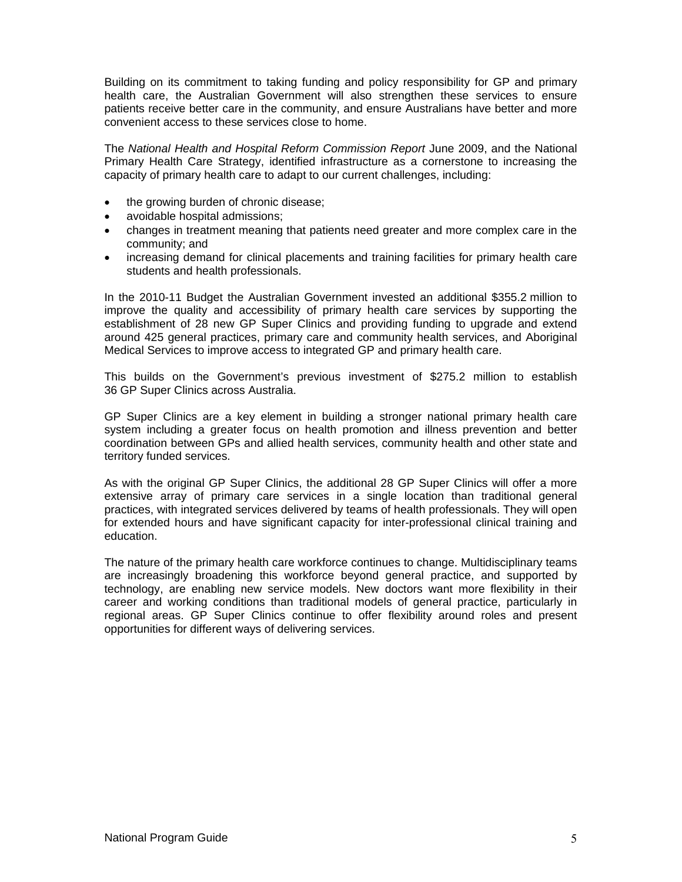Building on its commitment to taking funding and policy responsibility for GP and primary health care, the Australian Government will also strengthen these services to ensure patients receive better care in the community, and ensure Australians have better and more convenient access to these services close to home.

The *National Health and Hospital Reform Commission Report* June 2009, and the National Primary Health Care Strategy, identified infrastructure as a cornerstone to increasing the capacity of primary health care to adapt to our current challenges, including:

- the growing burden of chronic disease;
- avoidable hospital admissions;
- changes in treatment meaning that patients need greater and more complex care in the community; and
- increasing demand for clinical placements and training facilities for primary health care students and health professionals.

In the 2010-11 Budget the Australian Government invested an additional $355.2 million to improve the quality and accessibility of primary health care services by supporting the establishment of 28 new GP Super Clinics and providing funding to upgrade and extend around 425 general practices, primary care and community health services, and Aboriginal Medical Services to improve access to integrated GP and primary health care.

This builds on the Government's previous investment of $275.2 million to establish 36 GP Super Clinics across Australia.

GP Super Clinics are a key element in building a stronger national primary health care system including a greater focus on health promotion and illness prevention and better coordination between GPs and allied health services, community health and other state and territory funded services.

As with the original GP Super Clinics, the additional 28 GP Super Clinics will offer a more extensive array of primary care services in a single location than traditional general practices, with integrated services delivered by teams of health professionals. They will open for extended hours and have significant capacity for inter-professional clinical training and education.

The nature of the primary health care workforce continues to change. Multidisciplinary teams are increasingly broadening this workforce beyond general practice, and supported by technology, are enabling new service models. New doctors want more flexibility in their career and working conditions than traditional models of general practice, particularly in regional areas. GP Super Clinics continue to offer flexibility around roles and present opportunities for different ways of delivering services.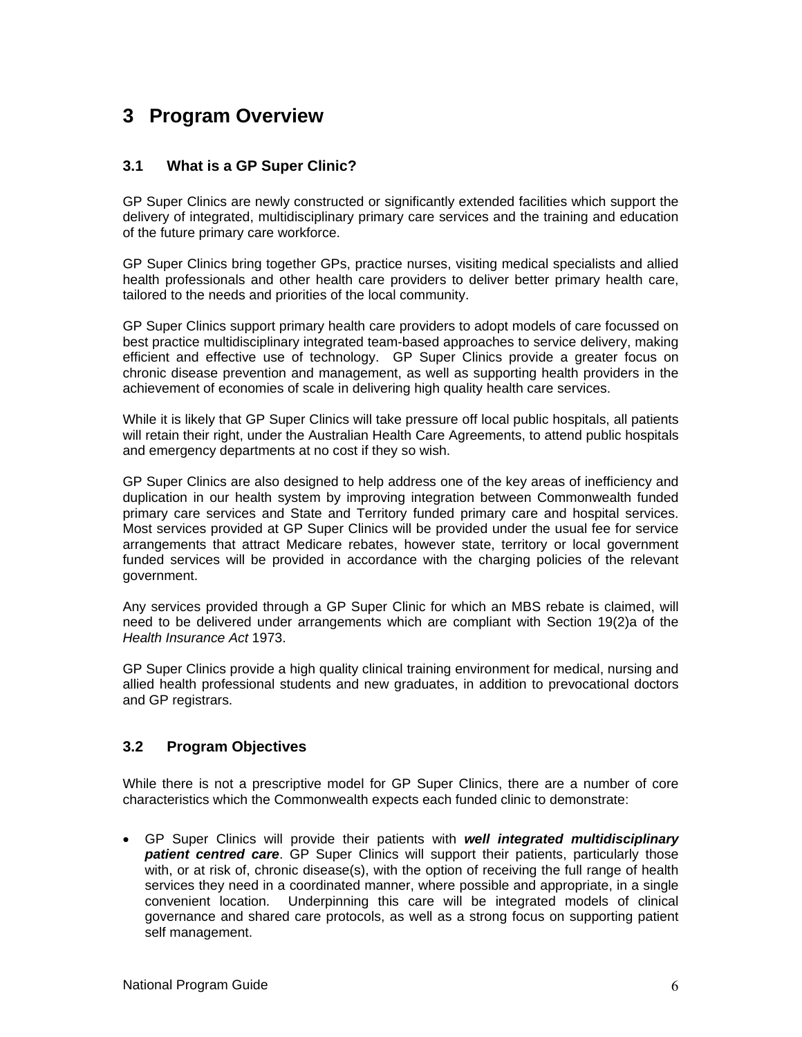# 3 Program Overview

## 3.1 What is a GP Super Clinic?

GP Super Clinics are newly constructed or significantly extended facilities which support the delivery of integrated, multidisciplinary primary care services and the training and education of the future primary care workforce.

GP Super Clinics bring together GPs, practice nurses, visiting medical specialists and allied health professionals and other health care providers to deliver better primary health care, tailored to the needs and priorities of the local community.

GP Super Clinics support primary health care providers to adopt models of care focussed on best practice multidisciplinary integrated team-based approaches to service delivery, making efficient and effective use of technology. GP Super Clinics provide a greater focus on chronic disease prevention and management, as well as supporting health providers in the achievement of economies of scale in delivering high quality health care services.

While it is likely that GP Super Clinics will take pressure off local public hospitals, all patients will retain their right, under the Australian Health Care Agreements, to attend public hospitals and emergency departments at no cost if they so wish.

GP Super Clinics are also designed to help address one of the key areas of inefficiency and duplication in our health system by improving integration between Commonwealth funded primary care services and State and Territory funded primary care and hospital services. Most services provided at GP Super Clinics will be provided under the usual fee for service arrangements that attract Medicare rebates, however state, territory or local government funded services will be provided in accordance with the charging policies of the relevant government.

Any services provided through a GP Super Clinic for which an MBS rebate is claimed, will need to be delivered under arrangements which are compliant with Section 19(2)a of the *Health Insurance Act* 1973.

GP Super Clinics provide a high quality clinical training environment for medical, nursing and allied health professional students and new graduates, in addition to prevocational doctors and GP registrars.

## 3.2 Program Objectives

While there is not a prescriptive model for GP Super Clinics, there are a number of core characteristics which the Commonwealth expects each funded clinic to demonstrate:

- GP Super Clinics will provide their patients with ***well integrated multidisciplinary patient centred care***. GP Super Clinics will support their patients, particularly those with, or at risk of, chronic disease(s), with the option of receiving the full range of health services they need in a coordinated manner, where possible and appropriate, in a single convenient location. Underpinning this care will be integrated models of clinical governance and shared care protocols, as well as a strong focus on supporting patient self management.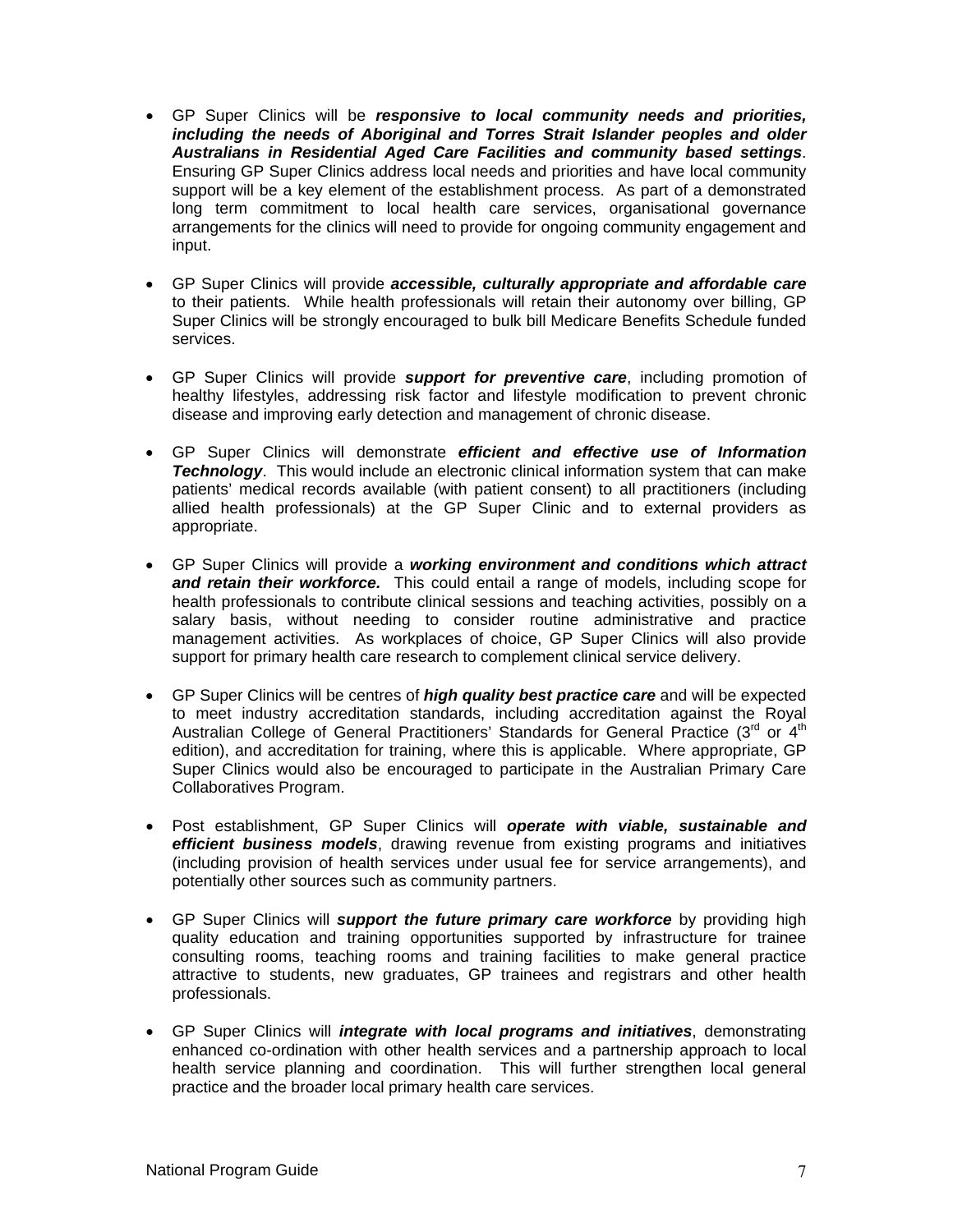- GP Super Clinics will be ***responsive to local community needs and priorities, including the needs of Aboriginal and Torres Strait Islander peoples and older Australians in Residential Aged Care Facilities and community based settings***. Ensuring GP Super Clinics address local needs and priorities and have local community support will be a key element of the establishment process. As part of a demonstrated long term commitment to local health care services, organisational governance arrangements for the clinics will need to provide for ongoing community engagement and input.

- GP Super Clinics will provide ***accessible, culturally appropriate and affordable care*** to their patients. While health professionals will retain their autonomy over billing, GP Super Clinics will be strongly encouraged to bulk bill Medicare Benefits Schedule funded services.

- GP Super Clinics will provide ***support for preventive care***, including promotion of healthy lifestyles, addressing risk factor and lifestyle modification to prevent chronic disease and improving early detection and management of chronic disease.

- GP Super Clinics will demonstrate ***efficient and effective use of Information Technology***. This would include an electronic clinical information system that can make patients' medical records available (with patient consent) to all practitioners (including allied health professionals) at the GP Super Clinic and to external providers as appropriate.

- GP Super Clinics will provide a ***working environment and conditions which attract and retain their workforce.*** This could entail a range of models, including scope for health professionals to contribute clinical sessions and teaching activities, possibly on a salary basis, without needing to consider routine administrative and practice management activities. As workplaces of choice, GP Super Clinics will also provide support for primary health care research to complement clinical service delivery.

- GP Super Clinics will be centres of ***high quality best practice care*** and will be expected to meet industry accreditation standards, including accreditation against the Royal Australian College of General Practitioners' Standards for General Practice (3rd or 4th edition), and accreditation for training, where this is applicable. Where appropriate, GP Super Clinics would also be encouraged to participate in the Australian Primary Care Collaboratives Program.

- Post establishment, GP Super Clinics will ***operate with viable, sustainable and efficient business models***, drawing revenue from existing programs and initiatives (including provision of health services under usual fee for service arrangements), and potentially other sources such as community partners.

- GP Super Clinics will ***support the future primary care workforce*** by providing high quality education and training opportunities supported by infrastructure for trainee consulting rooms, teaching rooms and training facilities to make general practice attractive to students, new graduates, GP trainees and registrars and other health professionals.

- GP Super Clinics will ***integrate with local programs and initiatives***, demonstrating enhanced co-ordination with other health services and a partnership approach to local health service planning and coordination. This will further strengthen local general practice and the broader local primary health care services.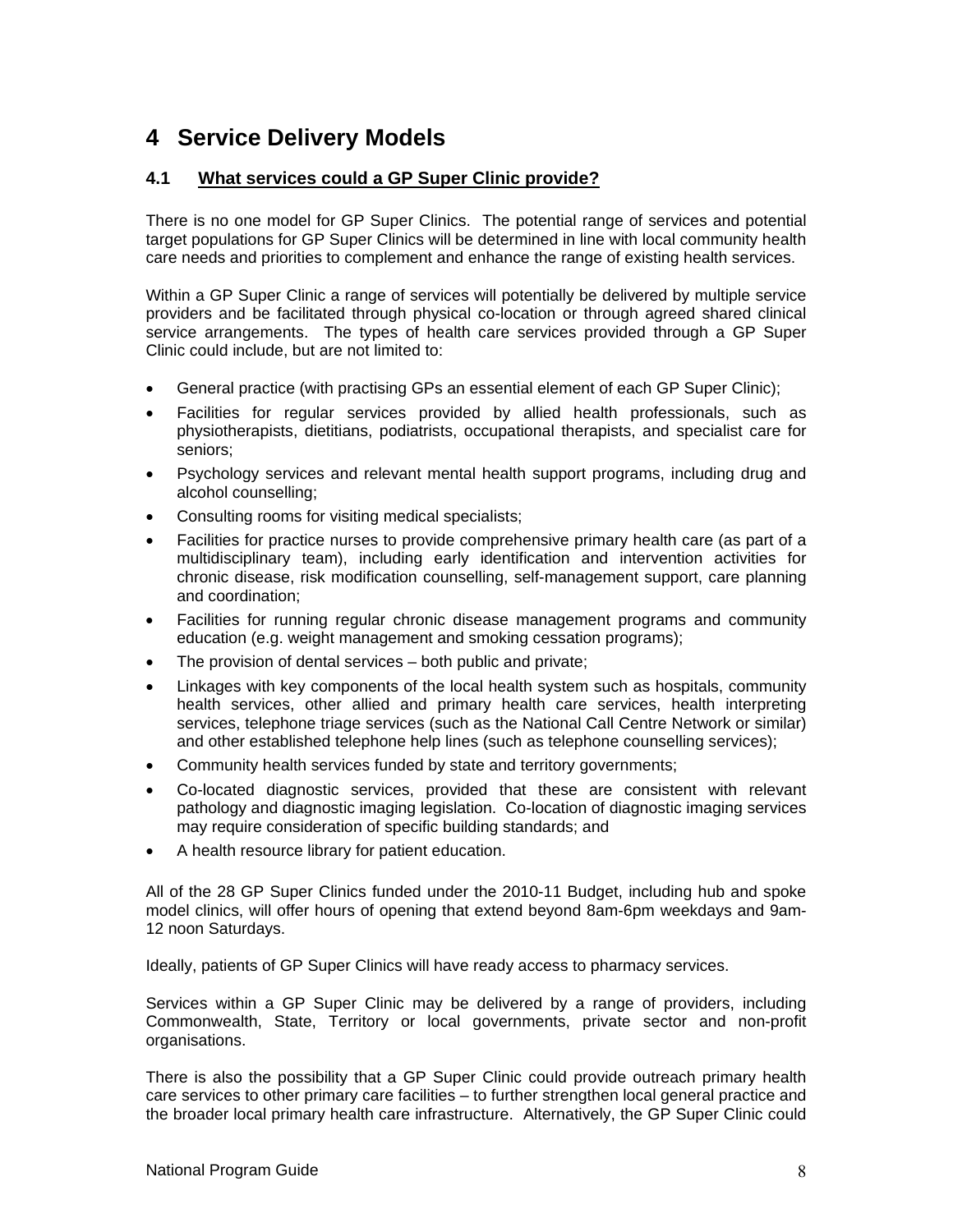# 4 Service Delivery Models

## 4.1 What services could a GP Super Clinic provide?

There is no one model for GP Super Clinics. The potential range of services and potential target populations for GP Super Clinics will be determined in line with local community health care needs and priorities to complement and enhance the range of existing health services.

Within a GP Super Clinic a range of services will potentially be delivered by multiple service providers and be facilitated through physical co-location or through agreed shared clinical service arrangements. The types of health care services provided through a GP Super Clinic could include, but are not limited to:

- General practice (with practising GPs an essential element of each GP Super Clinic);
- Facilities for regular services provided by allied health professionals, such as physiotherapists, dietitians, podiatrists, occupational therapists, and specialist care for seniors;
- Psychology services and relevant mental health support programs, including drug and alcohol counselling;
- Consulting rooms for visiting medical specialists;
- Facilities for practice nurses to provide comprehensive primary health care (as part of a multidisciplinary team), including early identification and intervention activities for chronic disease, risk modification counselling, self-management support, care planning and coordination;
- Facilities for running regular chronic disease management programs and community education (e.g. weight management and smoking cessation programs);
- The provision of dental services – both public and private;
- Linkages with key components of the local health system such as hospitals, community health services, other allied and primary health care services, health interpreting services, telephone triage services (such as the National Call Centre Network or similar) and other established telephone help lines (such as telephone counselling services);
- Community health services funded by state and territory governments;
- Co-located diagnostic services, provided that these are consistent with relevant pathology and diagnostic imaging legislation. Co-location of diagnostic imaging services may require consideration of specific building standards; and
- A health resource library for patient education.

All of the 28 GP Super Clinics funded under the 2010-11 Budget, including hub and spoke model clinics, will offer hours of opening that extend beyond 8am-6pm weekdays and 9am-12 noon Saturdays.

Ideally, patients of GP Super Clinics will have ready access to pharmacy services.

Services within a GP Super Clinic may be delivered by a range of providers, including Commonwealth, State, Territory or local governments, private sector and non-profit organisations.

There is also the possibility that a GP Super Clinic could provide outreach primary health care services to other primary care facilities – to further strengthen local general practice and the broader local primary health care infrastructure. Alternatively, the GP Super Clinic could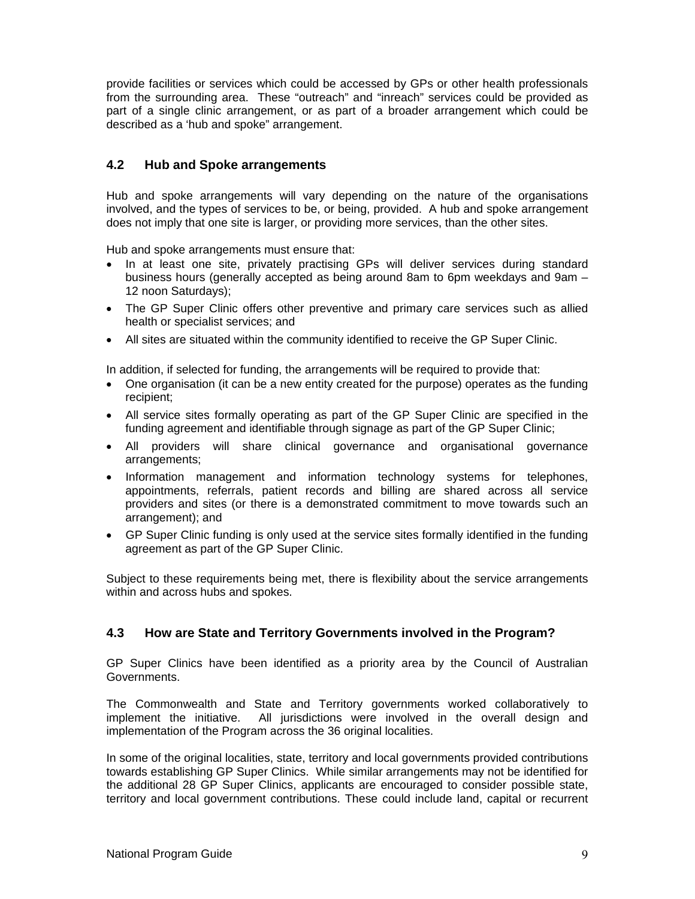provide facilities or services which could be accessed by GPs or other health professionals from the surrounding area. These "outreach" and "inreach" services could be provided as part of a single clinic arrangement, or as part of a broader arrangement which could be described as a 'hub and spoke" arrangement.

## 4.2 Hub and Spoke arrangements

Hub and spoke arrangements will vary depending on the nature of the organisations involved, and the types of services to be, or being, provided. A hub and spoke arrangement does not imply that one site is larger, or providing more services, than the other sites.

Hub and spoke arrangements must ensure that:

- In at least one site, privately practising GPs will deliver services during standard business hours (generally accepted as being around 8am to 6pm weekdays and 9am – 12 noon Saturdays);
- The GP Super Clinic offers other preventive and primary care services such as allied health or specialist services; and
- All sites are situated within the community identified to receive the GP Super Clinic.

In addition, if selected for funding, the arrangements will be required to provide that:

- One organisation (it can be a new entity created for the purpose) operates as the funding recipient;
- All service sites formally operating as part of the GP Super Clinic are specified in the funding agreement and identifiable through signage as part of the GP Super Clinic;
- All providers will share clinical governance and organisational governance arrangements;
- Information management and information technology systems for telephones, appointments, referrals, patient records and billing are shared across all service providers and sites (or there is a demonstrated commitment to move towards such an arrangement); and
- GP Super Clinic funding is only used at the service sites formally identified in the funding agreement as part of the GP Super Clinic.

Subject to these requirements being met, there is flexibility about the service arrangements within and across hubs and spokes.

## 4.3 How are State and Territory Governments involved in the Program?

GP Super Clinics have been identified as a priority area by the Council of Australian Governments.

The Commonwealth and State and Territory governments worked collaboratively to implement the initiative. All jurisdictions were involved in the overall design and implementation of the Program across the 36 original localities.

In some of the original localities, state, territory and local governments provided contributions towards establishing GP Super Clinics. While similar arrangements may not be identified for the additional 28 GP Super Clinics, applicants are encouraged to consider possible state, territory and local government contributions. These could include land, capital or recurrent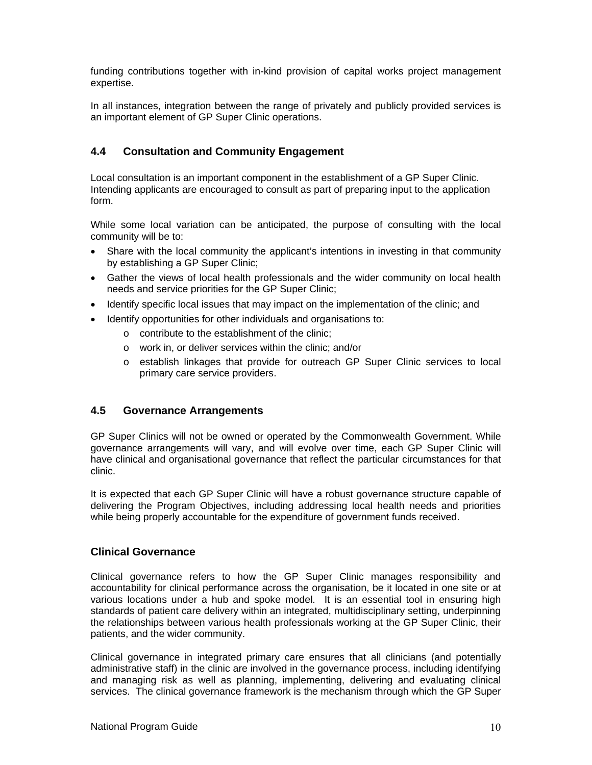funding contributions together with in-kind provision of capital works project management expertise.

In all instances, integration between the range of privately and publicly provided services is an important element of GP Super Clinic operations.

## 4.4 Consultation and Community Engagement

Local consultation is an important component in the establishment of a GP Super Clinic. Intending applicants are encouraged to consult as part of preparing input to the application form.

While some local variation can be anticipated, the purpose of consulting with the local community will be to:

- Share with the local community the applicant's intentions in investing in that community by establishing a GP Super Clinic;
- Gather the views of local health professionals and the wider community on local health needs and service priorities for the GP Super Clinic;
- Identify specific local issues that may impact on the implementation of the clinic; and
- Identify opportunities for other individuals and organisations to:
    - contribute to the establishment of the clinic;
    - work in, or deliver services within the clinic; and/or
    - establish linkages that provide for outreach GP Super Clinic services to local primary care service providers.

## 4.5 Governance Arrangements

GP Super Clinics will not be owned or operated by the Commonwealth Government. While governance arrangements will vary, and will evolve over time, each GP Super Clinic will have clinical and organisational governance that reflect the particular circumstances for that clinic.

It is expected that each GP Super Clinic will have a robust governance structure capable of delivering the Program Objectives, including addressing local health needs and priorities while being properly accountable for the expenditure of government funds received.

### Clinical Governance

Clinical governance refers to how the GP Super Clinic manages responsibility and accountability for clinical performance across the organisation, be it located in one site or at various locations under a hub and spoke model. It is an essential tool in ensuring high standards of patient care delivery within an integrated, multidisciplinary setting, underpinning the relationships between various health professionals working at the GP Super Clinic, their patients, and the wider community.

Clinical governance in integrated primary care ensures that all clinicians (and potentially administrative staff) in the clinic are involved in the governance process, including identifying and managing risk as well as planning, implementing, delivering and evaluating clinical services. The clinical governance framework is the mechanism through which the GP Super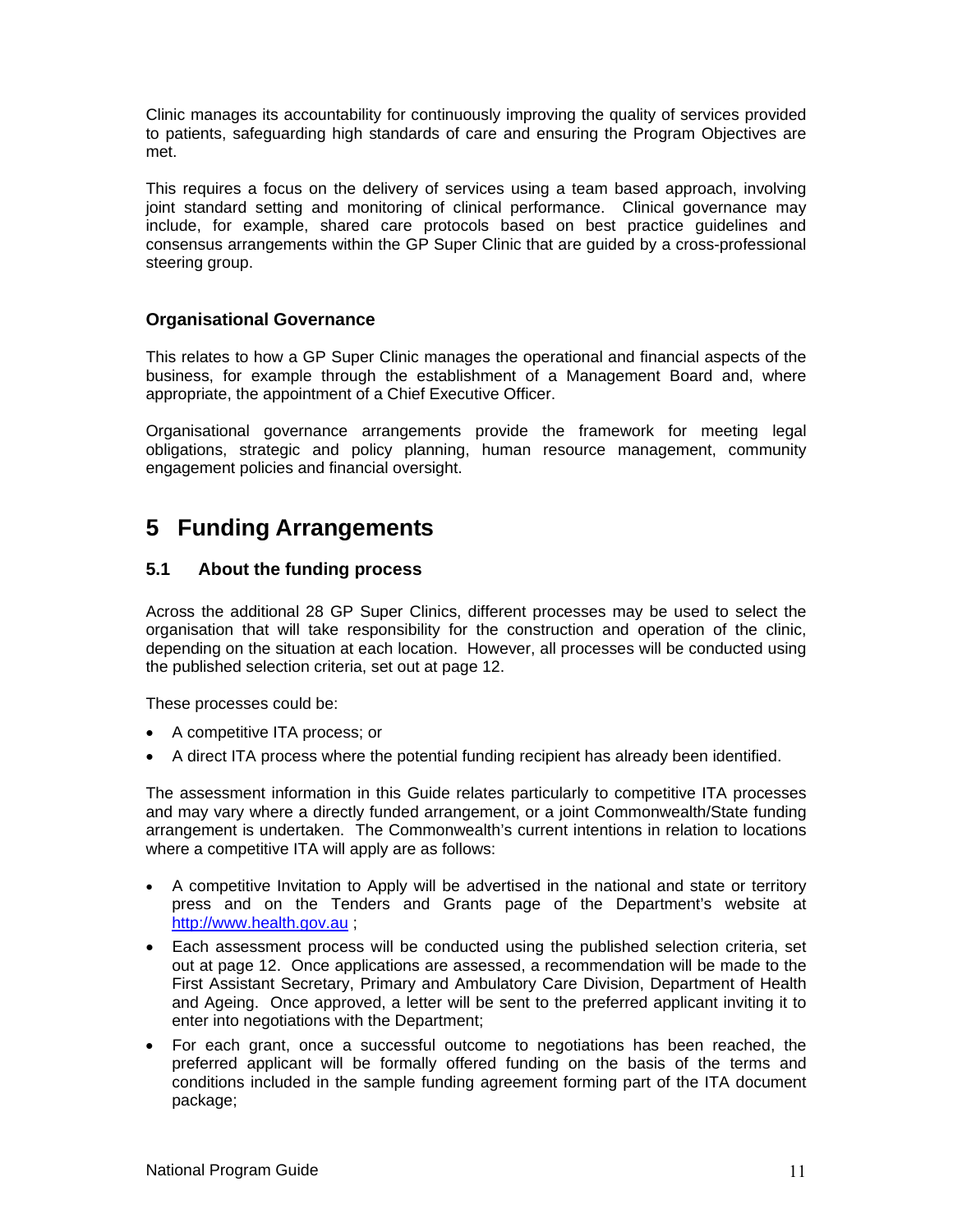Clinic manages its accountability for continuously improving the quality of services provided to patients, safeguarding high standards of care and ensuring the Program Objectives are met.

This requires a focus on the delivery of services using a team based approach, involving joint standard setting and monitoring of clinical performance. Clinical governance may include, for example, shared care protocols based on best practice guidelines and consensus arrangements within the GP Super Clinic that are guided by a cross-professional steering group.

### Organisational Governance

This relates to how a GP Super Clinic manages the operational and financial aspects of the business, for example through the establishment of a Management Board and, where appropriate, the appointment of a Chief Executive Officer.

Organisational governance arrangements provide the framework for meeting legal obligations, strategic and policy planning, human resource management, community engagement policies and financial oversight.

# 5 Funding Arrangements

## 5.1 About the funding process

Across the additional 28 GP Super Clinics, different processes may be used to select the organisation that will take responsibility for the construction and operation of the clinic, depending on the situation at each location. However, all processes will be conducted using the published selection criteria, set out at page 12.

These processes could be:

- A competitive ITA process; or
- A direct ITA process where the potential funding recipient has already been identified.

The assessment information in this Guide relates particularly to competitive ITA processes and may vary where a directly funded arrangement, or a joint Commonwealth/State funding arrangement is undertaken. The Commonwealth's current intentions in relation to locations where a competitive ITA will apply are as follows:

- A competitive Invitation to Apply will be advertised in the national and state or territory press and on the Tenders and Grants page of the Department's website at http://www.health.gov.au ;
- Each assessment process will be conducted using the published selection criteria, set out at page 12. Once applications are assessed, a recommendation will be made to the First Assistant Secretary, Primary and Ambulatory Care Division, Department of Health and Ageing. Once approved, a letter will be sent to the preferred applicant inviting it to enter into negotiations with the Department;
- For each grant, once a successful outcome to negotiations has been reached, the preferred applicant will be formally offered funding on the basis of the terms and conditions included in the sample funding agreement forming part of the ITA document package;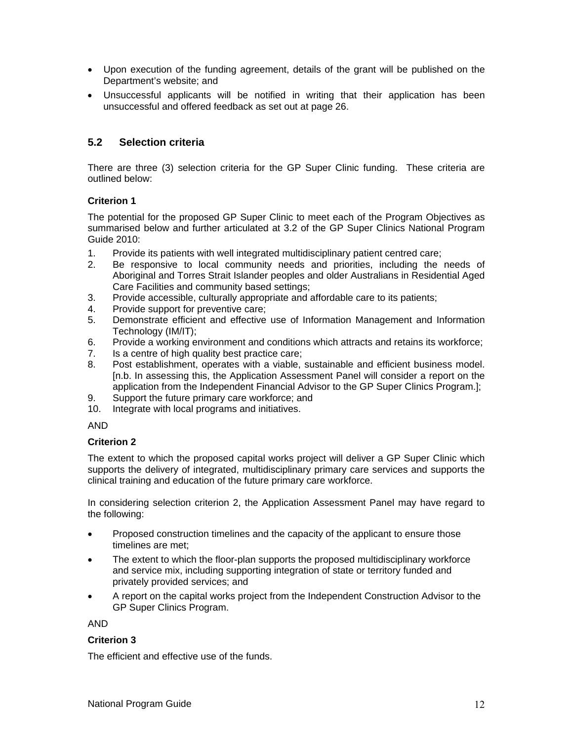- Upon execution of the funding agreement, details of the grant will be published on the Department's website; and
- Unsuccessful applicants will be notified in writing that their application has been unsuccessful and offered feedback as set out at page 26.

## 5.2 Selection criteria

There are three (3) selection criteria for the GP Super Clinic funding. These criteria are outlined below:

**Criterion 1**

The potential for the proposed GP Super Clinic to meet each of the Program Objectives as summarised below and further articulated at 3.2 of the GP Super Clinics National Program Guide 2010:

1. Provide its patients with well integrated multidisciplinary patient centred care;
2. Be responsive to local community needs and priorities, including the needs of Aboriginal and Torres Strait Islander peoples and older Australians in Residential Aged Care Facilities and community based settings;
3. Provide accessible, culturally appropriate and affordable care to its patients;
4. Provide support for preventive care;
5. Demonstrate efficient and effective use of Information Management and Information Technology (IM/IT);
6. Provide a working environment and conditions which attracts and retains its workforce;
7. Is a centre of high quality best practice care;
8. Post establishment, operates with a viable, sustainable and efficient business model. [n.b. In assessing this, the Application Assessment Panel will consider a report on the application from the Independent Financial Advisor to the GP Super Clinics Program.];
9. Support the future primary care workforce; and
10. Integrate with local programs and initiatives.

AND

**Criterion 2**

The extent to which the proposed capital works project will deliver a GP Super Clinic which supports the delivery of integrated, multidisciplinary primary care services and supports the clinical training and education of the future primary care workforce.

In considering selection criterion 2, the Application Assessment Panel may have regard to the following:

- Proposed construction timelines and the capacity of the applicant to ensure those timelines are met;
- The extent to which the floor-plan supports the proposed multidisciplinary workforce and service mix, including supporting integration of state or territory funded and privately provided services; and
- A report on the capital works project from the Independent Construction Advisor to the GP Super Clinics Program.

AND

**Criterion 3**

The efficient and effective use of the funds.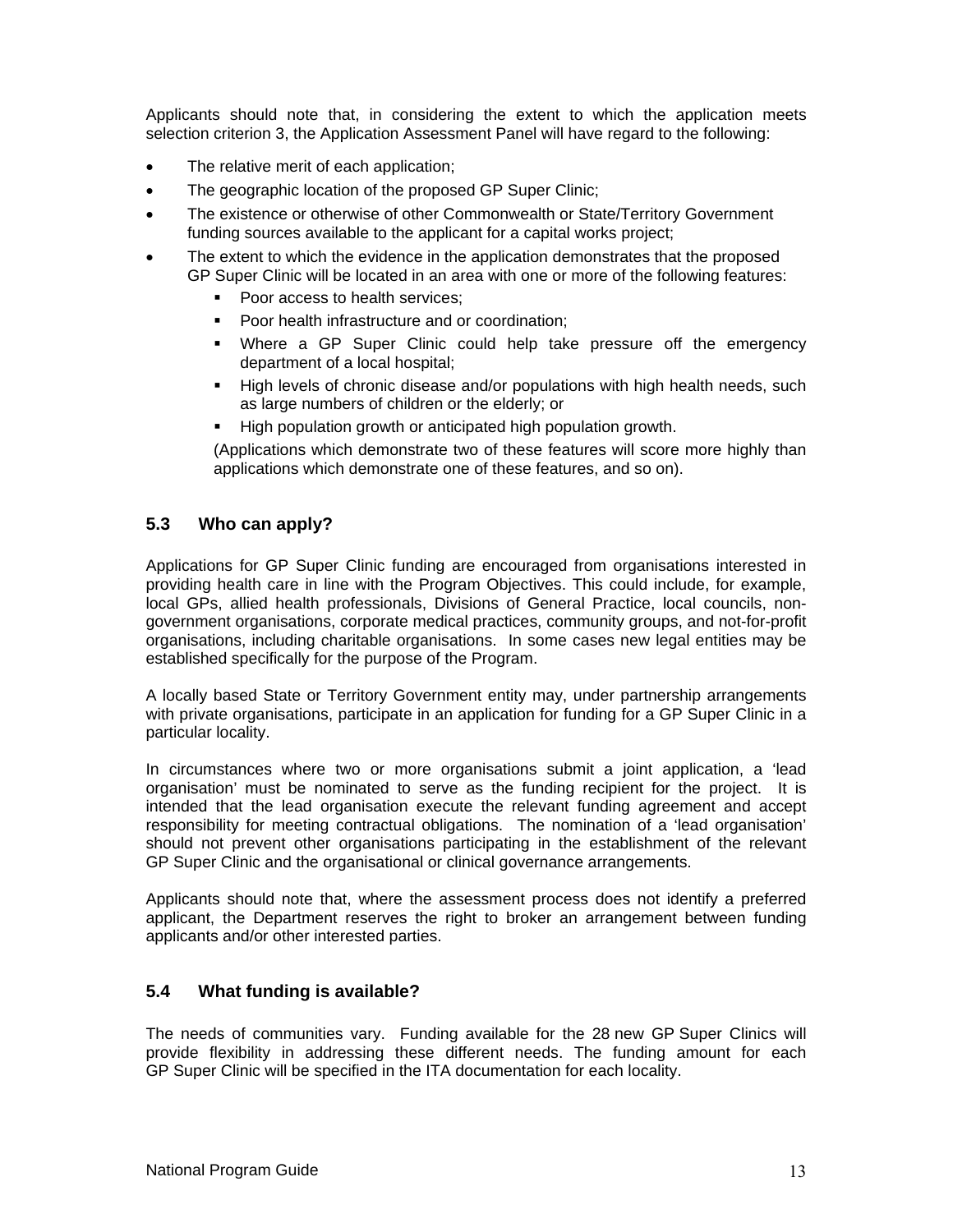Applicants should note that, in considering the extent to which the application meets selection criterion 3, the Application Assessment Panel will have regard to the following:

- The relative merit of each application;
- The geographic location of the proposed GP Super Clinic;
- The existence or otherwise of other Commonwealth or State/Territory Government funding sources available to the applicant for a capital works project;
- The extent to which the evidence in the application demonstrates that the proposed GP Super Clinic will be located in an area with one or more of the following features:
  - Poor access to health services;
  - Poor health infrastructure and or coordination;
  - Where a GP Super Clinic could help take pressure off the emergency department of a local hospital;
  - High levels of chronic disease and/or populations with high health needs, such as large numbers of children or the elderly; or
  - High population growth or anticipated high population growth.

  (Applications which demonstrate two of these features will score more highly than applications which demonstrate one of these features, and so on).

### 5.3 Who can apply?

Applications for GP Super Clinic funding are encouraged from organisations interested in providing health care in line with the Program Objectives. This could include, for example, local GPs, allied health professionals, Divisions of General Practice, local councils, non-government organisations, corporate medical practices, community groups, and not-for-profit organisations, including charitable organisations. In some cases new legal entities may be established specifically for the purpose of the Program.

A locally based State or Territory Government entity may, under partnership arrangements with private organisations, participate in an application for funding for a GP Super Clinic in a particular locality.

In circumstances where two or more organisations submit a joint application, a 'lead organisation' must be nominated to serve as the funding recipient for the project. It is intended that the lead organisation execute the relevant funding agreement and accept responsibility for meeting contractual obligations. The nomination of a 'lead organisation' should not prevent other organisations participating in the establishment of the relevant GP Super Clinic and the organisational or clinical governance arrangements.

Applicants should note that, where the assessment process does not identify a preferred applicant, the Department reserves the right to broker an arrangement between funding applicants and/or other interested parties.

### 5.4 What funding is available?

The needs of communities vary. Funding available for the 28 new GP Super Clinics will provide flexibility in addressing these different needs. The funding amount for each GP Super Clinic will be specified in the ITA documentation for each locality.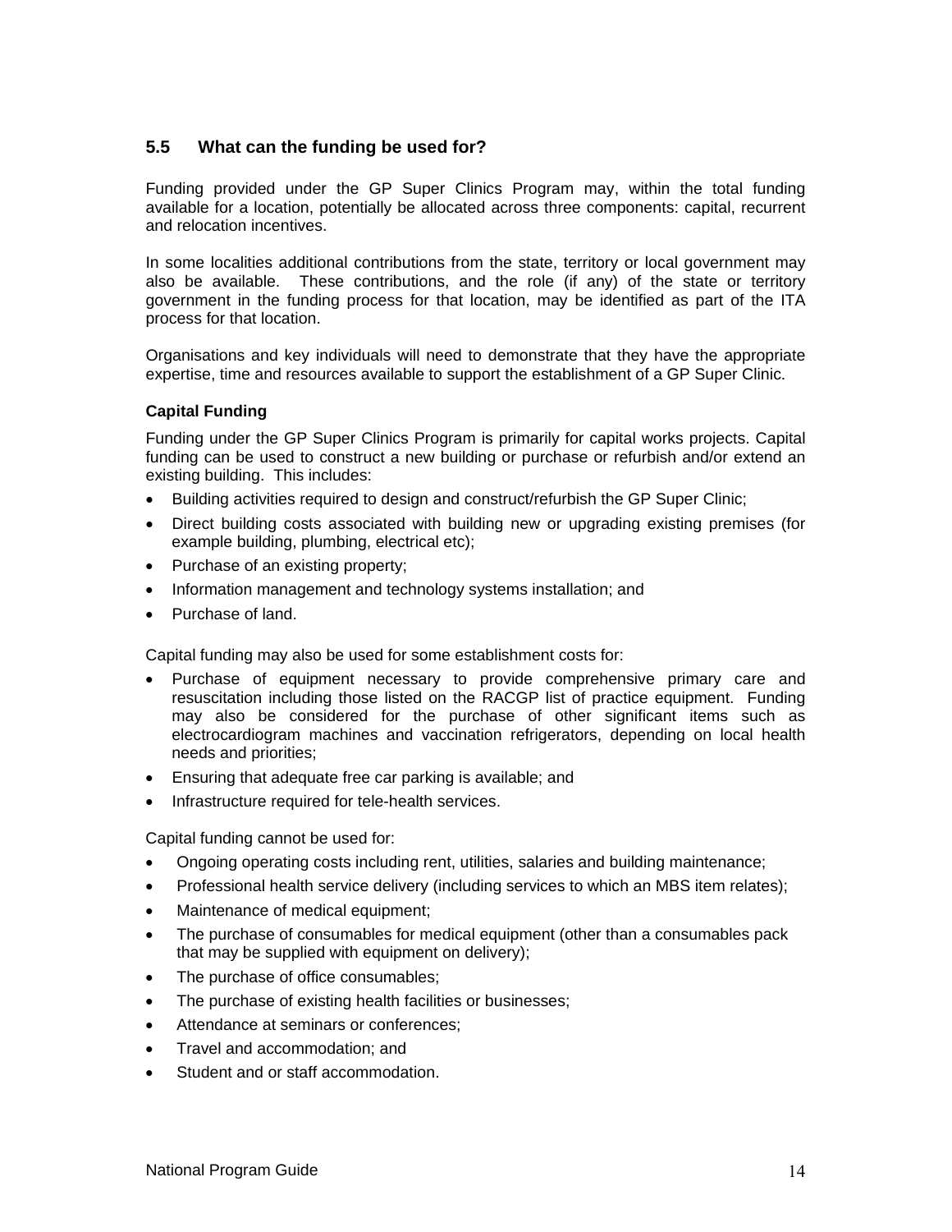## 5.5 What can the funding be used for?

Funding provided under the GP Super Clinics Program may, within the total funding available for a location, potentially be allocated across three components: capital, recurrent and relocation incentives.

In some localities additional contributions from the state, territory or local government may also be available. These contributions, and the role (if any) of the state or territory government in the funding process for that location, may be identified as part of the ITA process for that location.

Organisations and key individuals will need to demonstrate that they have the appropriate expertise, time and resources available to support the establishment of a GP Super Clinic.

### Capital Funding

Funding under the GP Super Clinics Program is primarily for capital works projects. Capital funding can be used to construct a new building or purchase or refurbish and/or extend an existing building. This includes:

- Building activities required to design and construct/refurbish the GP Super Clinic;
- Direct building costs associated with building new or upgrading existing premises (for example building, plumbing, electrical etc);
- Purchase of an existing property;
- Information management and technology systems installation; and
- Purchase of land.

Capital funding may also be used for some establishment costs for:

- Purchase of equipment necessary to provide comprehensive primary care and resuscitation including those listed on the RACGP list of practice equipment. Funding may also be considered for the purchase of other significant items such as electrocardiogram machines and vaccination refrigerators, depending on local health needs and priorities;
- Ensuring that adequate free car parking is available; and
- Infrastructure required for tele-health services.

Capital funding cannot be used for:

- Ongoing operating costs including rent, utilities, salaries and building maintenance;
- Professional health service delivery (including services to which an MBS item relates);
- Maintenance of medical equipment;
- The purchase of consumables for medical equipment (other than a consumables pack that may be supplied with equipment on delivery);
- The purchase of office consumables;
- The purchase of existing health facilities or businesses;
- Attendance at seminars or conferences;
- Travel and accommodation; and
- Student and or staff accommodation.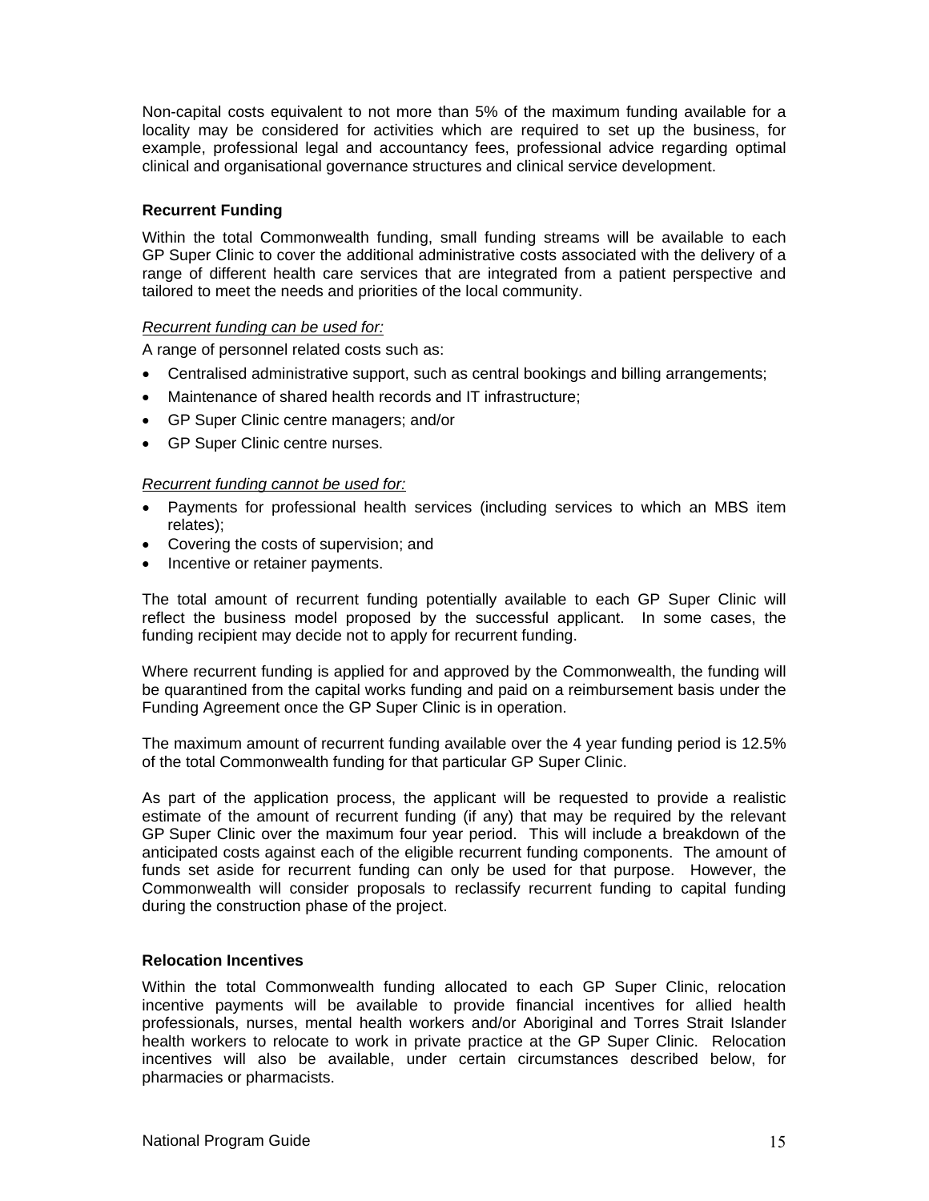Non-capital costs equivalent to not more than 5% of the maximum funding available for a locality may be considered for activities which are required to set up the business, for example, professional legal and accountancy fees, professional advice regarding optimal clinical and organisational governance structures and clinical service development.

### Recurrent Funding

Within the total Commonwealth funding, small funding streams will be available to each GP Super Clinic to cover the additional administrative costs associated with the delivery of a range of different health care services that are integrated from a patient perspective and tailored to meet the needs and priorities of the local community.

*Recurrent funding can be used for:*

A range of personnel related costs such as:

- Centralised administrative support, such as central bookings and billing arrangements;
- Maintenance of shared health records and IT infrastructure;
- GP Super Clinic centre managers; and/or
- GP Super Clinic centre nurses.

*Recurrent funding cannot be used for:*

- Payments for professional health services (including services to which an MBS item relates);
- Covering the costs of supervision; and
- Incentive or retainer payments.

The total amount of recurrent funding potentially available to each GP Super Clinic will reflect the business model proposed by the successful applicant. In some cases, the funding recipient may decide not to apply for recurrent funding.

Where recurrent funding is applied for and approved by the Commonwealth, the funding will be quarantined from the capital works funding and paid on a reimbursement basis under the Funding Agreement once the GP Super Clinic is in operation.

The maximum amount of recurrent funding available over the 4 year funding period is 12.5% of the total Commonwealth funding for that particular GP Super Clinic.

As part of the application process, the applicant will be requested to provide a realistic estimate of the amount of recurrent funding (if any) that may be required by the relevant GP Super Clinic over the maximum four year period. This will include a breakdown of the anticipated costs against each of the eligible recurrent funding components. The amount of funds set aside for recurrent funding can only be used for that purpose. However, the Commonwealth will consider proposals to reclassify recurrent funding to capital funding during the construction phase of the project.

### Relocation Incentives

Within the total Commonwealth funding allocated to each GP Super Clinic, relocation incentive payments will be available to provide financial incentives for allied health professionals, nurses, mental health workers and/or Aboriginal and Torres Strait Islander health workers to relocate to work in private practice at the GP Super Clinic. Relocation incentives will also be available, under certain circumstances described below, for pharmacies or pharmacists.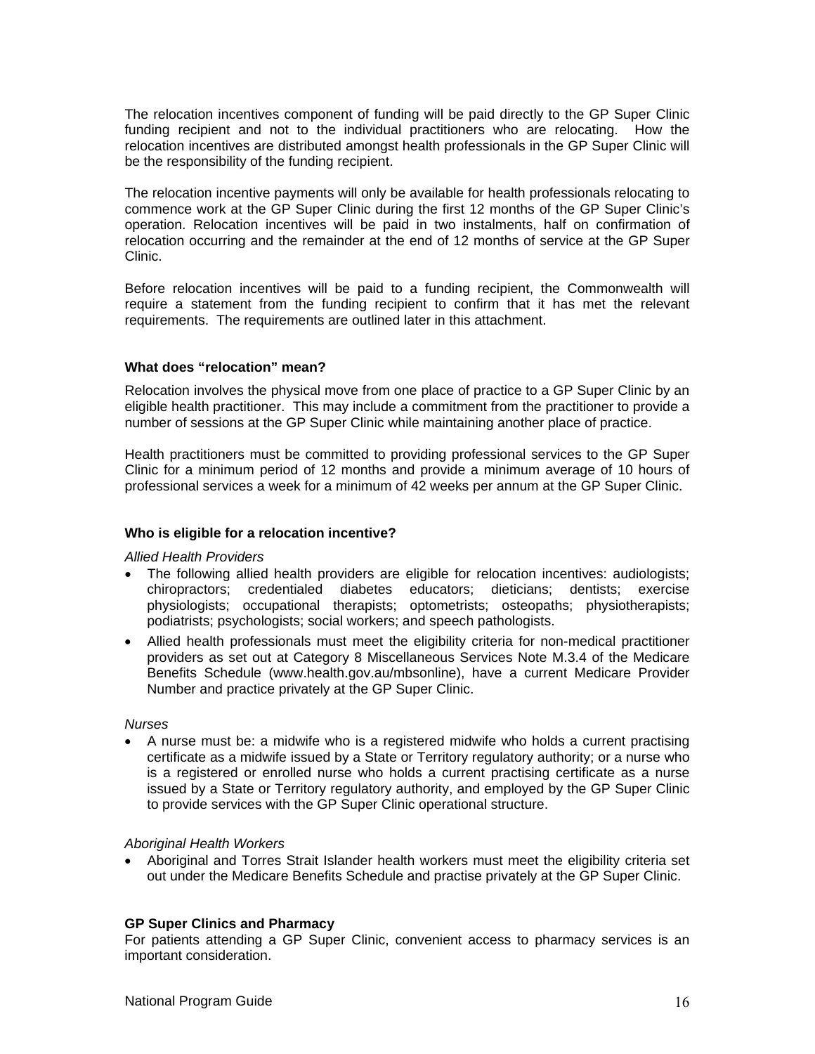The relocation incentives component of funding will be paid directly to the GP Super Clinic funding recipient and not to the individual practitioners who are relocating. How the relocation incentives are distributed amongst health professionals in the GP Super Clinic will be the responsibility of the funding recipient.

The relocation incentive payments will only be available for health professionals relocating to commence work at the GP Super Clinic during the first 12 months of the GP Super Clinic's operation. Relocation incentives will be paid in two instalments, half on confirmation of relocation occurring and the remainder at the end of 12 months of service at the GP Super Clinic.

Before relocation incentives will be paid to a funding recipient, the Commonwealth will require a statement from the funding recipient to confirm that it has met the relevant requirements. The requirements are outlined later in this attachment.

### What does "relocation" mean?

Relocation involves the physical move from one place of practice to a GP Super Clinic by an eligible health practitioner. This may include a commitment from the practitioner to provide a number of sessions at the GP Super Clinic while maintaining another place of practice.

Health practitioners must be committed to providing professional services to the GP Super Clinic for a minimum period of 12 months and provide a minimum average of 10 hours of professional services a week for a minimum of 42 weeks per annum at the GP Super Clinic.

### Who is eligible for a relocation incentive?

*Allied Health Providers*

- The following allied health providers are eligible for relocation incentives: audiologists; chiropractors; credentialed diabetes educators; dieticians; dentists; exercise physiologists; occupational therapists; optometrists; osteopaths; physiotherapists; podiatrists; psychologists; social workers; and speech pathologists.
- Allied health professionals must meet the eligibility criteria for non-medical practitioner providers as set out at Category 8 Miscellaneous Services Note M.3.4 of the Medicare Benefits Schedule (www.health.gov.au/mbsonline), have a current Medicare Provider Number and practice privately at the GP Super Clinic.

*Nurses*

- A nurse must be: a midwife who is a registered midwife who holds a current practising certificate as a midwife issued by a State or Territory regulatory authority; or a nurse who is a registered or enrolled nurse who holds a current practising certificate as a nurse issued by a State or Territory regulatory authority, and employed by the GP Super Clinic to provide services with the GP Super Clinic operational structure.

*Aboriginal Health Workers*

- Aboriginal and Torres Strait Islander health workers must meet the eligibility criteria set out under the Medicare Benefits Schedule and practise privately at the GP Super Clinic.

### GP Super Clinics and Pharmacy

For patients attending a GP Super Clinic, convenient access to pharmacy services is an important consideration.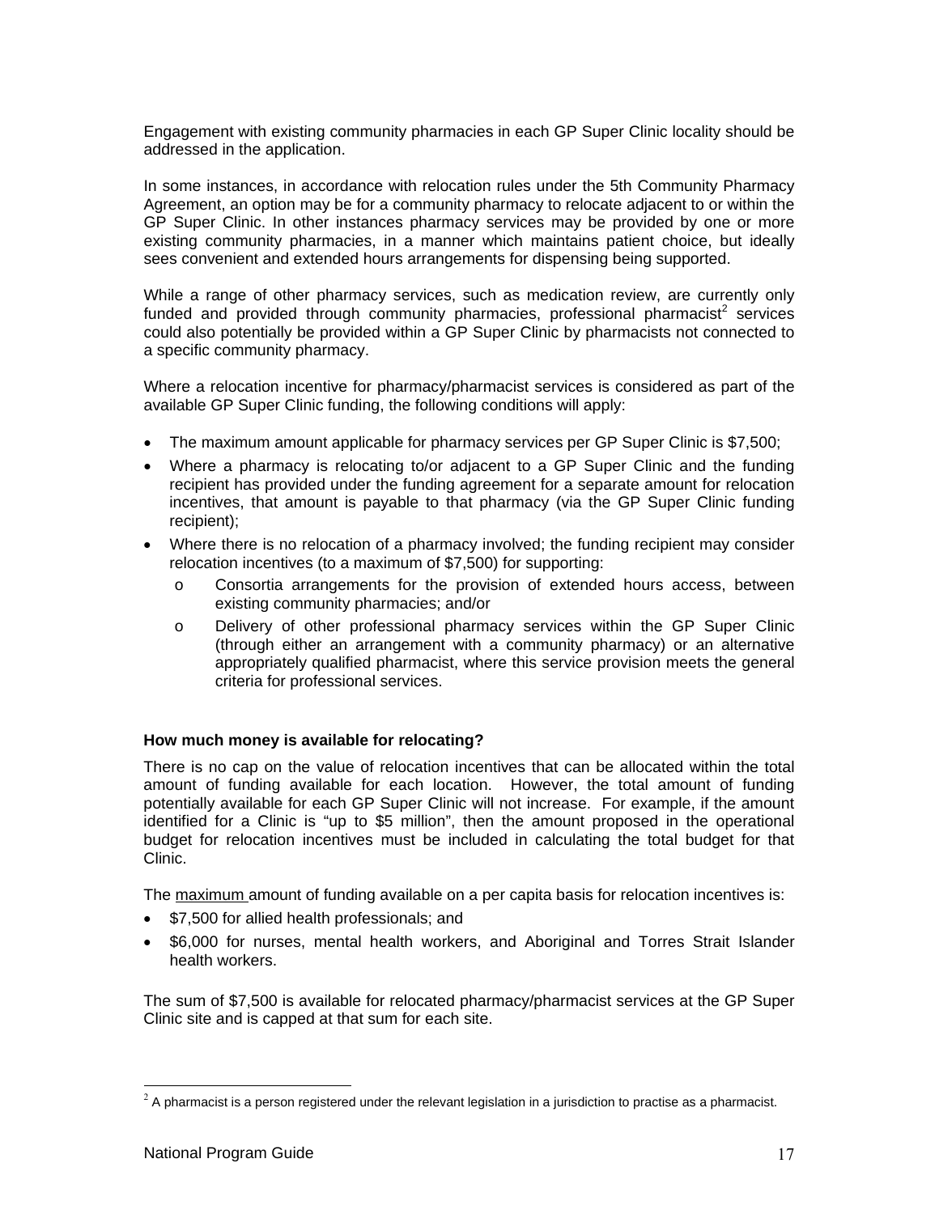Engagement with existing community pharmacies in each GP Super Clinic locality should be addressed in the application.

In some instances, in accordance with relocation rules under the 5th Community Pharmacy Agreement, an option may be for a community pharmacy to relocate adjacent to or within the GP Super Clinic. In other instances pharmacy services may be provided by one or more existing community pharmacies, in a manner which maintains patient choice, but ideally sees convenient and extended hours arrangements for dispensing being supported.

While a range of other pharmacy services, such as medication review, are currently only funded and provided through community pharmacies, professional pharmacist[2] services could also potentially be provided within a GP Super Clinic by pharmacists not connected to a specific community pharmacy.

Where a relocation incentive for pharmacy/pharmacist services is considered as part of the available GP Super Clinic funding, the following conditions will apply:

- The maximum amount applicable for pharmacy services per GP Super Clinic is $7,500;
- Where a pharmacy is relocating to/or adjacent to a GP Super Clinic and the funding recipient has provided under the funding agreement for a separate amount for relocation incentives, that amount is payable to that pharmacy (via the GP Super Clinic funding recipient);
- Where there is no relocation of a pharmacy involved; the funding recipient may consider relocation incentives (to a maximum of $7,500) for supporting:
  - Consortia arrangements for the provision of extended hours access, between existing community pharmacies; and/or
  - Delivery of other professional pharmacy services within the GP Super Clinic (through either an arrangement with a community pharmacy) or an alternative appropriately qualified pharmacist, where this service provision meets the general criteria for professional services.

**How much money is available for relocating?**

There is no cap on the value of relocation incentives that can be allocated within the total amount of funding available for each location. However, the total amount of funding potentially available for each GP Super Clinic will not increase. For example, if the amount identified for a Clinic is "up to $5 million", then the amount proposed in the operational budget for relocation incentives must be included in calculating the total budget for that Clinic.

The <u>maximum</u> amount of funding available on a per capita basis for relocation incentives is:

- $7,500 for allied health professionals; and
- $6,000 for nurses, mental health workers, and Aboriginal and Torres Strait Islander health workers.

The sum of $7,500 is available for relocated pharmacy/pharmacist services at the GP Super Clinic site and is capped at that sum for each site.

[2] A pharmacist is a person registered under the relevant legislation in a jurisdiction to practise as a pharmacist.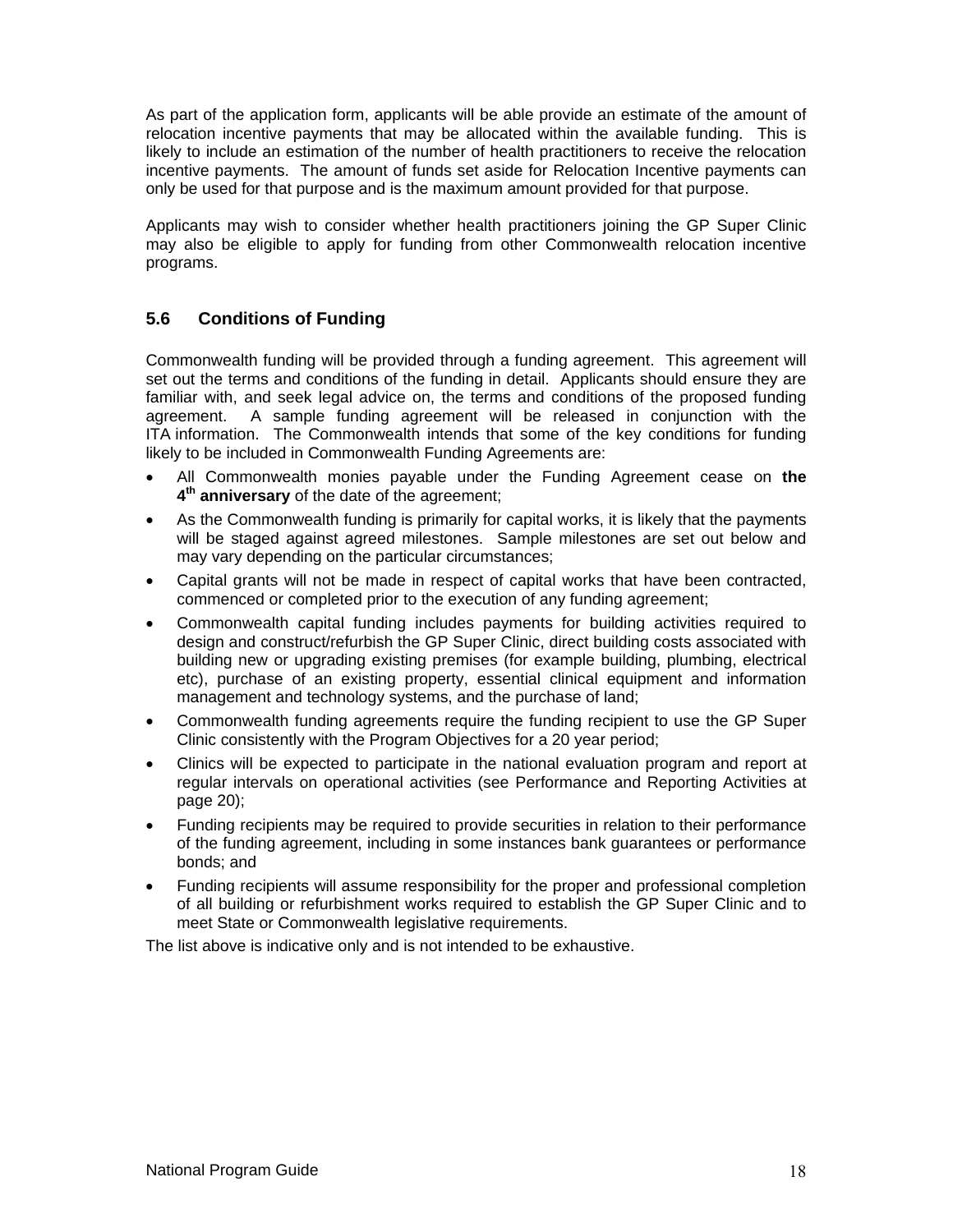As part of the application form, applicants will be able provide an estimate of the amount of relocation incentive payments that may be allocated within the available funding. This is likely to include an estimation of the number of health practitioners to receive the relocation incentive payments. The amount of funds set aside for Relocation Incentive payments can only be used for that purpose and is the maximum amount provided for that purpose.

Applicants may wish to consider whether health practitioners joining the GP Super Clinic may also be eligible to apply for funding from other Commonwealth relocation incentive programs.

## 5.6 Conditions of Funding

Commonwealth funding will be provided through a funding agreement. This agreement will set out the terms and conditions of the funding in detail. Applicants should ensure they are familiar with, and seek legal advice on, the terms and conditions of the proposed funding agreement. A sample funding agreement will be released in conjunction with the ITA information. The Commonwealth intends that some of the key conditions for funding likely to be included in Commonwealth Funding Agreements are:

- All Commonwealth monies payable under the Funding Agreement cease on **the 4th anniversary** of the date of the agreement;
- As the Commonwealth funding is primarily for capital works, it is likely that the payments will be staged against agreed milestones. Sample milestones are set out below and may vary depending on the particular circumstances;
- Capital grants will not be made in respect of capital works that have been contracted, commenced or completed prior to the execution of any funding agreement;
- Commonwealth capital funding includes payments for building activities required to design and construct/refurbish the GP Super Clinic, direct building costs associated with building new or upgrading existing premises (for example building, plumbing, electrical etc), purchase of an existing property, essential clinical equipment and information management and technology systems, and the purchase of land;
- Commonwealth funding agreements require the funding recipient to use the GP Super Clinic consistently with the Program Objectives for a 20 year period;
- Clinics will be expected to participate in the national evaluation program and report at regular intervals on operational activities (see Performance and Reporting Activities at page 20);
- Funding recipients may be required to provide securities in relation to their performance of the funding agreement, including in some instances bank guarantees or performance bonds; and
- Funding recipients will assume responsibility for the proper and professional completion of all building or refurbishment works required to establish the GP Super Clinic and to meet State or Commonwealth legislative requirements.

The list above is indicative only and is not intended to be exhaustive.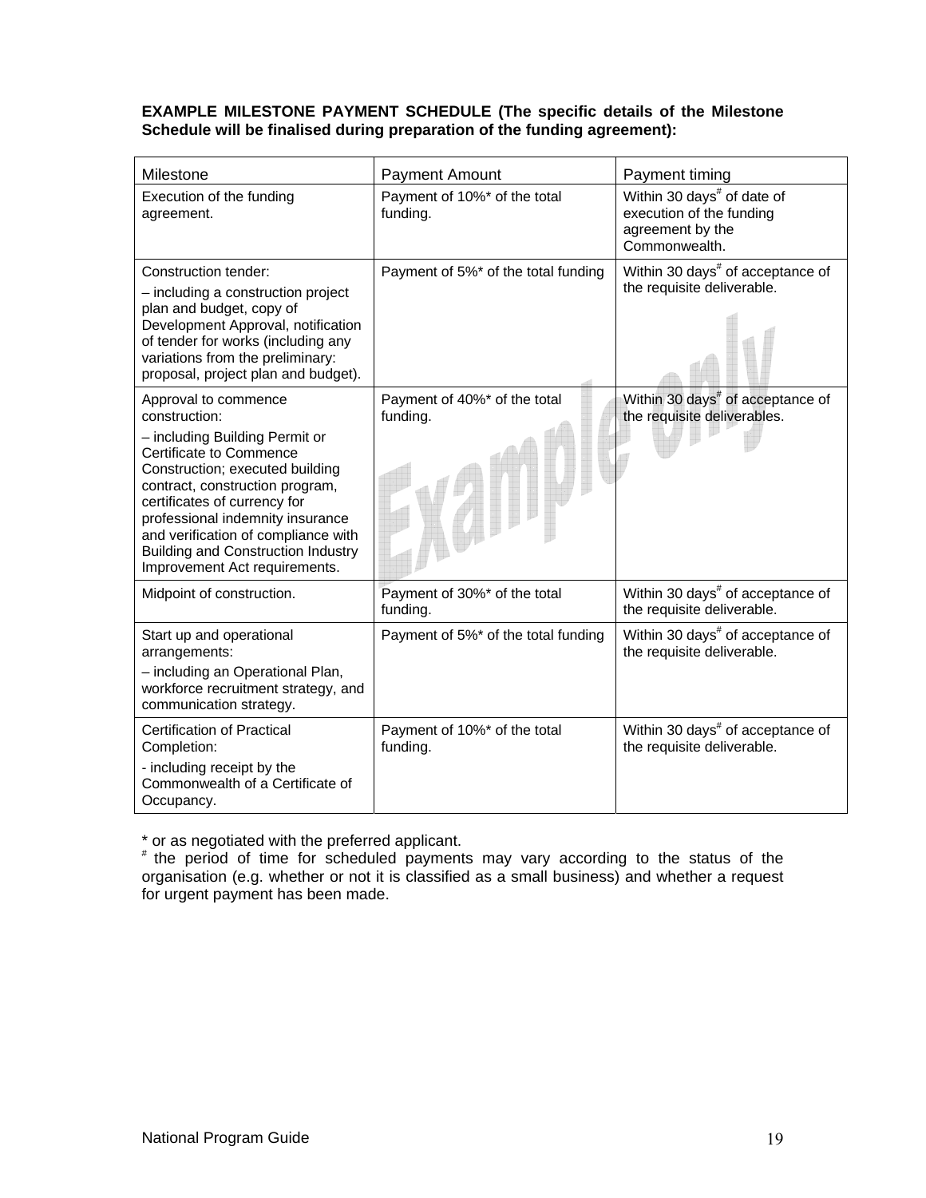**EXAMPLE MILESTONE PAYMENT SCHEDULE (The specific details of the Milestone Schedule will be finalised during preparation of the funding agreement):**

| Milestone | Payment Amount | Payment timing |
| --- | --- | --- |
| Execution of the funding agreement. | Payment of 10%* of the total funding. | Within 30 days# of date of execution of the funding agreement by the Commonwealth. |
| Construction tender:<br>– including a construction project plan and budget, copy of Development Approval, notification of tender for works (including any variations from the preliminary: proposal, project plan and budget). | Payment of 5%* of the total funding | Within 30 days# of acceptance of the requisite deliverable. |
| Approval to commence construction:<br>– including Building Permit or Certificate to Commence Construction; executed building contract, construction program, certificates of currency for professional indemnity insurance and verification of compliance with Building and Construction Industry Improvement Act requirements. | Payment of 40%* of the total funding. | Within 30 days# of acceptance of the requisite deliverables. |
| Midpoint of construction. | Payment of 30%* of the total funding. | Within 30 days# of acceptance of the requisite deliverable. |
| Start up and operational arrangements:<br>– including an Operational Plan, workforce recruitment strategy, and communication strategy. | Payment of 5%* of the total funding | Within 30 days# of acceptance of the requisite deliverable. |
| Certification of Practical Completion:<br>- including receipt by the Commonwealth of a Certificate of Occupancy. | Payment of 10%* of the total funding. | Within 30 days# of acceptance of the requisite deliverable. |

\* or as negotiated with the preferred applicant.

# the period of time for scheduled payments may vary according to the status of the organisation (e.g. whether or not it is classified as a small business) and whether a request for urgent payment has been made.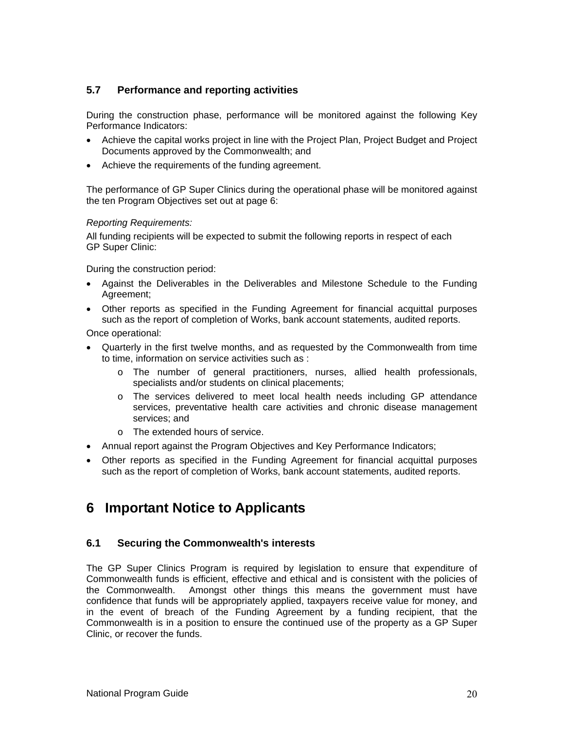### 5.7 Performance and reporting activities

During the construction phase, performance will be monitored against the following Key Performance Indicators:

- Achieve the capital works project in line with the Project Plan, Project Budget and Project Documents approved by the Commonwealth; and
- Achieve the requirements of the funding agreement.

The performance of GP Super Clinics during the operational phase will be monitored against the ten Program Objectives set out at page 6:

*Reporting Requirements:*

All funding recipients will be expected to submit the following reports in respect of each GP Super Clinic:

During the construction period:

- Against the Deliverables in the Deliverables and Milestone Schedule to the Funding Agreement;
- Other reports as specified in the Funding Agreement for financial acquittal purposes such as the report of completion of Works, bank account statements, audited reports.

Once operational:

- Quarterly in the first twelve months, and as requested by the Commonwealth from time to time, information on service activities such as :
  - The number of general practitioners, nurses, allied health professionals, specialists and/or students on clinical placements;
  - The services delivered to meet local health needs including GP attendance services, preventative health care activities and chronic disease management services; and
  - The extended hours of service.
- Annual report against the Program Objectives and Key Performance Indicators;
- Other reports as specified in the Funding Agreement for financial acquittal purposes such as the report of completion of Works, bank account statements, audited reports.

# 6 Important Notice to Applicants

### 6.1 Securing the Commonwealth's interests

The GP Super Clinics Program is required by legislation to ensure that expenditure of Commonwealth funds is efficient, effective and ethical and is consistent with the policies of the Commonwealth. Amongst other things this means the government must have confidence that funds will be appropriately applied, taxpayers receive value for money, and in the event of breach of the Funding Agreement by a funding recipient, that the Commonwealth is in a position to ensure the continued use of the property as a GP Super Clinic, or recover the funds.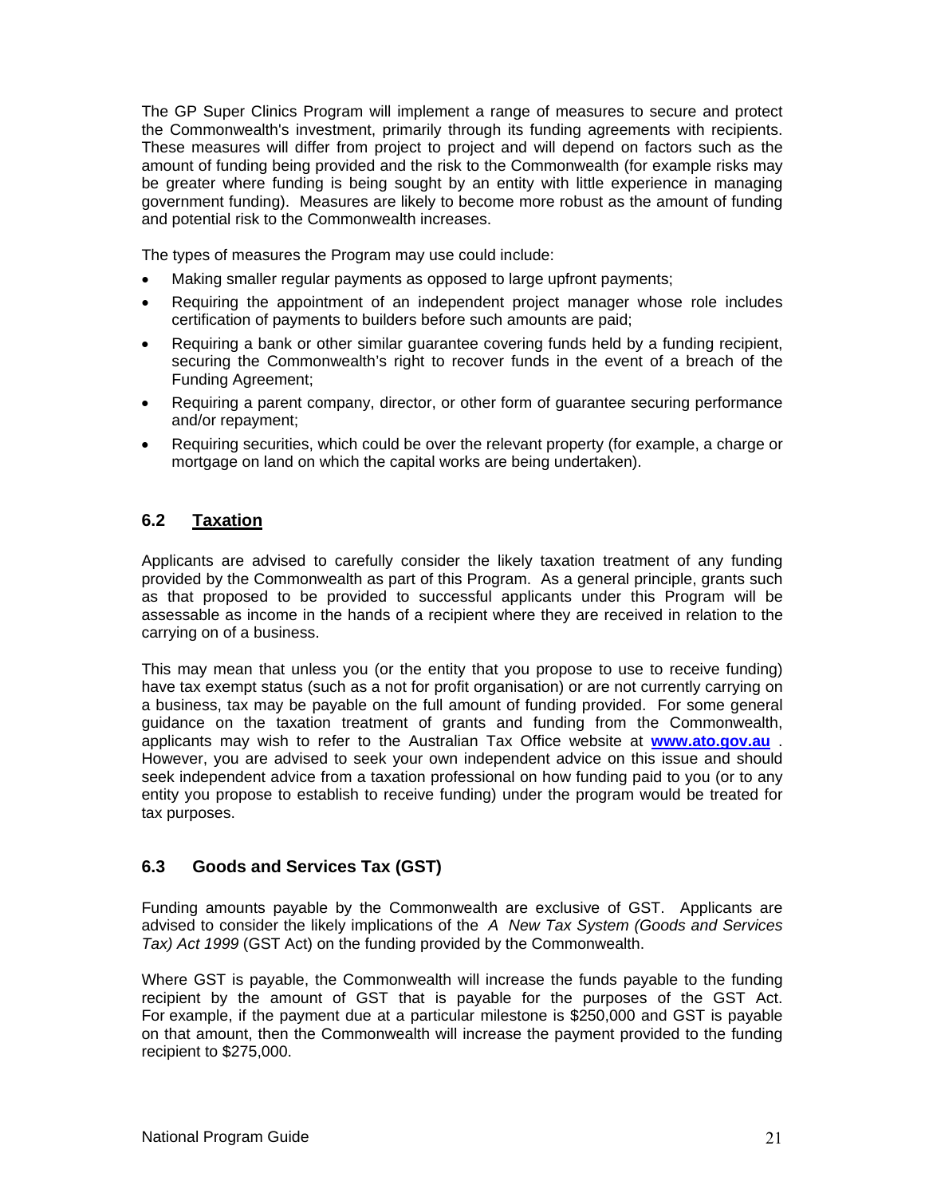The GP Super Clinics Program will implement a range of measures to secure and protect the Commonwealth's investment, primarily through its funding agreements with recipients. These measures will differ from project to project and will depend on factors such as the amount of funding being provided and the risk to the Commonwealth (for example risks may be greater where funding is being sought by an entity with little experience in managing government funding). Measures are likely to become more robust as the amount of funding and potential risk to the Commonwealth increases.

The types of measures the Program may use could include:

- Making smaller regular payments as opposed to large upfront payments;
- Requiring the appointment of an independent project manager whose role includes certification of payments to builders before such amounts are paid;
- Requiring a bank or other similar guarantee covering funds held by a funding recipient, securing the Commonwealth's right to recover funds in the event of a breach of the Funding Agreement;
- Requiring a parent company, director, or other form of guarantee securing performance and/or repayment;
- Requiring securities, which could be over the relevant property (for example, a charge or mortgage on land on which the capital works are being undertaken).

## 6.2 Taxation

Applicants are advised to carefully consider the likely taxation treatment of any funding provided by the Commonwealth as part of this Program. As a general principle, grants such as that proposed to be provided to successful applicants under this Program will be assessable as income in the hands of a recipient where they are received in relation to the carrying on of a business.

This may mean that unless you (or the entity that you propose to use to receive funding) have tax exempt status (such as a not for profit organisation) or are not currently carrying on a business, tax may be payable on the full amount of funding provided. For some general guidance on the taxation treatment of grants and funding from the Commonwealth, applicants may wish to refer to the Australian Tax Office website at **www.ato.gov.au** . However, you are advised to seek your own independent advice on this issue and should seek independent advice from a taxation professional on how funding paid to you (or to any entity you propose to establish to receive funding) under the program would be treated for tax purposes.

## 6.3 Goods and Services Tax (GST)

Funding amounts payable by the Commonwealth are exclusive of GST. Applicants are advised to consider the likely implications of the *A New Tax System (Goods and Services Tax) Act 1999* (GST Act) on the funding provided by the Commonwealth.

Where GST is payable, the Commonwealth will increase the funds payable to the funding recipient by the amount of GST that is payable for the purposes of the GST Act. For example, if the payment due at a particular milestone is $250,000 and GST is payable on that amount, then the Commonwealth will increase the payment provided to the funding recipient to $275,000.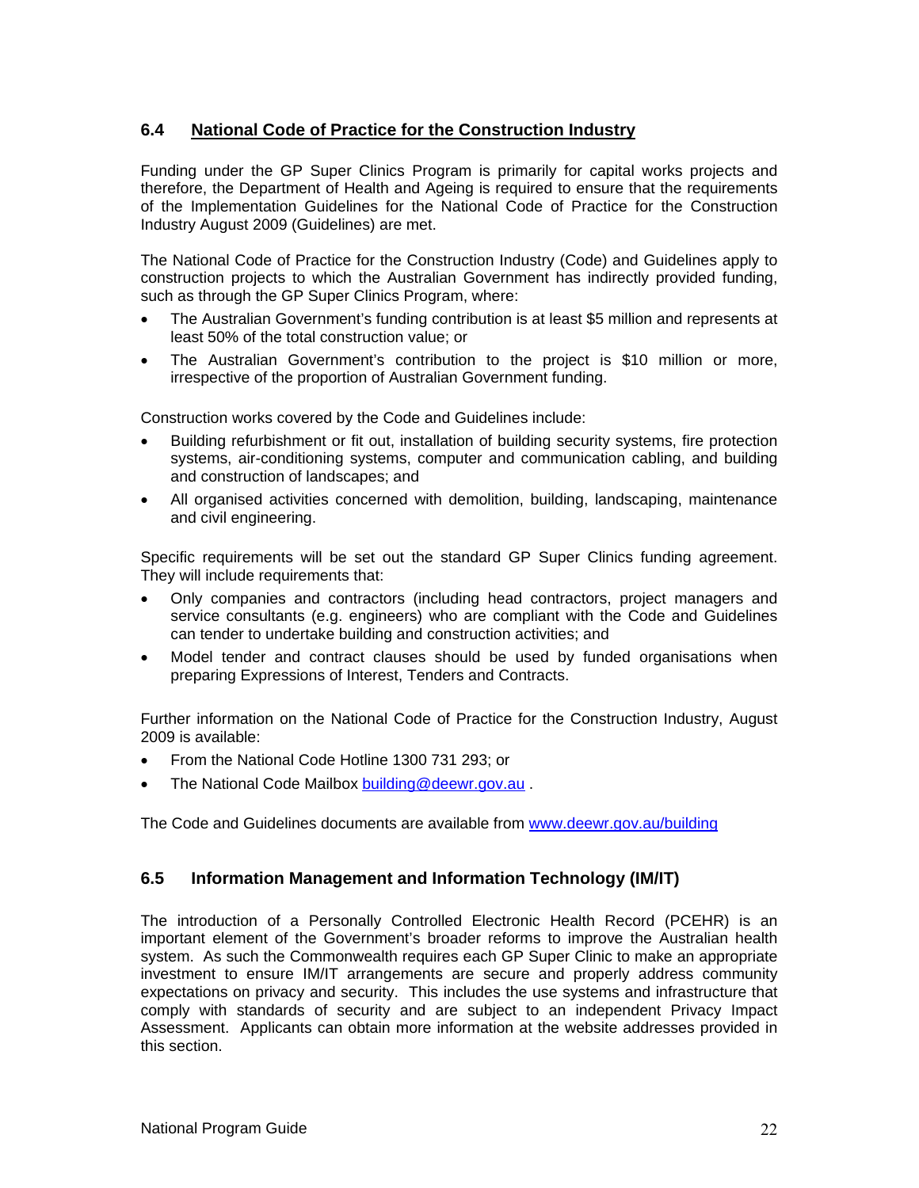## 6.4 National Code of Practice for the Construction Industry

Funding under the GP Super Clinics Program is primarily for capital works projects and therefore, the Department of Health and Ageing is required to ensure that the requirements of the Implementation Guidelines for the National Code of Practice for the Construction Industry August 2009 (Guidelines) are met.

The National Code of Practice for the Construction Industry (Code) and Guidelines apply to construction projects to which the Australian Government has indirectly provided funding, such as through the GP Super Clinics Program, where:

- The Australian Government's funding contribution is at least $5 million and represents at least 50% of the total construction value; or
- The Australian Government's contribution to the project is $10 million or more, irrespective of the proportion of Australian Government funding.

Construction works covered by the Code and Guidelines include:

- Building refurbishment or fit out, installation of building security systems, fire protection systems, air-conditioning systems, computer and communication cabling, and building and construction of landscapes; and
- All organised activities concerned with demolition, building, landscaping, maintenance and civil engineering.

Specific requirements will be set out the standard GP Super Clinics funding agreement. They will include requirements that:

- Only companies and contractors (including head contractors, project managers and service consultants (e.g. engineers) who are compliant with the Code and Guidelines can tender to undertake building and construction activities; and
- Model tender and contract clauses should be used by funded organisations when preparing Expressions of Interest, Tenders and Contracts.

Further information on the National Code of Practice for the Construction Industry, August 2009 is available:

- From the National Code Hotline 1300 731 293; or
- The National Code Mailbox building@deewr.gov.au .

The Code and Guidelines documents are available from www.deewr.gov.au/building

## 6.5 Information Management and Information Technology (IM/IT)

The introduction of a Personally Controlled Electronic Health Record (PCEHR) is an important element of the Government's broader reforms to improve the Australian health system. As such the Commonwealth requires each GP Super Clinic to make an appropriate investment to ensure IM/IT arrangements are secure and properly address community expectations on privacy and security. This includes the use systems and infrastructure that comply with standards of security and are subject to an independent Privacy Impact Assessment. Applicants can obtain more information at the website addresses provided in this section.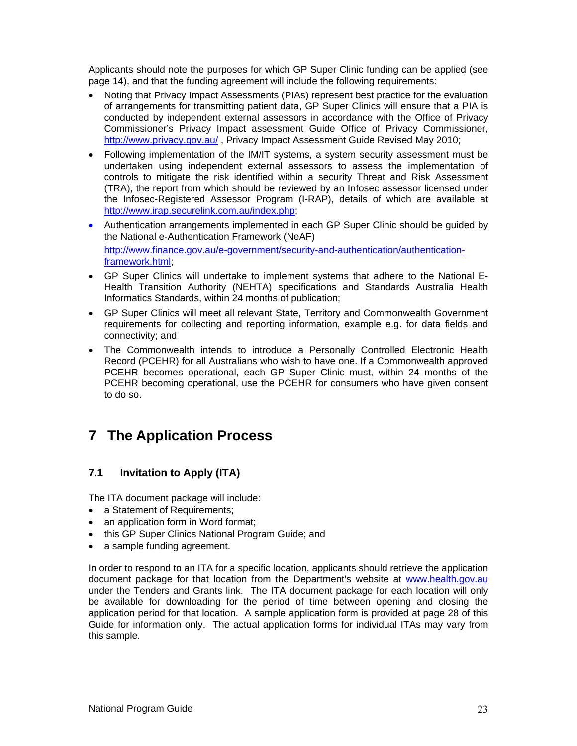Applicants should note the purposes for which GP Super Clinic funding can be applied (see page 14), and that the funding agreement will include the following requirements:

- Noting that Privacy Impact Assessments (PIAs) represent best practice for the evaluation of arrangements for transmitting patient data, GP Super Clinics will ensure that a PIA is conducted by independent external assessors in accordance with the Office of Privacy Commissioner's Privacy Impact assessment Guide Office of Privacy Commissioner, http://www.privacy.gov.au/ , Privacy Impact Assessment Guide Revised May 2010;
- Following implementation of the IM/IT systems, a system security assessment must be undertaken using independent external assessors to assess the implementation of controls to mitigate the risk identified within a security Threat and Risk Assessment (TRA), the report from which should be reviewed by an Infosec assessor licensed under the Infosec-Registered Assessor Program (I-RAP), details of which are available at http://www.irap.securelink.com.au/index.php;
- Authentication arrangements implemented in each GP Super Clinic should be guided by the National e-Authentication Framework (NeAF)
  http://www.finance.gov.au/e-government/security-and-authentication/authentication-framework.html;
- GP Super Clinics will undertake to implement systems that adhere to the National E-Health Transition Authority (NEHTA) specifications and Standards Australia Health Informatics Standards, within 24 months of publication;
- GP Super Clinics will meet all relevant State, Territory and Commonwealth Government requirements for collecting and reporting information, example e.g. for data fields and connectivity; and
- The Commonwealth intends to introduce a Personally Controlled Electronic Health Record (PCEHR) for all Australians who wish to have one. If a Commonwealth approved PCEHR becomes operational, each GP Super Clinic must, within 24 months of the PCEHR becoming operational, use the PCEHR for consumers who have given consent to do so.

# 7 The Application Process

## 7.1 Invitation to Apply (ITA)

The ITA document package will include:

- a Statement of Requirements;
- an application form in Word format;
- this GP Super Clinics National Program Guide; and
- a sample funding agreement.

In order to respond to an ITA for a specific location, applicants should retrieve the application document package for that location from the Department's website at www.health.gov.au under the Tenders and Grants link. The ITA document package for each location will only be available for downloading for the period of time between opening and closing the application period for that location. A sample application form is provided at page 28 of this Guide for information only. The actual application forms for individual ITAs may vary from this sample.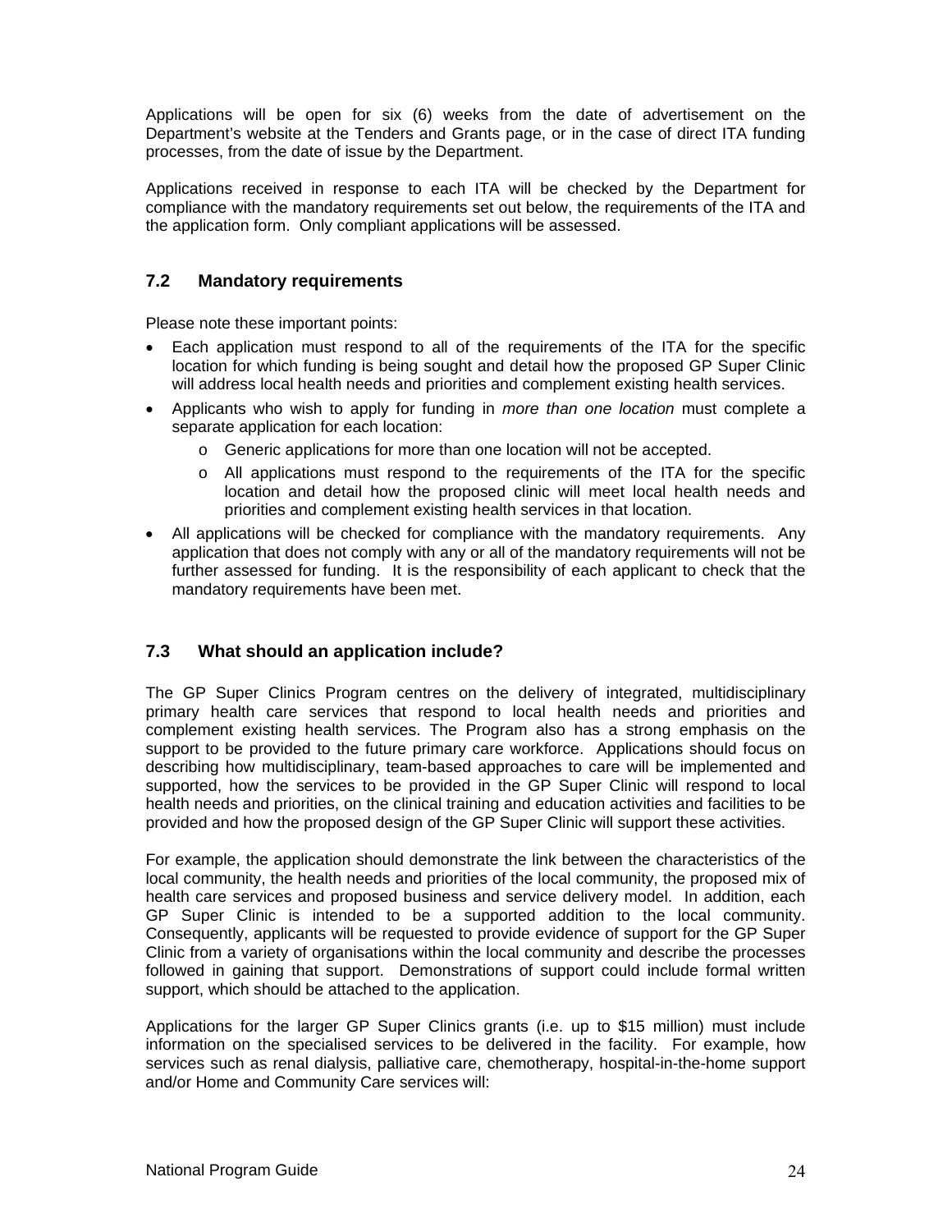Applications will be open for six (6) weeks from the date of advertisement on the Department's website at the Tenders and Grants page, or in the case of direct ITA funding processes, from the date of issue by the Department.

Applications received in response to each ITA will be checked by the Department for compliance with the mandatory requirements set out below, the requirements of the ITA and the application form. Only compliant applications will be assessed.

### 7.2 Mandatory requirements

Please note these important points:

- Each application must respond to all of the requirements of the ITA for the specific location for which funding is being sought and detail how the proposed GP Super Clinic will address local health needs and priorities and complement existing health services.
- Applicants who wish to apply for funding in *more than one location* must complete a separate application for each location:
  - Generic applications for more than one location will not be accepted.
  - All applications must respond to the requirements of the ITA for the specific location and detail how the proposed clinic will meet local health needs and priorities and complement existing health services in that location.
- All applications will be checked for compliance with the mandatory requirements. Any application that does not comply with any or all of the mandatory requirements will not be further assessed for funding. It is the responsibility of each applicant to check that the mandatory requirements have been met.

### 7.3 What should an application include?

The GP Super Clinics Program centres on the delivery of integrated, multidisciplinary primary health care services that respond to local health needs and priorities and complement existing health services. The Program also has a strong emphasis on the support to be provided to the future primary care workforce. Applications should focus on describing how multidisciplinary, team-based approaches to care will be implemented and supported, how the services to be provided in the GP Super Clinic will respond to local health needs and priorities, on the clinical training and education activities and facilities to be provided and how the proposed design of the GP Super Clinic will support these activities.

For example, the application should demonstrate the link between the characteristics of the local community, the health needs and priorities of the local community, the proposed mix of health care services and proposed business and service delivery model. In addition, each GP Super Clinic is intended to be a supported addition to the local community. Consequently, applicants will be requested to provide evidence of support for the GP Super Clinic from a variety of organisations within the local community and describe the processes followed in gaining that support. Demonstrations of support could include formal written support, which should be attached to the application.

Applications for the larger GP Super Clinics grants (i.e. up to $15 million) must include information on the specialised services to be delivered in the facility. For example, how services such as renal dialysis, palliative care, chemotherapy, hospital-in-the-home support and/or Home and Community Care services will: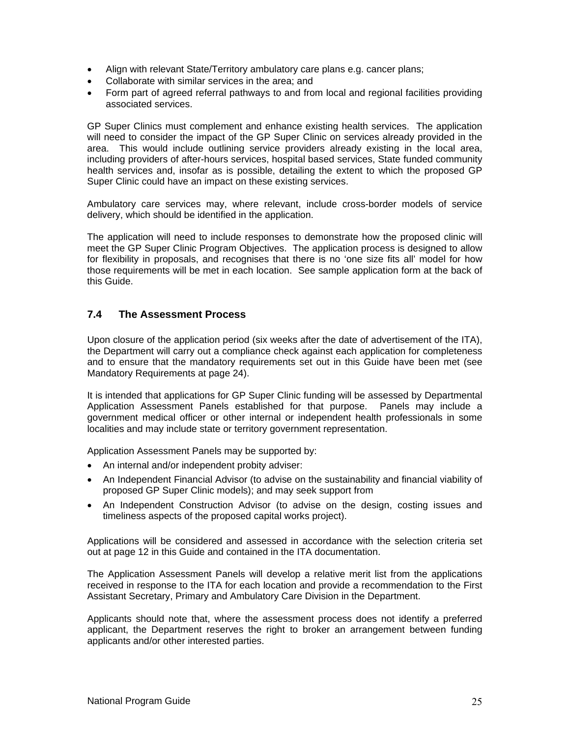- Align with relevant State/Territory ambulatory care plans e.g. cancer plans;
- Collaborate with similar services in the area; and
- Form part of agreed referral pathways to and from local and regional facilities providing associated services.

GP Super Clinics must complement and enhance existing health services. The application will need to consider the impact of the GP Super Clinic on services already provided in the area. This would include outlining service providers already existing in the local area, including providers of after-hours services, hospital based services, State funded community health services and, insofar as is possible, detailing the extent to which the proposed GP Super Clinic could have an impact on these existing services.

Ambulatory care services may, where relevant, include cross-border models of service delivery, which should be identified in the application.

The application will need to include responses to demonstrate how the proposed clinic will meet the GP Super Clinic Program Objectives. The application process is designed to allow for flexibility in proposals, and recognises that there is no 'one size fits all' model for how those requirements will be met in each location. See sample application form at the back of this Guide.

### 7.4 The Assessment Process

Upon closure of the application period (six weeks after the date of advertisement of the ITA), the Department will carry out a compliance check against each application for completeness and to ensure that the mandatory requirements set out in this Guide have been met (see Mandatory Requirements at page 24).

It is intended that applications for GP Super Clinic funding will be assessed by Departmental Application Assessment Panels established for that purpose. Panels may include a government medical officer or other internal or independent health professionals in some localities and may include state or territory government representation.

Application Assessment Panels may be supported by:

- An internal and/or independent probity adviser:
- An Independent Financial Advisor (to advise on the sustainability and financial viability of proposed GP Super Clinic models); and may seek support from
- An Independent Construction Advisor (to advise on the design, costing issues and timeliness aspects of the proposed capital works project).

Applications will be considered and assessed in accordance with the selection criteria set out at page 12 in this Guide and contained in the ITA documentation.

The Application Assessment Panels will develop a relative merit list from the applications received in response to the ITA for each location and provide a recommendation to the First Assistant Secretary, Primary and Ambulatory Care Division in the Department.

Applicants should note that, where the assessment process does not identify a preferred applicant, the Department reserves the right to broker an arrangement between funding applicants and/or other interested parties.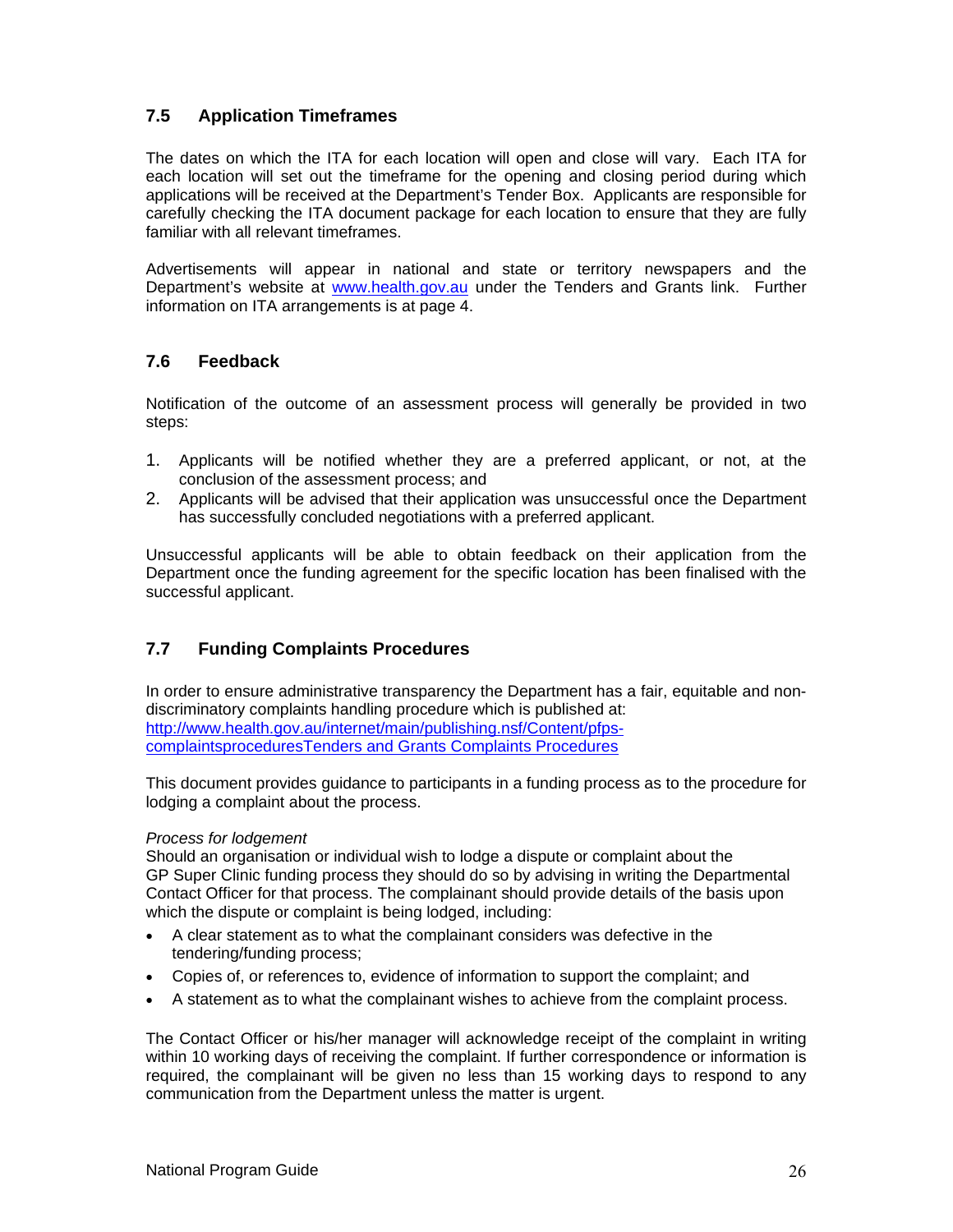## 7.5 Application Timeframes

The dates on which the ITA for each location will open and close will vary. Each ITA for each location will set out the timeframe for the opening and closing period during which applications will be received at the Department's Tender Box. Applicants are responsible for carefully checking the ITA document package for each location to ensure that they are fully familiar with all relevant timeframes.

Advertisements will appear in national and state or territory newspapers and the Department's website at www.health.gov.au under the Tenders and Grants link. Further information on ITA arrangements is at page 4.

## 7.6 Feedback

Notification of the outcome of an assessment process will generally be provided in two steps:

1. Applicants will be notified whether they are a preferred applicant, or not, at the conclusion of the assessment process; and
2. Applicants will be advised that their application was unsuccessful once the Department has successfully concluded negotiations with a preferred applicant.

Unsuccessful applicants will be able to obtain feedback on their application from the Department once the funding agreement for the specific location has been finalised with the successful applicant.

## 7.7 Funding Complaints Procedures

In order to ensure administrative transparency the Department has a fair, equitable and non-discriminatory complaints handling procedure which is published at: http://www.health.gov.au/internet/main/publishing.nsf/Content/pfps-complaintsproceduresTenders and Grants Complaints Procedures

This document provides guidance to participants in a funding process as to the procedure for lodging a complaint about the process.

*Process for lodgement*
Should an organisation or individual wish to lodge a dispute or complaint about the GP Super Clinic funding process they should do so by advising in writing the Departmental Contact Officer for that process. The complainant should provide details of the basis upon which the dispute or complaint is being lodged, including:

- A clear statement as to what the complainant considers was defective in the tendering/funding process;
- Copies of, or references to, evidence of information to support the complaint; and
- A statement as to what the complainant wishes to achieve from the complaint process.

The Contact Officer or his/her manager will acknowledge receipt of the complaint in writing within 10 working days of receiving the complaint. If further correspondence or information is required, the complainant will be given no less than 15 working days to respond to any communication from the Department unless the matter is urgent.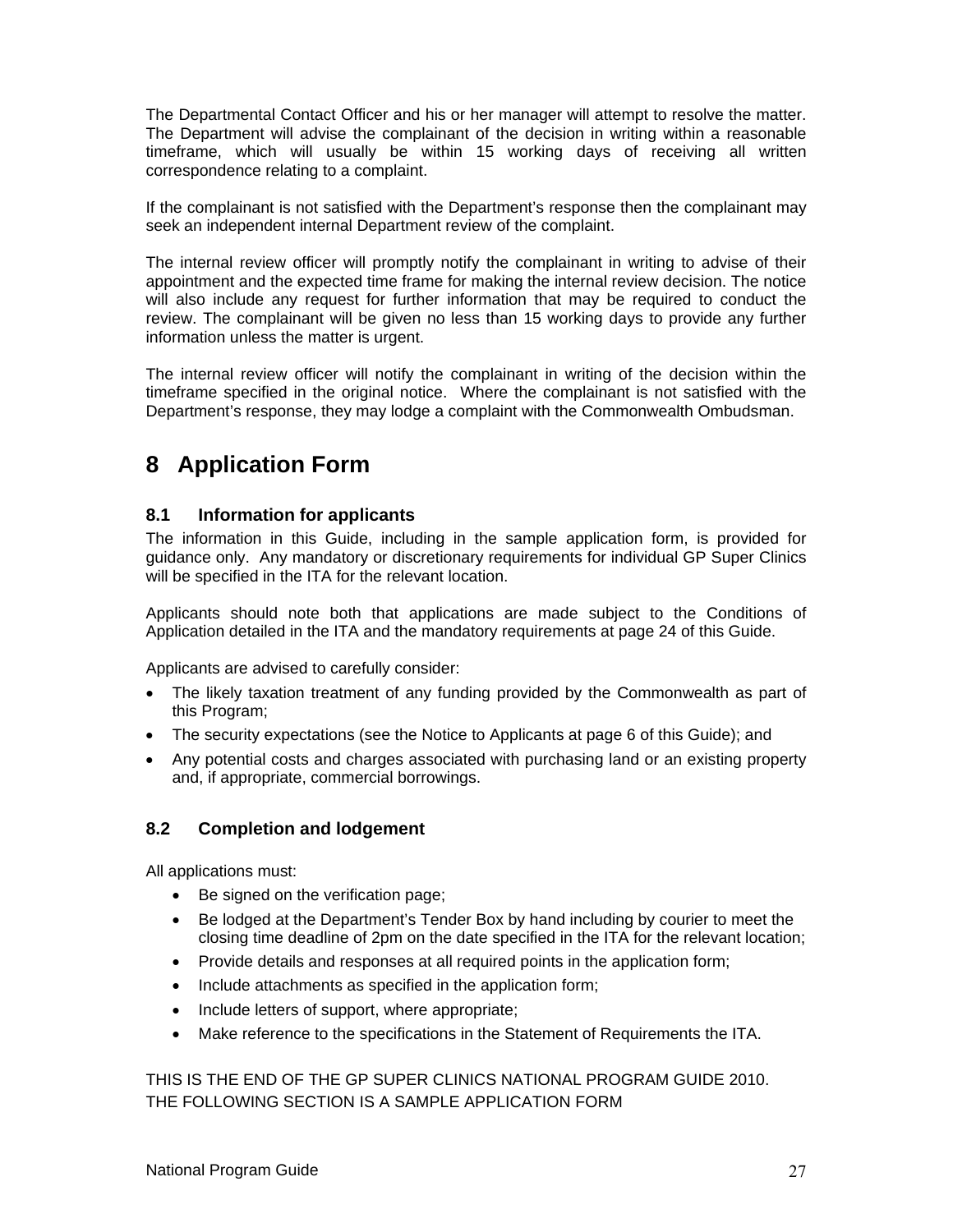The Departmental Contact Officer and his or her manager will attempt to resolve the matter. The Department will advise the complainant of the decision in writing within a reasonable timeframe, which will usually be within 15 working days of receiving all written correspondence relating to a complaint.

If the complainant is not satisfied with the Department's response then the complainant may seek an independent internal Department review of the complaint.

The internal review officer will promptly notify the complainant in writing to advise of their appointment and the expected time frame for making the internal review decision. The notice will also include any request for further information that may be required to conduct the review. The complainant will be given no less than 15 working days to provide any further information unless the matter is urgent.

The internal review officer will notify the complainant in writing of the decision within the timeframe specified in the original notice. Where the complainant is not satisfied with the Department's response, they may lodge a complaint with the Commonwealth Ombudsman.

# 8 Application Form

## 8.1 Information for applicants

The information in this Guide, including in the sample application form, is provided for guidance only. Any mandatory or discretionary requirements for individual GP Super Clinics will be specified in the ITA for the relevant location.

Applicants should note both that applications are made subject to the Conditions of Application detailed in the ITA and the mandatory requirements at page 24 of this Guide.

Applicants are advised to carefully consider:

- The likely taxation treatment of any funding provided by the Commonwealth as part of this Program;
- The security expectations (see the Notice to Applicants at page 6 of this Guide); and
- Any potential costs and charges associated with purchasing land or an existing property and, if appropriate, commercial borrowings.

## 8.2 Completion and lodgement

All applications must:

- Be signed on the verification page;
- Be lodged at the Department's Tender Box by hand including by courier to meet the closing time deadline of 2pm on the date specified in the ITA for the relevant location;
- Provide details and responses at all required points in the application form;
- Include attachments as specified in the application form;
- Include letters of support, where appropriate;
- Make reference to the specifications in the Statement of Requirements the ITA.

THIS IS THE END OF THE GP SUPER CLINICS NATIONAL PROGRAM GUIDE 2010.
THE FOLLOWING SECTION IS A SAMPLE APPLICATION FORM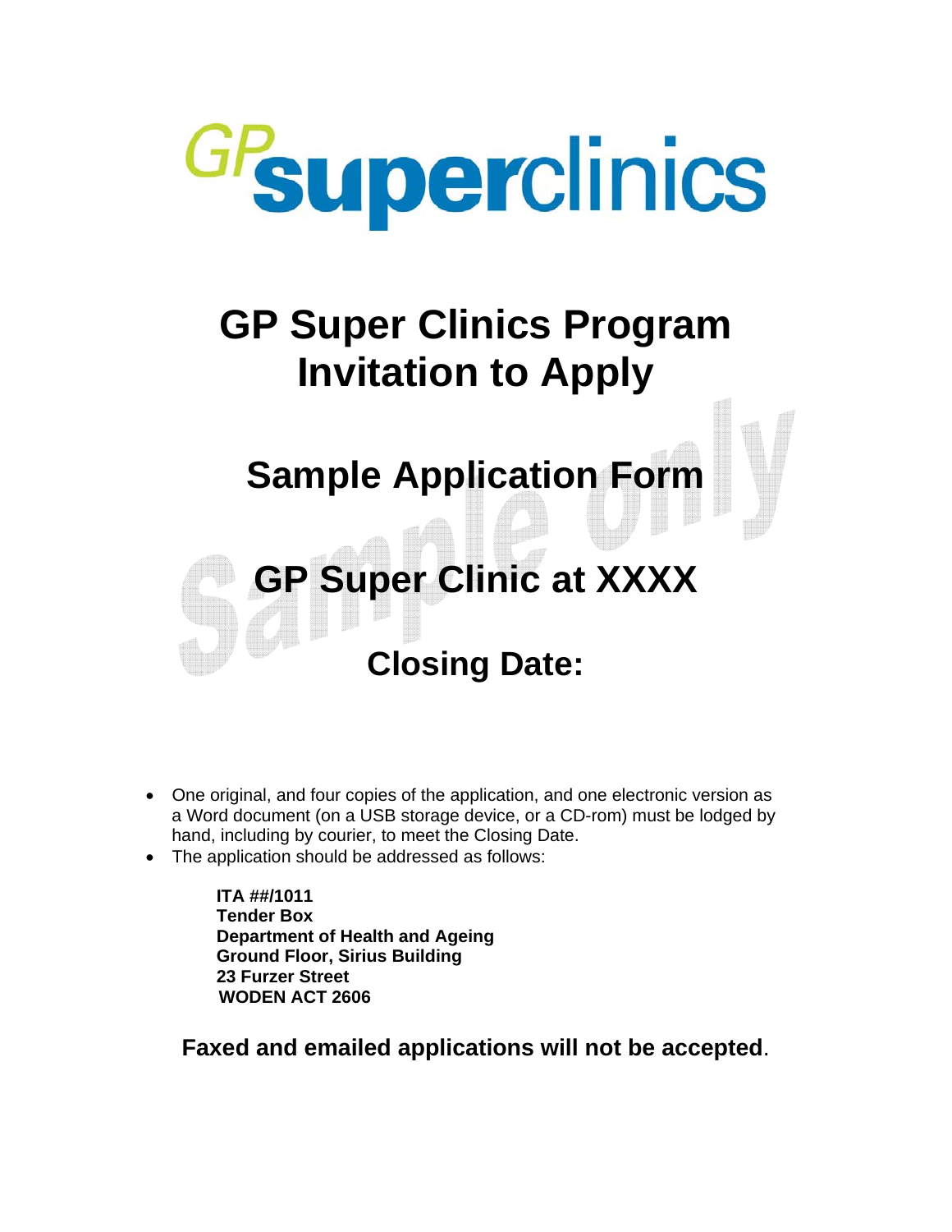GP superclinics

# GP Super Clinics Program Invitation to Apply

## Sample Application Form

## GP Super Clinic at XXXX

## Closing Date:

- One original, and four copies of the application, and one electronic version as a Word document (on a USB storage device, or a CD-rom) must be lodged by hand, including by courier, to meet the Closing Date.
- The application should be addressed as follows:

**ITA ##/1011**
**Tender Box**
**Department of Health and Ageing**
**Ground Floor, Sirius Building**
**23 Furzer Street**
**WODEN ACT 2606**

**Faxed and emailed applications will not be accepted**.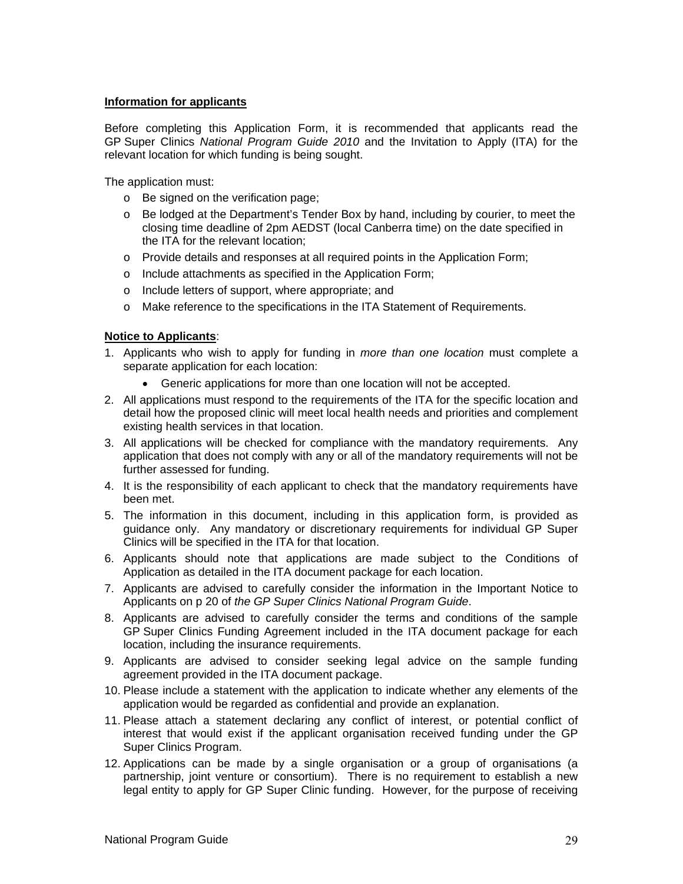**Information for applicants**

Before completing this Application Form, it is recommended that applicants read the GP Super Clinics *National Program Guide 2010* and the Invitation to Apply (ITA) for the relevant location for which funding is being sought.

The application must:

- Be signed on the verification page;
- Be lodged at the Department's Tender Box by hand, including by courier, to meet the closing time deadline of 2pm AEDST (local Canberra time) on the date specified in the ITA for the relevant location;
- Provide details and responses at all required points in the Application Form;
- Include attachments as specified in the Application Form;
- Include letters of support, where appropriate; and
- Make reference to the specifications in the ITA Statement of Requirements.

**Notice to Applicants**:

1. Applicants who wish to apply for funding in *more than one location* must complete a separate application for each location:
   - Generic applications for more than one location will not be accepted.
2. All applications must respond to the requirements of the ITA for the specific location and detail how the proposed clinic will meet local health needs and priorities and complement existing health services in that location.
3. All applications will be checked for compliance with the mandatory requirements. Any application that does not comply with any or all of the mandatory requirements will not be further assessed for funding.
4. It is the responsibility of each applicant to check that the mandatory requirements have been met.
5. The information in this document, including in this application form, is provided as guidance only. Any mandatory or discretionary requirements for individual GP Super Clinics will be specified in the ITA for that location.
6. Applicants should note that applications are made subject to the Conditions of Application as detailed in the ITA document package for each location.
7. Applicants are advised to carefully consider the information in the Important Notice to Applicants on p 20 of *the GP Super Clinics National Program Guide*.
8. Applicants are advised to carefully consider the terms and conditions of the sample GP Super Clinics Funding Agreement included in the ITA document package for each location, including the insurance requirements.
9. Applicants are advised to consider seeking legal advice on the sample funding agreement provided in the ITA document package.
10. Please include a statement with the application to indicate whether any elements of the application would be regarded as confidential and provide an explanation.
11. Please attach a statement declaring any conflict of interest, or potential conflict of interest that would exist if the applicant organisation received funding under the GP Super Clinics Program.
12. Applications can be made by a single organisation or a group of organisations (a partnership, joint venture or consortium). There is no requirement to establish a new legal entity to apply for GP Super Clinic funding. However, for the purpose of receiving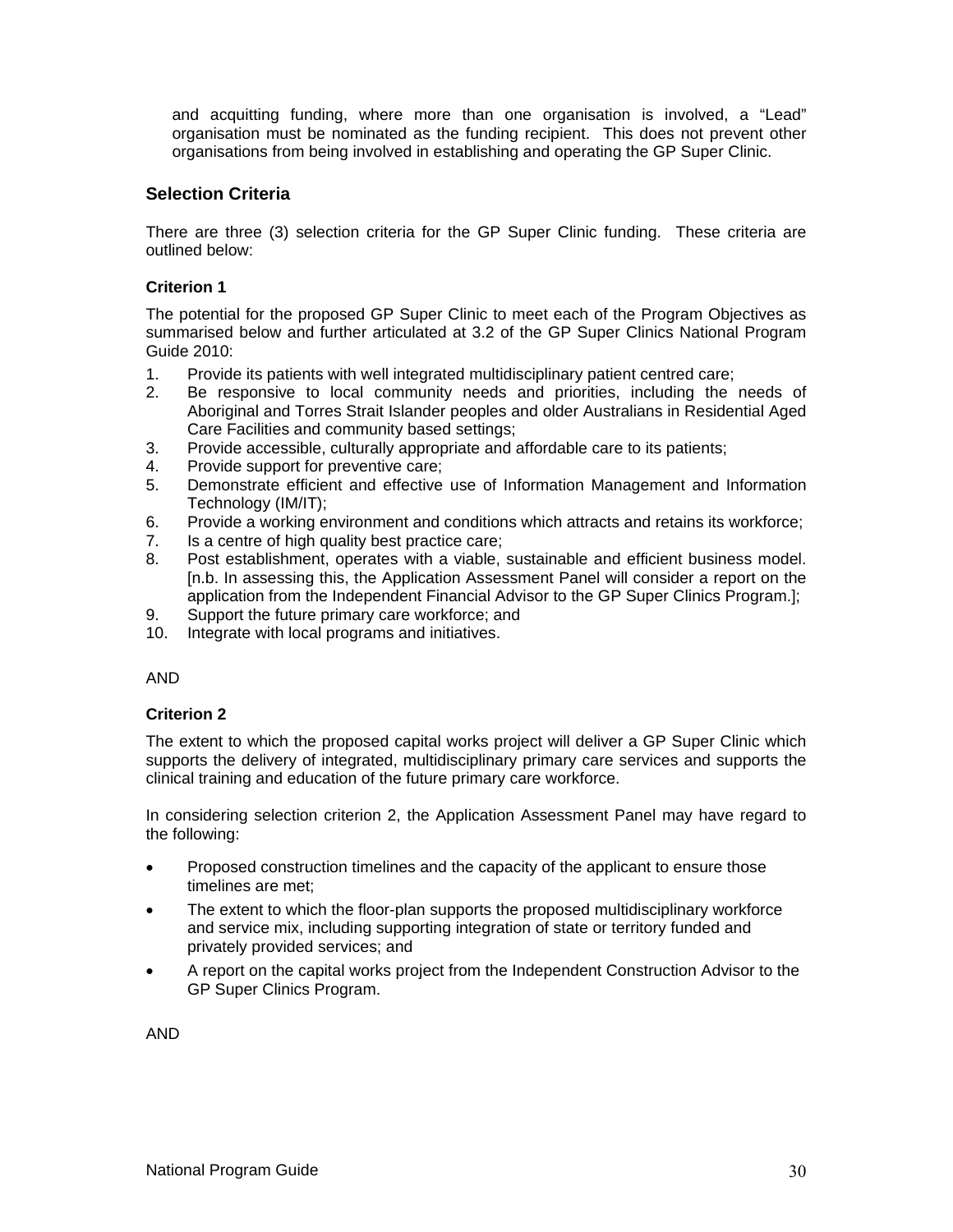and acquitting funding, where more than one organisation is involved, a "Lead" organisation must be nominated as the funding recipient. This does not prevent other organisations from being involved in establishing and operating the GP Super Clinic.

## Selection Criteria

There are three (3) selection criteria for the GP Super Clinic funding. These criteria are outlined below:

### Criterion 1

The potential for the proposed GP Super Clinic to meet each of the Program Objectives as summarised below and further articulated at 3.2 of the GP Super Clinics National Program Guide 2010:

1. Provide its patients with well integrated multidisciplinary patient centred care;
2. Be responsive to local community needs and priorities, including the needs of Aboriginal and Torres Strait Islander peoples and older Australians in Residential Aged Care Facilities and community based settings;
3. Provide accessible, culturally appropriate and affordable care to its patients;
4. Provide support for preventive care;
5. Demonstrate efficient and effective use of Information Management and Information Technology (IM/IT);
6. Provide a working environment and conditions which attracts and retains its workforce;
7. Is a centre of high quality best practice care;
8. Post establishment, operates with a viable, sustainable and efficient business model. [n.b. In assessing this, the Application Assessment Panel will consider a report on the application from the Independent Financial Advisor to the GP Super Clinics Program.];
9. Support the future primary care workforce; and
10. Integrate with local programs and initiatives.

AND

### Criterion 2

The extent to which the proposed capital works project will deliver a GP Super Clinic which supports the delivery of integrated, multidisciplinary primary care services and supports the clinical training and education of the future primary care workforce.

In considering selection criterion 2, the Application Assessment Panel may have regard to the following:

- Proposed construction timelines and the capacity of the applicant to ensure those timelines are met;
- The extent to which the floor-plan supports the proposed multidisciplinary workforce and service mix, including supporting integration of state or territory funded and privately provided services; and
- A report on the capital works project from the Independent Construction Advisor to the GP Super Clinics Program.

AND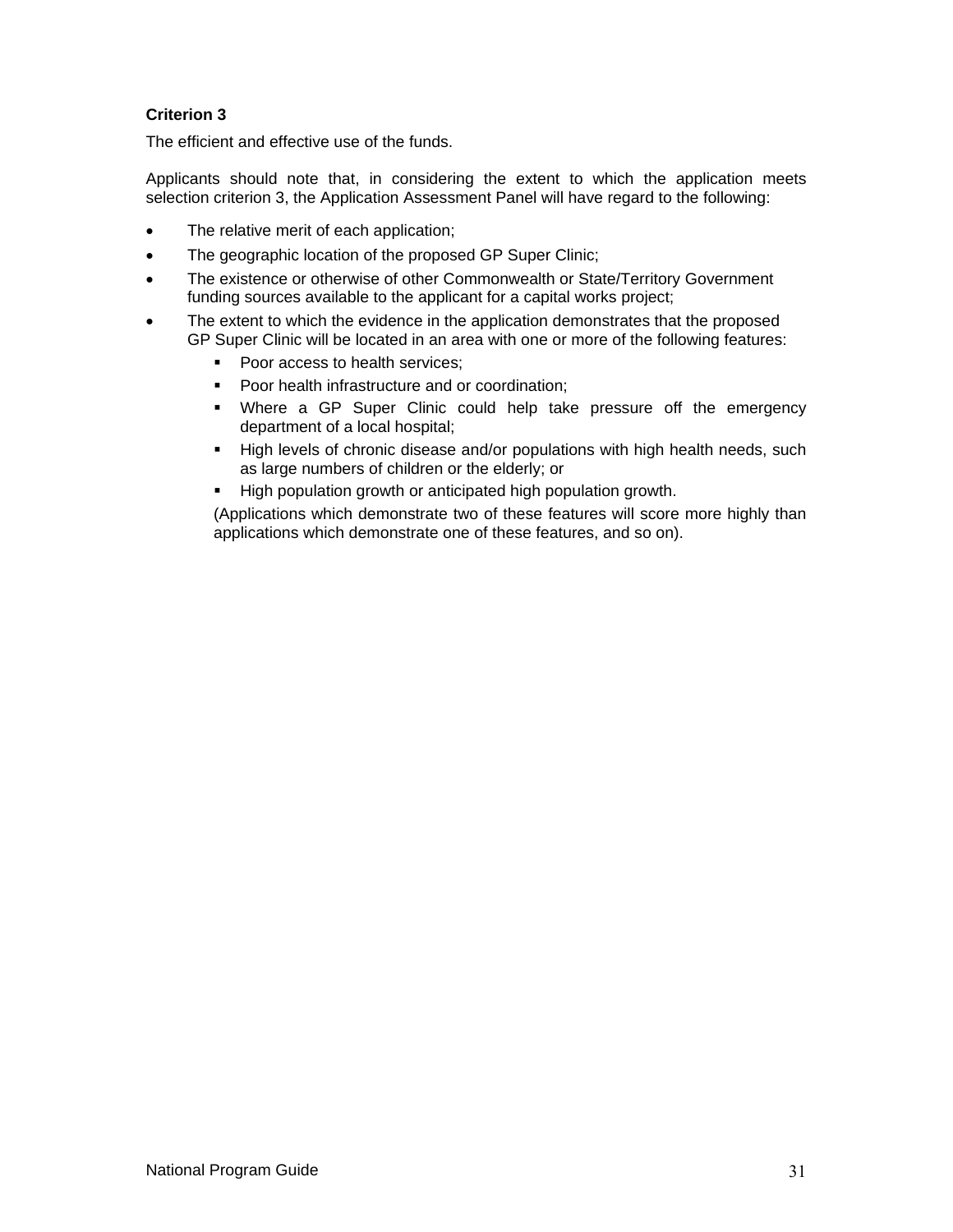**Criterion 3**

The efficient and effective use of the funds.

Applicants should note that, in considering the extent to which the application meets selection criterion 3, the Application Assessment Panel will have regard to the following:

- The relative merit of each application;
- The geographic location of the proposed GP Super Clinic;
- The existence or otherwise of other Commonwealth or State/Territory Government funding sources available to the applicant for a capital works project;
- The extent to which the evidence in the application demonstrates that the proposed GP Super Clinic will be located in an area with one or more of the following features:
  - Poor access to health services;
  - Poor health infrastructure and or coordination;
  - Where a GP Super Clinic could help take pressure off the emergency department of a local hospital;
  - High levels of chronic disease and/or populations with high health needs, such as large numbers of children or the elderly; or
  - High population growth or anticipated high population growth.

  (Applications which demonstrate two of these features will score more highly than applications which demonstrate one of these features, and so on).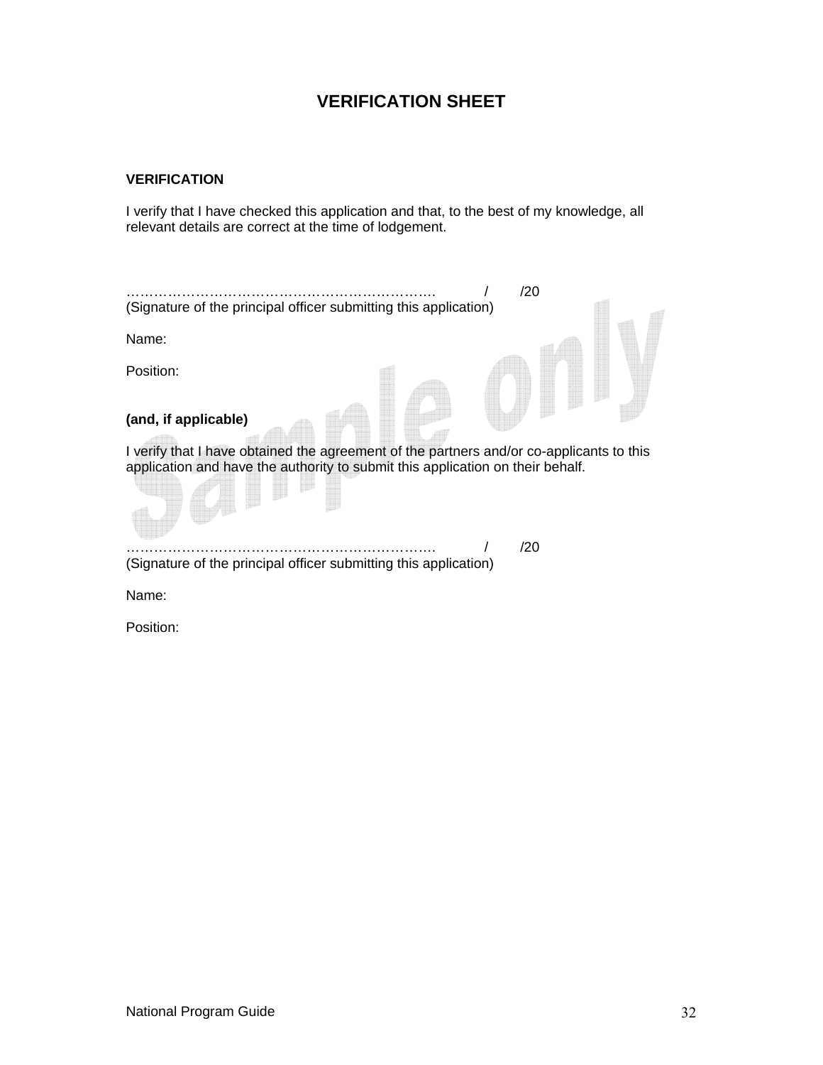# VERIFICATION SHEET

**VERIFICATION**

I verify that I have checked this application and that, to the best of my knowledge, all relevant details are correct at the time of lodgement.

…………………………………………………………. / /20
(Signature of the principal officer submitting this application)

Name:

Position:

**(and, if applicable)**

I verify that I have obtained the agreement of the partners and/or co-applicants to this application and have the authority to submit this application on their behalf.

…………………………………………………………. / /20
(Signature of the principal officer submitting this application)

Name:

Position: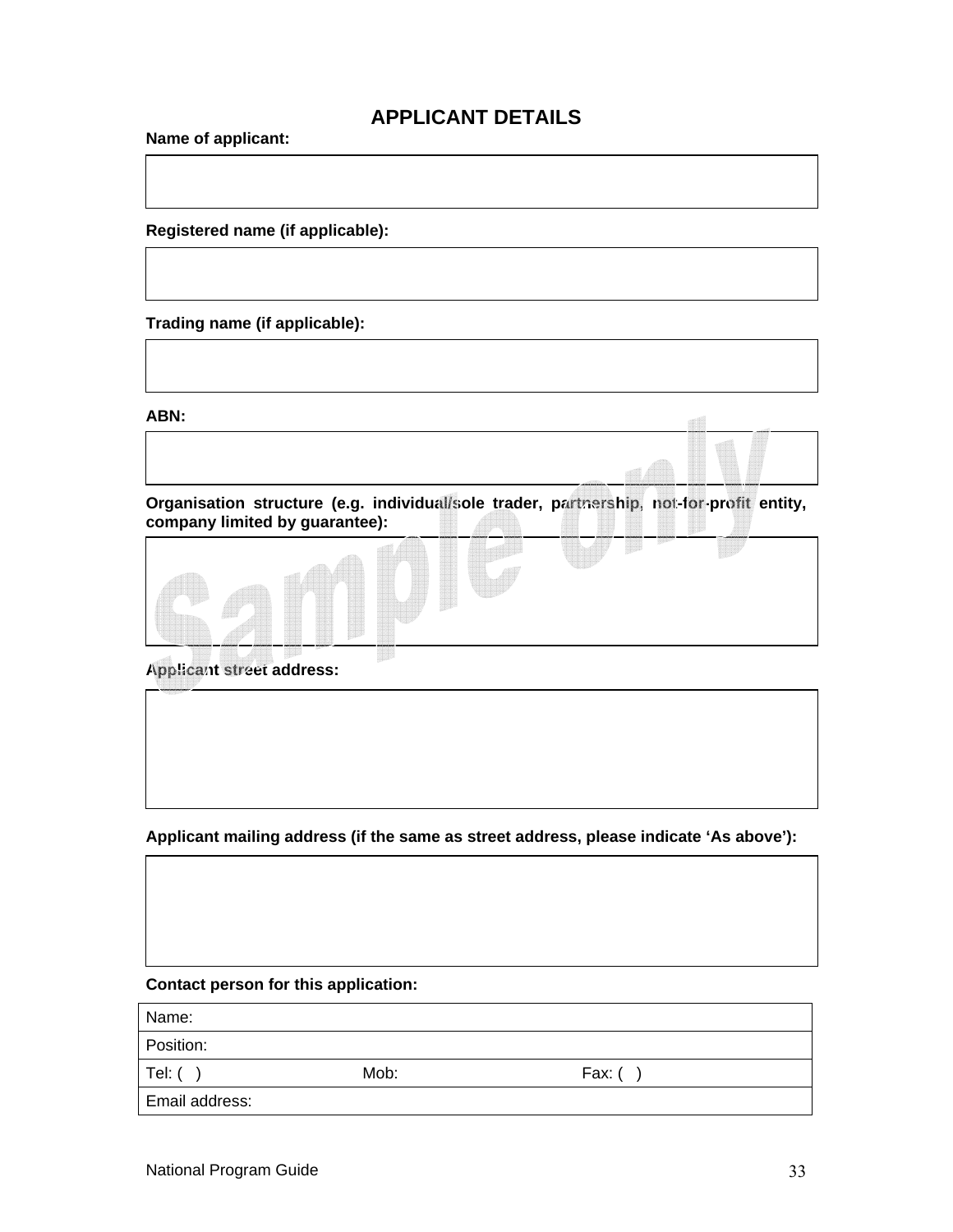## APPLICANT DETAILS

**Name of applicant:**

**Registered name (if applicable):**

**Trading name (if applicable):**

**ABN:**

**Organisation structure (e.g. individual/sole trader, partnership, not-for-profit entity, company limited by guarantee):**

**Applicant street address:**

**Applicant mailing address (if the same as street address, please indicate 'As above'):**

**Contact person for this application:**

| Name: | | |
|---|---|---|
| Position: | | |
| Tel: ( ) | Mob: | Fax: ( ) |
| Email address: | | |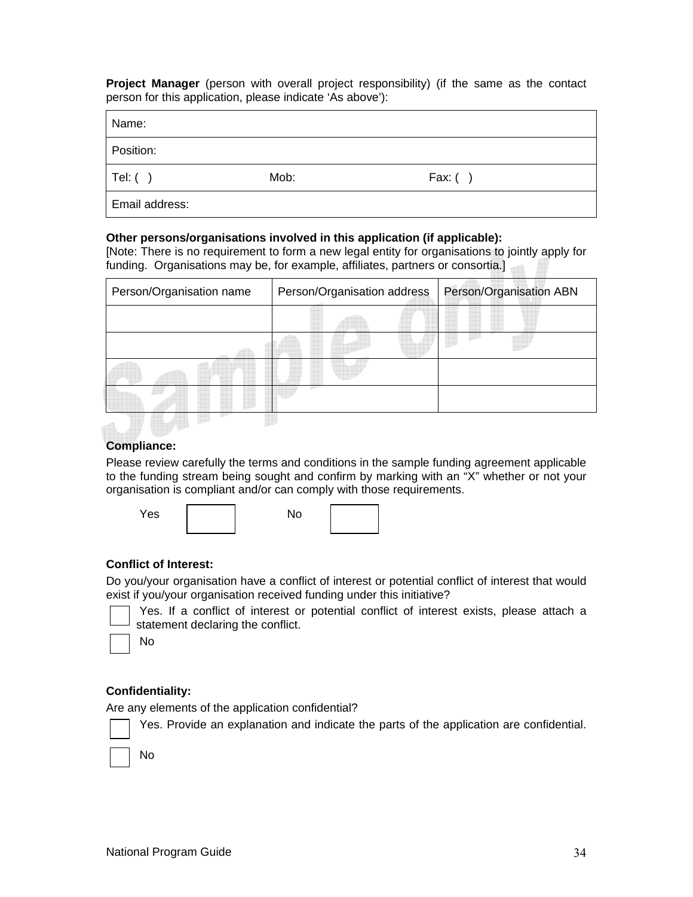**Project Manager** (person with overall project responsibility) (if the same as the contact person for this application, please indicate 'As above'):

| Name: | | |
|---|---|---|
| Position: | | |
| Tel: ( ) | Mob: | Fax: ( ) |
| Email address: | | |

**Other persons/organisations involved in this application (if applicable):**
[Note: There is no requirement to form a new legal entity for organisations to jointly apply for funding. Organisations may be, for example, affiliates, partners or consortia.]

| Person/Organisation name | Person/Organisation address | Person/Organisation ABN |
|---|---|---|
| | | |
| | | |
| | | |
| | | |

**Compliance:**

Please review carefully the terms and conditions in the sample funding agreement applicable to the funding stream being sought and confirm by marking with an "X" whether or not your organisation is compliant and/or can comply with those requirements.

Yes ☐ No ☐

**Conflict of Interest:**

Do you/your organisation have a conflict of interest or potential conflict of interest that would exist if you/your organisation received funding under this initiative?

☐ Yes. If a conflict of interest or potential conflict of interest exists, please attach a statement declaring the conflict.

☐ No

**Confidentiality:**

Are any elements of the application confidential?

☐ Yes. Provide an explanation and indicate the parts of the application are confidential.

☐ No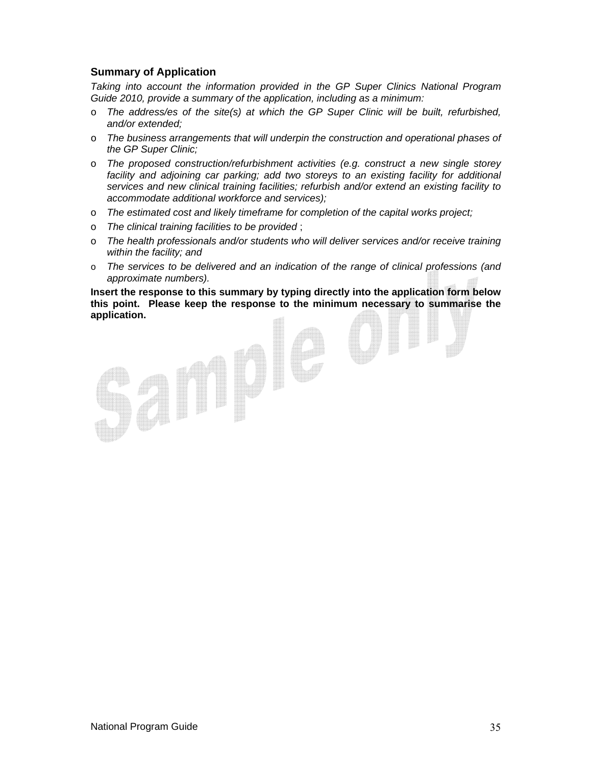### Summary of Application

*Taking into account the information provided in the GP Super Clinics National Program Guide 2010, provide a summary of the application, including as a minimum:*

- *The address/es of the site(s) at which the GP Super Clinic will be built, refurbished, and/or extended;*
- *The business arrangements that will underpin the construction and operational phases of the GP Super Clinic;*
- *The proposed construction/refurbishment activities (e.g. construct a new single storey facility and adjoining car parking; add two storeys to an existing facility for additional services and new clinical training facilities; refurbish and/or extend an existing facility to accommodate additional workforce and services);*
- *The estimated cost and likely timeframe for completion of the capital works project;*
- *The clinical training facilities to be provided* ;
- *The health professionals and/or students who will deliver services and/or receive training within the facility; and*
- *The services to be delivered and an indication of the range of clinical professions (and approximate numbers).*

**Insert the response to this summary by typing directly into the application form below this point. Please keep the response to the minimum necessary to summarise the application.**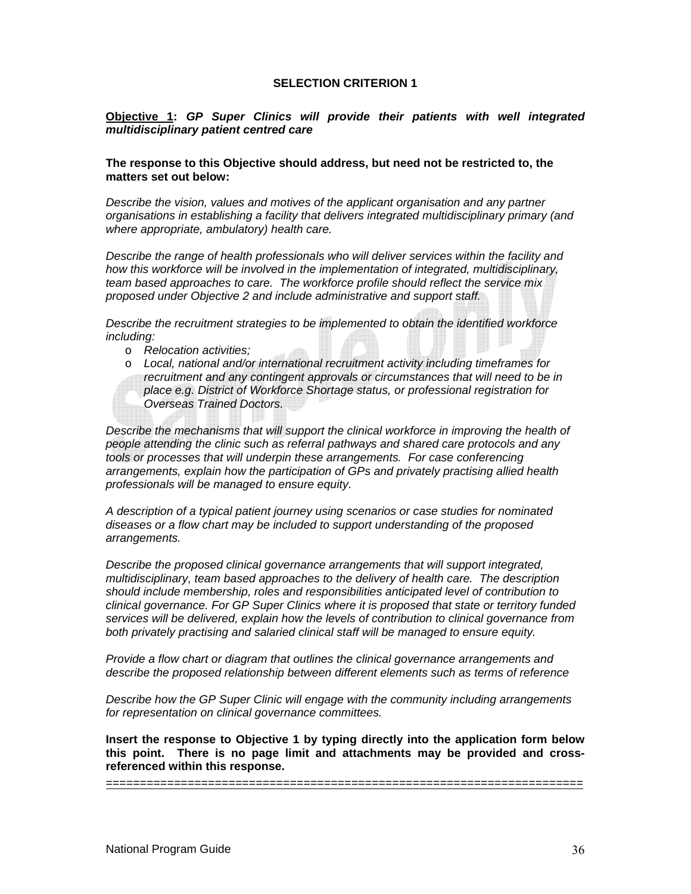## SELECTION CRITERION 1

**Objective 1: *GP Super Clinics will provide their patients with well integrated multidisciplinary patient centred care***

**The response to this Objective should address, but need not be restricted to, the matters set out below:**

*Describe the vision, values and motives of the applicant organisation and any partner organisations in establishing a facility that delivers integrated multidisciplinary primary (and where appropriate, ambulatory) health care.*

*Describe the range of health professionals who will deliver services within the facility and how this workforce will be involved in the implementation of integrated, multidisciplinary, team based approaches to care. The workforce profile should reflect the service mix proposed under Objective 2 and include administrative and support staff.*

*Describe the recruitment strategies to be implemented to obtain the identified workforce including:*

- *Relocation activities;*
- *Local, national and/or international recruitment activity including timeframes for recruitment and any contingent approvals or circumstances that will need to be in place e.g. District of Workforce Shortage status, or professional registration for Overseas Trained Doctors.*

*Describe the mechanisms that will support the clinical workforce in improving the health of people attending the clinic such as referral pathways and shared care protocols and any tools or processes that will underpin these arrangements. For case conferencing arrangements, explain how the participation of GPs and privately practising allied health professionals will be managed to ensure equity.*

*A description of a typical patient journey using scenarios or case studies for nominated diseases or a flow chart may be included to support understanding of the proposed arrangements.*

*Describe the proposed clinical governance arrangements that will support integrated, multidisciplinary, team based approaches to the delivery of health care. The description should include membership, roles and responsibilities anticipated level of contribution to clinical governance. For GP Super Clinics where it is proposed that state or territory funded services will be delivered, explain how the levels of contribution to clinical governance from both privately practising and salaried clinical staff will be managed to ensure equity.*

*Provide a flow chart or diagram that outlines the clinical governance arrangements and describe the proposed relationship between different elements such as terms of reference*

*Describe how the GP Super Clinic will engage with the community including arrangements for representation on clinical governance committees.*

**Insert the response to Objective 1 by typing directly into the application form below this point. There is no page limit and attachments may be provided and cross-referenced within this response.**

====================================================================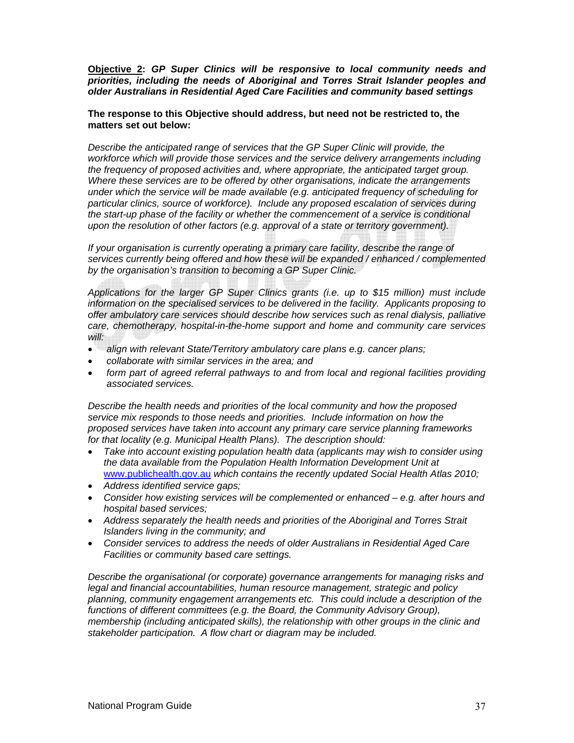**<u>Objective 2</u>: *GP Super Clinics will be responsive to local community needs and priorities, including the needs of Aboriginal and Torres Strait Islander peoples and older Australians in Residential Aged Care Facilities and community based settings***

**The response to this Objective should address, but need not be restricted to, the matters set out below:**

*Describe the anticipated range of services that the GP Super Clinic will provide, the workforce which will provide those services and the service delivery arrangements including the frequency of proposed activities and, where appropriate, the anticipated target group. Where these services are to be offered by other organisations, indicate the arrangements under which the service will be made available (e.g. anticipated frequency of scheduling for particular clinics, source of workforce). Include any proposed escalation of services during the start-up phase of the facility or whether the commencement of a service is conditional upon the resolution of other factors (e.g. approval of a state or territory government).*

*If your organisation is currently operating a primary care facility, describe the range of services currently being offered and how these will be expanded / enhanced / complemented by the organisation's transition to becoming a GP Super Clinic.*

*Applications for the larger GP Super Clinics grants (i.e. up to $15 million) must include information on the specialised services to be delivered in the facility. Applicants proposing to offer ambulatory care services should describe how services such as renal dialysis, palliative care, chemotherapy, hospital-in-the-home support and home and community care services will:*

- *align with relevant State/Territory ambulatory care plans e.g. cancer plans;*
- *collaborate with similar services in the area; and*
- *form part of agreed referral pathways to and from local and regional facilities providing associated services.*

*Describe the health needs and priorities of the local community and how the proposed service mix responds to those needs and priorities. Include information on how the proposed services have taken into account any primary care service planning frameworks for that locality (e.g. Municipal Health Plans). The description should:*

- *Take into account existing population health data (applicants may wish to consider using the data available from the Population Health Information Development Unit at* www.publichealth.gov.au *which contains the recently updated Social Health Atlas 2010;*
- *Address identified service gaps;*
- *Consider how existing services will be complemented or enhanced – e.g. after hours and hospital based services;*
- *Address separately the health needs and priorities of the Aboriginal and Torres Strait Islanders living in the community; and*
- *Consider services to address the needs of older Australians in Residential Aged Care Facilities or community based care settings.*

*Describe the organisational (or corporate) governance arrangements for managing risks and legal and financial accountabilities, human resource management, strategic and policy planning, community engagement arrangements etc. This could include a description of the functions of different committees (e.g. the Board, the Community Advisory Group), membership (including anticipated skills), the relationship with other groups in the clinic and stakeholder participation. A flow chart or diagram may be included.*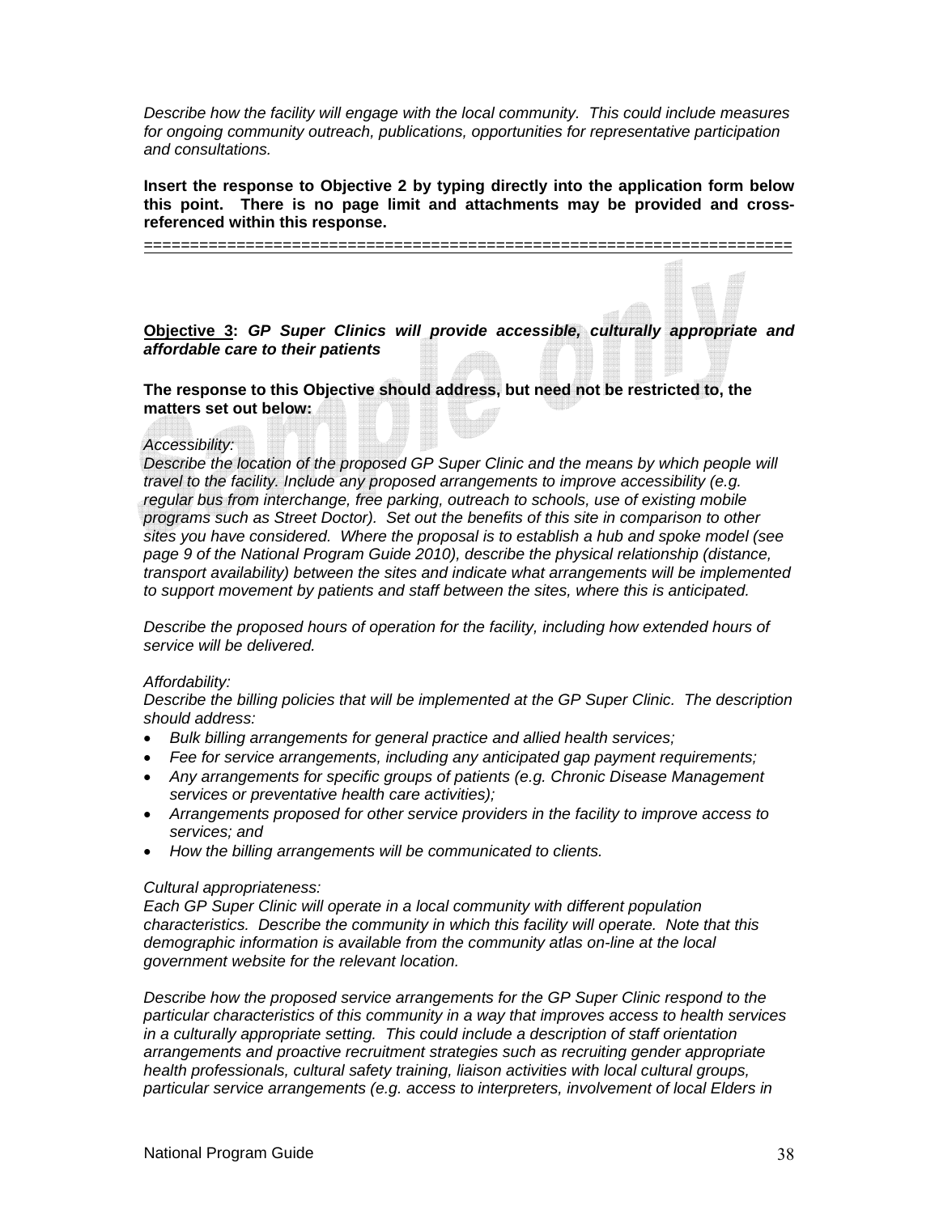*Describe how the facility will engage with the local community. This could include measures for ongoing community outreach, publications, opportunities for representative participation and consultations.*

**Insert the response to Objective 2 by typing directly into the application form below this point. There is no page limit and attachments may be provided and cross-referenced within this response.**

===================================================================

**Objective 3:** ***GP Super Clinics will provide accessible, culturally appropriate and affordable care to their patients***

**The response to this Objective should address, but need not be restricted to, the matters set out below:**

*Accessibility:*
*Describe the location of the proposed GP Super Clinic and the means by which people will travel to the facility. Include any proposed arrangements to improve accessibility (e.g. regular bus from interchange, free parking, outreach to schools, use of existing mobile programs such as Street Doctor). Set out the benefits of this site in comparison to other sites you have considered. Where the proposal is to establish a hub and spoke model (see page 9 of the National Program Guide 2010), describe the physical relationship (distance, transport availability) between the sites and indicate what arrangements will be implemented to support movement by patients and staff between the sites, where this is anticipated.*

*Describe the proposed hours of operation for the facility, including how extended hours of service will be delivered.*

*Affordability:*
*Describe the billing policies that will be implemented at the GP Super Clinic. The description should address:*

- *Bulk billing arrangements for general practice and allied health services;*
- *Fee for service arrangements, including any anticipated gap payment requirements;*
- *Any arrangements for specific groups of patients (e.g. Chronic Disease Management services or preventative health care activities);*
- *Arrangements proposed for other service providers in the facility to improve access to services; and*
- *How the billing arrangements will be communicated to clients.*

*Cultural appropriateness:*
*Each GP Super Clinic will operate in a local community with different population characteristics. Describe the community in which this facility will operate. Note that this demographic information is available from the community atlas on-line at the local government website for the relevant location.*

*Describe how the proposed service arrangements for the GP Super Clinic respond to the particular characteristics of this community in a way that improves access to health services in a culturally appropriate setting. This could include a description of staff orientation arrangements and proactive recruitment strategies such as recruiting gender appropriate health professionals, cultural safety training, liaison activities with local cultural groups, particular service arrangements (e.g. access to interpreters, involvement of local Elders in*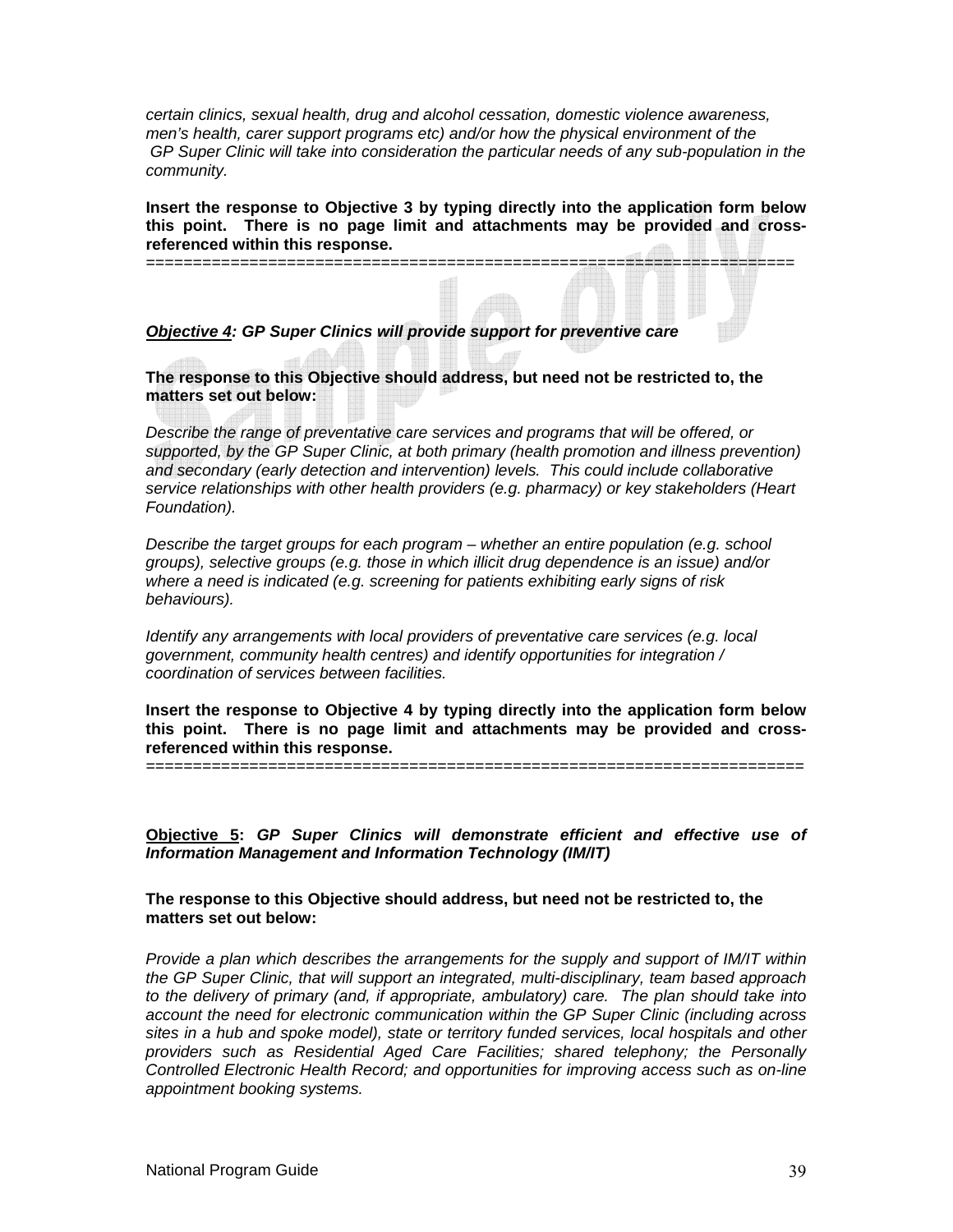*certain clinics, sexual health, drug and alcohol cessation, domestic violence awareness, men's health, carer support programs etc) and/or how the physical environment of the GP Super Clinic will take into consideration the particular needs of any sub-population in the community.*

**Insert the response to Objective 3 by typing directly into the application form below this point. There is no page limit and attachments may be provided and cross-referenced within this response.**

=====================================================================

***Objective 4*: *GP Super Clinics will provide support for preventive care***

**The response to this Objective should address, but need not be restricted to, the matters set out below:**

*Describe the range of preventative care services and programs that will be offered, or supported, by the GP Super Clinic, at both primary (health promotion and illness prevention) and secondary (early detection and intervention) levels. This could include collaborative service relationships with other health providers (e.g. pharmacy) or key stakeholders (Heart Foundation).*

*Describe the target groups for each program – whether an entire population (e.g. school groups), selective groups (e.g. those in which illicit drug dependence is an issue) and/or where a need is indicated (e.g. screening for patients exhibiting early signs of risk behaviours).*

*Identify any arrangements with local providers of preventative care services (e.g. local government, community health centres) and identify opportunities for integration / coordination of services between facilities.*

**Insert the response to Objective 4 by typing directly into the application form below this point. There is no page limit and attachments may be provided and cross-referenced within this response.**

=====================================================================

**Objective 5:** ***GP Super Clinics will demonstrate efficient and effective use of Information Management and Information Technology (IM/IT)***

**The response to this Objective should address, but need not be restricted to, the matters set out below:**

*Provide a plan which describes the arrangements for the supply and support of IM/IT within the GP Super Clinic, that will support an integrated, multi-disciplinary, team based approach to the delivery of primary (and, if appropriate, ambulatory) care. The plan should take into account the need for electronic communication within the GP Super Clinic (including across sites in a hub and spoke model), state or territory funded services, local hospitals and other providers such as Residential Aged Care Facilities; shared telephony; the Personally Controlled Electronic Health Record; and opportunities for improving access such as on-line appointment booking systems.*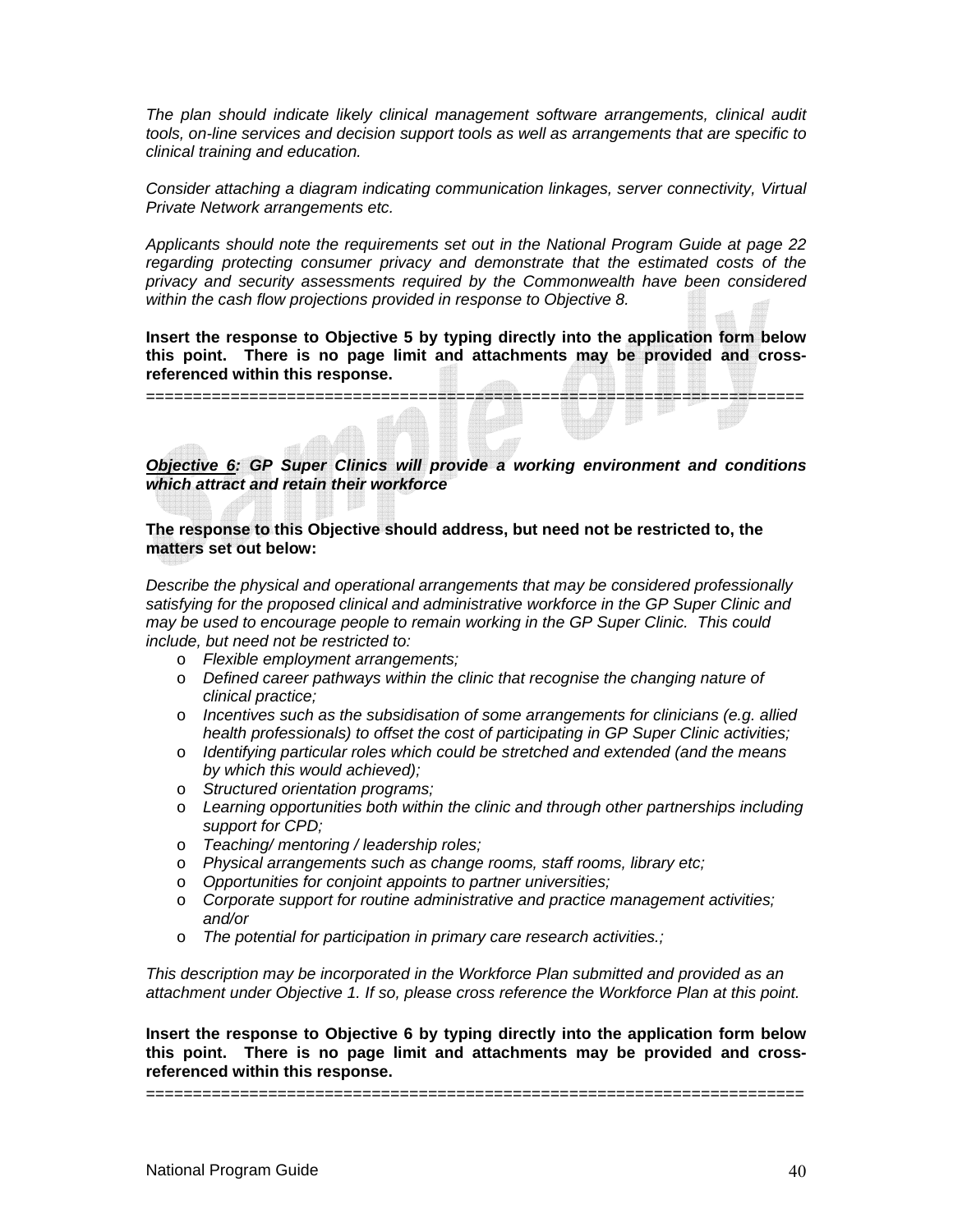*The plan should indicate likely clinical management software arrangements, clinical audit tools, on-line services and decision support tools as well as arrangements that are specific to clinical training and education.*

*Consider attaching a diagram indicating communication linkages, server connectivity, Virtual Private Network arrangements etc.*

*Applicants should note the requirements set out in the National Program Guide at page 22 regarding protecting consumer privacy and demonstrate that the estimated costs of the privacy and security assessments required by the Commonwealth have been considered within the cash flow projections provided in response to Objective 8.*

**Insert the response to Objective 5 by typing directly into the application form below this point. There is no page limit and attachments may be provided and cross-referenced within this response.**

======================================================================

***Objective 6: GP Super Clinics will provide a working environment and conditions which attract and retain their workforce***

**The response to this Objective should address, but need not be restricted to, the matters set out below:**

*Describe the physical and operational arrangements that may be considered professionally satisfying for the proposed clinical and administrative workforce in the GP Super Clinic and may be used to encourage people to remain working in the GP Super Clinic. This could include, but need not be restricted to:*

- *Flexible employment arrangements;*
- *Defined career pathways within the clinic that recognise the changing nature of clinical practice;*
- *Incentives such as the subsidisation of some arrangements for clinicians (e.g. allied health professionals) to offset the cost of participating in GP Super Clinic activities;*
- *Identifying particular roles which could be stretched and extended (and the means by which this would achieved);*
- *Structured orientation programs;*
- *Learning opportunities both within the clinic and through other partnerships including support for CPD;*
- *Teaching/ mentoring / leadership roles;*
- *Physical arrangements such as change rooms, staff rooms, library etc;*
- *Opportunities for conjoint appoints to partner universities;*
- *Corporate support for routine administrative and practice management activities; and/or*
- *The potential for participation in primary care research activities.;*

*This description may be incorporated in the Workforce Plan submitted and provided as an attachment under Objective 1. If so, please cross reference the Workforce Plan at this point.*

**Insert the response to Objective 6 by typing directly into the application form below this point. There is no page limit and attachments may be provided and cross-referenced within this response.**

======================================================================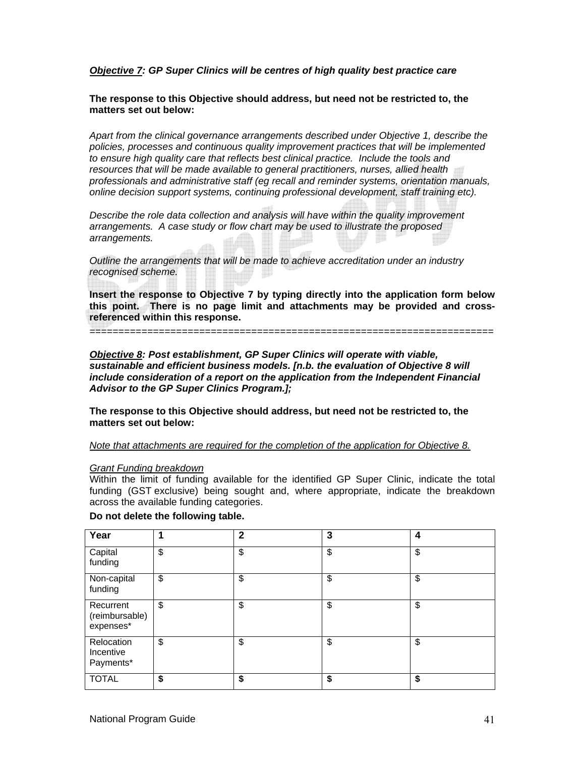***Objective 7*: GP Super Clinics will be centres of high quality best practice care**

**The response to this Objective should address, but need not be restricted to, the matters set out below:**

*Apart from the clinical governance arrangements described under Objective 1, describe the policies, processes and continuous quality improvement practices that will be implemented to ensure high quality care that reflects best clinical practice. Include the tools and resources that will be made available to general practitioners, nurses, allied health professionals and administrative staff (eg recall and reminder systems, orientation manuals, online decision support systems, continuing professional development, staff training etc).*

*Describe the role data collection and analysis will have within the quality improvement arrangements. A case study or flow chart may be used to illustrate the proposed arrangements.*

*Outline the arrangements that will be made to achieve accreditation under an industry recognised scheme.*

**Insert the response to Objective 7 by typing directly into the application form below this point. There is no page limit and attachments may be provided and cross-referenced within this response.**

======================================================================

***Objective 8*: Post establishment, GP Super Clinics will operate with viable, sustainable and efficient business models. [n.b. the evaluation of Objective 8 will include consideration of a report on the application from the Independent Financial Advisor to the GP Super Clinics Program.];**

**The response to this Objective should address, but need not be restricted to, the matters set out below:**

*Note that attachments are required for the completion of the application for Objective 8.*

*Grant Funding breakdown*

Within the limit of funding available for the identified GP Super Clinic, indicate the total funding (GST exclusive) being sought and, where appropriate, indicate the breakdown across the available funding categories.

**Do not delete the following table.**

| Year | 1 | 2 | 3 | 4 |
|---|---|---|---|---|
| Capital funding | $ | $ | $ | $ |
| Non-capital funding | $ | $ | $ | $ |
| Recurrent (reimbursable) expenses* | $ | $ | $ | $ |
| Relocation Incentive Payments* | $ | $ | $ | $ |
| TOTAL | **$** | **$** | **$** | **$** |

National Program Guide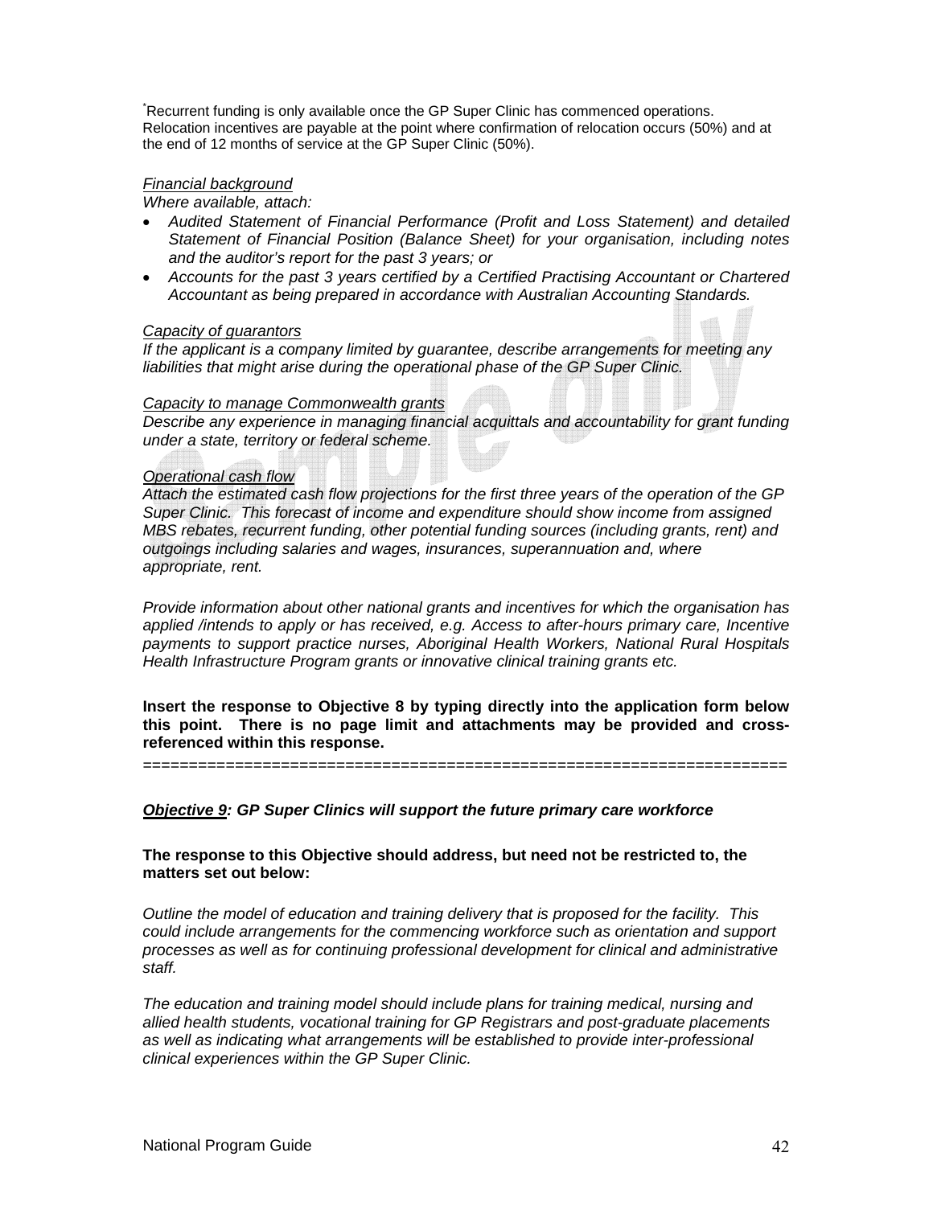*Recurrent funding is only available once the GP Super Clinic has commenced operations. Relocation incentives are payable at the point where confirmation of relocation occurs (50%) and at the end of 12 months of service at the GP Super Clinic (50%).

*<u>Financial background</u>*
*Where available, attach:*

- *Audited Statement of Financial Performance (Profit and Loss Statement) and detailed Statement of Financial Position (Balance Sheet) for your organisation, including notes and the auditor's report for the past 3 years; or*
- *Accounts for the past 3 years certified by a Certified Practising Accountant or Chartered Accountant as being prepared in accordance with Australian Accounting Standards.*

*<u>Capacity of guarantors</u>*
*If the applicant is a company limited by guarantee, describe arrangements for meeting any liabilities that might arise during the operational phase of the GP Super Clinic.*

*<u>Capacity to manage Commonwealth grants</u>*
*Describe any experience in managing financial acquittals and accountability for grant funding under a state, territory or federal scheme.*

*<u>Operational cash flow</u>*
*Attach the estimated cash flow projections for the first three years of the operation of the GP Super Clinic. This forecast of income and expenditure should show income from assigned MBS rebates, recurrent funding, other potential funding sources (including grants, rent) and outgoings including salaries and wages, insurances, superannuation and, where appropriate, rent.*

*Provide information about other national grants and incentives for which the organisation has applied /intends to apply or has received, e.g. Access to after-hours primary care, Incentive payments to support practice nurses, Aboriginal Health Workers, National Rural Hospitals Health Infrastructure Program grants or innovative clinical training grants etc.*

**Insert the response to Objective 8 by typing directly into the application form below this point. There is no page limit and attachments may be provided and cross-referenced within this response.**

====================================================================

***<u>Objective 9</u>: GP Super Clinics will support the future primary care workforce***

**The response to this Objective should address, but need not be restricted to, the matters set out below:**

*Outline the model of education and training delivery that is proposed for the facility. This could include arrangements for the commencing workforce such as orientation and support processes as well as for continuing professional development for clinical and administrative staff.*

*The education and training model should include plans for training medical, nursing and allied health students, vocational training for GP Registrars and post-graduate placements as well as indicating what arrangements will be established to provide inter-professional clinical experiences within the GP Super Clinic.*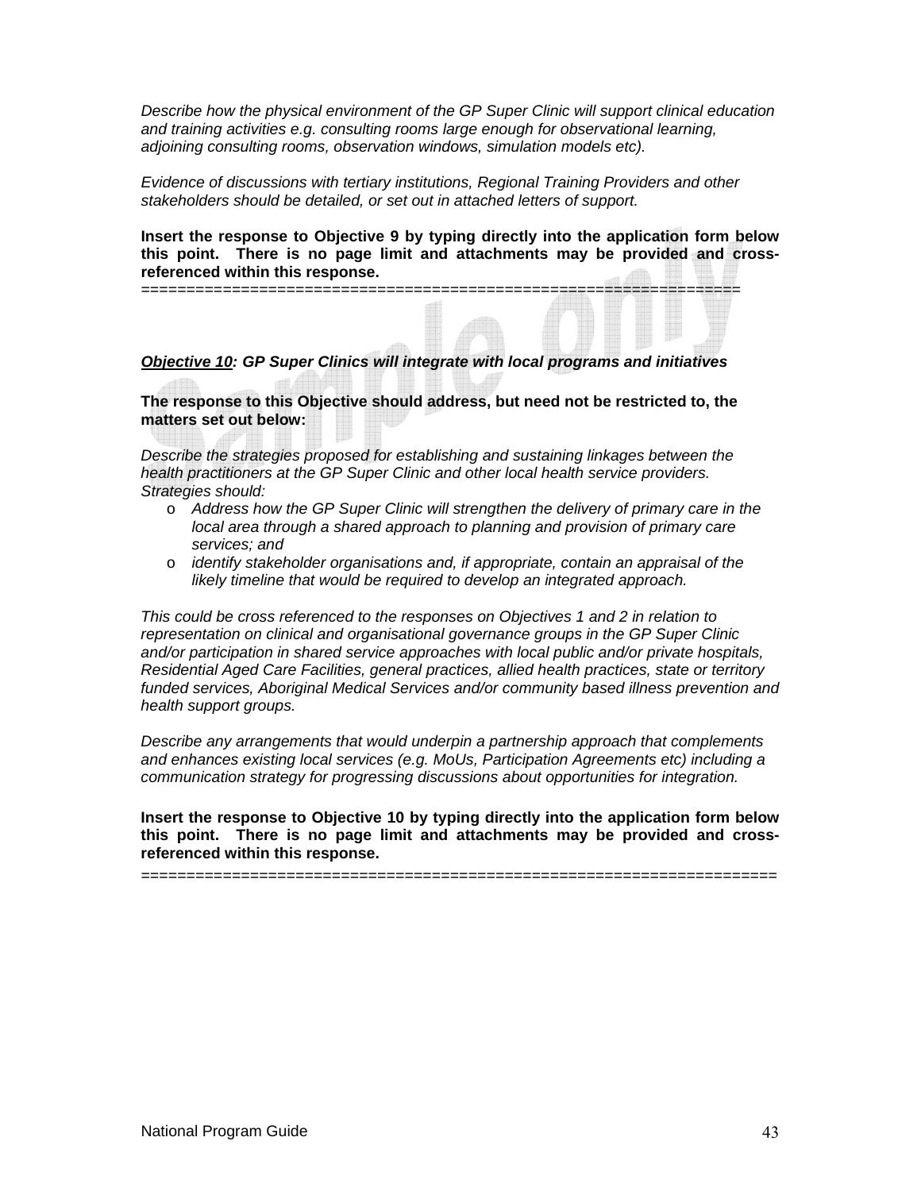*Describe how the physical environment of the GP Super Clinic will support clinical education and training activities e.g. consulting rooms large enough for observational learning, adjoining consulting rooms, observation windows, simulation models etc).*

*Evidence of discussions with tertiary institutions, Regional Training Providers and other stakeholders should be detailed, or set out in attached letters of support.*

**Insert the response to Objective 9 by typing directly into the application form below this point. There is no page limit and attachments may be provided and cross-referenced within this response.**

==================================================================

***Objective 10: GP Super Clinics will integrate with local programs and initiatives***

**The response to this Objective should address, but need not be restricted to, the matters set out below:**

*Describe the strategies proposed for establishing and sustaining linkages between the health practitioners at the GP Super Clinic and other local health service providers. Strategies should:*

- *Address how the GP Super Clinic will strengthen the delivery of primary care in the local area through a shared approach to planning and provision of primary care services; and*
- *identify stakeholder organisations and, if appropriate, contain an appraisal of the likely timeline that would be required to develop an integrated approach.*

*This could be cross referenced to the responses on Objectives 1 and 2 in relation to representation on clinical and organisational governance groups in the GP Super Clinic and/or participation in shared service approaches with local public and/or private hospitals, Residential Aged Care Facilities, general practices, allied health practices, state or territory funded services, Aboriginal Medical Services and/or community based illness prevention and health support groups.*

*Describe any arrangements that would underpin a partnership approach that complements and enhances existing local services (e.g. MoUs, Participation Agreements etc) including a communication strategy for progressing discussions about opportunities for integration.*

**Insert the response to Objective 10 by typing directly into the application form below this point. There is no page limit and attachments may be provided and cross-referenced within this response.**

==================================================================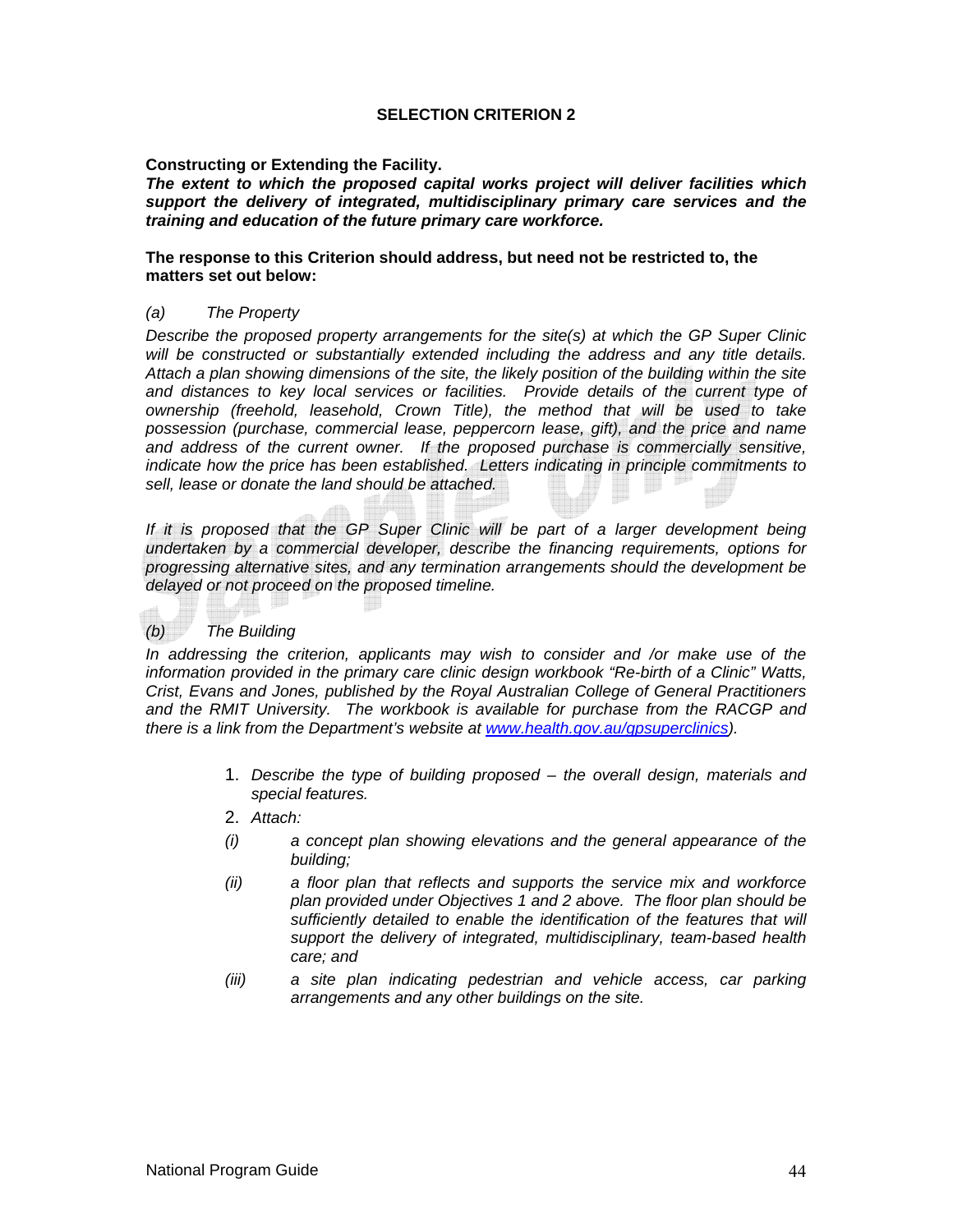## SELECTION CRITERION 2

**Constructing or Extending the Facility.**

***The extent to which the proposed capital works project will deliver facilities which support the delivery of integrated, multidisciplinary primary care services and the training and education of the future primary care workforce.***

**The response to this Criterion should address, but need not be restricted to, the matters set out below:**

*(a) The Property*

*Describe the proposed property arrangements for the site(s) at which the GP Super Clinic will be constructed or substantially extended including the address and any title details. Attach a plan showing dimensions of the site, the likely position of the building within the site and distances to key local services or facilities. Provide details of the current type of ownership (freehold, leasehold, Crown Title), the method that will be used to take possession (purchase, commercial lease, peppercorn lease, gift), and the price and name and address of the current owner. If the proposed purchase is commercially sensitive, indicate how the price has been established. Letters indicating in principle commitments to sell, lease or donate the land should be attached.*

*If it is proposed that the GP Super Clinic will be part of a larger development being undertaken by a commercial developer, describe the financing requirements, options for progressing alternative sites, and any termination arrangements should the development be delayed or not proceed on the proposed timeline.*

*(b) The Building*

*In addressing the criterion, applicants may wish to consider and /or make use of the information provided in the primary care clinic design workbook "Re-birth of a Clinic" Watts, Crist, Evans and Jones, published by the Royal Australian College of General Practitioners and the RMIT University. The workbook is available for purchase from the RACGP and there is a link from the Department's website at www.health.gov.au/gpsuperclinics).*

1. *Describe the type of building proposed – the overall design, materials and special features.*
2. *Attach:*

*(i) a concept plan showing elevations and the general appearance of the building;*

*(ii) a floor plan that reflects and supports the service mix and workforce plan provided under Objectives 1 and 2 above. The floor plan should be sufficiently detailed to enable the identification of the features that will support the delivery of integrated, multidisciplinary, team-based health care; and*

*(iii) a site plan indicating pedestrian and vehicle access, car parking arrangements and any other buildings on the site.*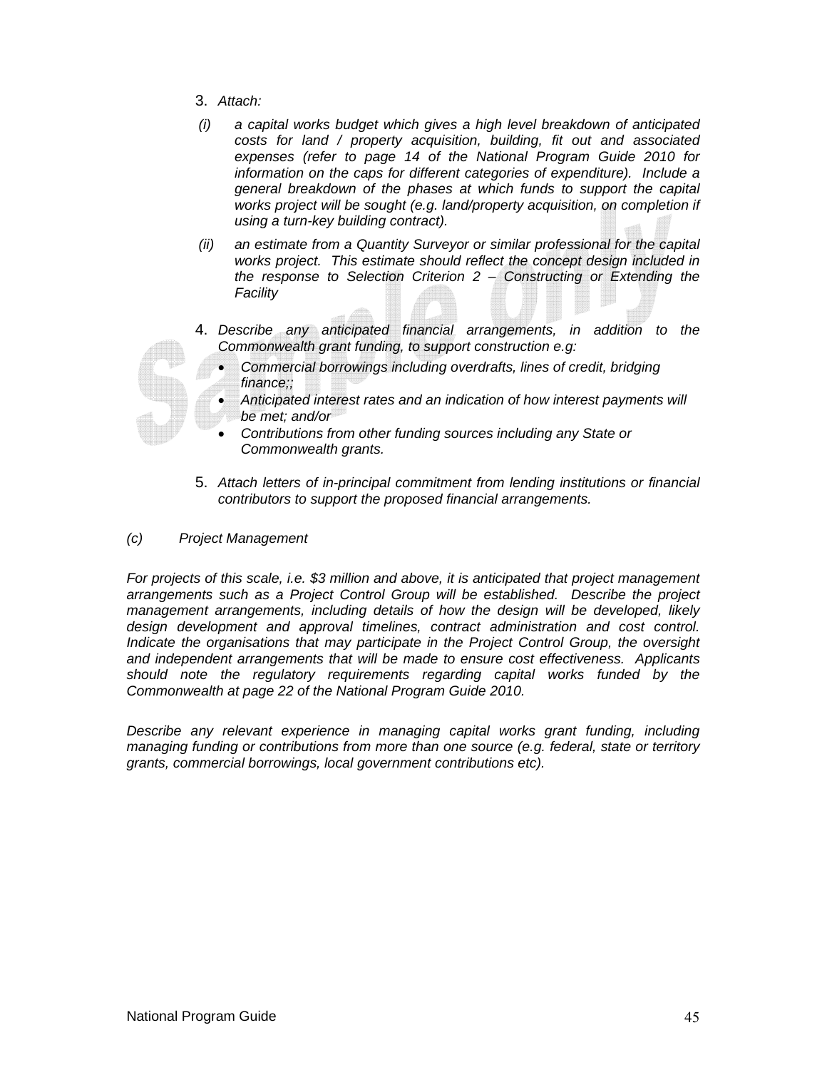3. *Attach:*

   *(i) a capital works budget which gives a high level breakdown of anticipated costs for land / property acquisition, building, fit out and associated expenses (refer to page 14 of the National Program Guide 2010 for information on the caps for different categories of expenditure). Include a general breakdown of the phases at which funds to support the capital works project will be sought (e.g. land/property acquisition, on completion if using a turn-key building contract).*

   *(ii) an estimate from a Quantity Surveyor or similar professional for the capital works project. This estimate should reflect the concept design included in the response to Selection Criterion 2 – Constructing or Extending the Facility*

4. *Describe any anticipated financial arrangements, in addition to the Commonwealth grant funding, to support construction e.g:*

   - *Commercial borrowings including overdrafts, lines of credit, bridging finance;;*
   - *Anticipated interest rates and an indication of how interest payments will be met; and/or*
   - *Contributions from other funding sources including any State or Commonwealth grants.*

5. *Attach letters of in-principal commitment from lending institutions or financial contributors to support the proposed financial arrangements.*

*(c) Project Management*

*For projects of this scale, i.e. $3 million and above, it is anticipated that project management arrangements such as a Project Control Group will be established. Describe the project management arrangements, including details of how the design will be developed, likely design development and approval timelines, contract administration and cost control. Indicate the organisations that may participate in the Project Control Group, the oversight and independent arrangements that will be made to ensure cost effectiveness. Applicants should note the regulatory requirements regarding capital works funded by the Commonwealth at page 22 of the National Program Guide 2010.*

*Describe any relevant experience in managing capital works grant funding, including managing funding or contributions from more than one source (e.g. federal, state or territory grants, commercial borrowings, local government contributions etc).*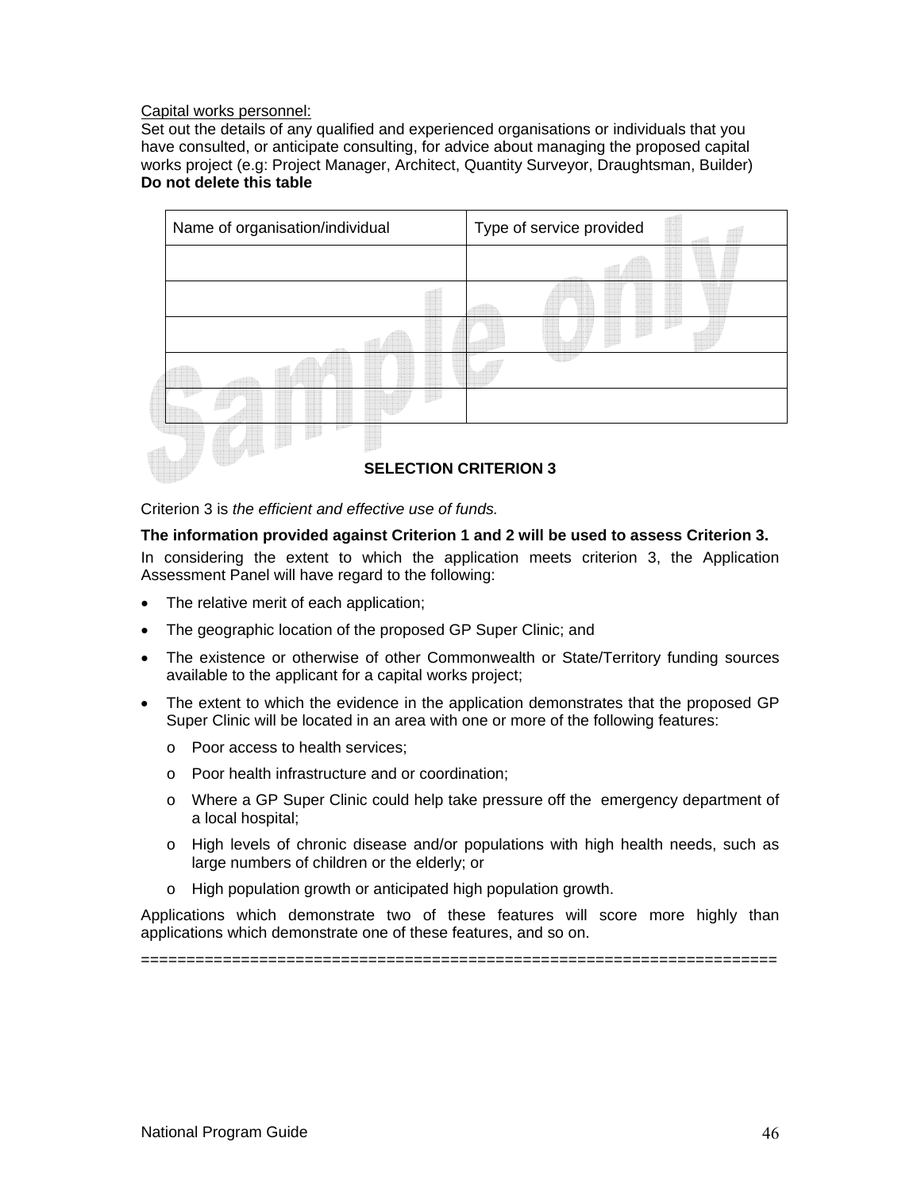Capital works personnel:

Set out the details of any qualified and experienced organisations or individuals that you have consulted, or anticipate consulting, for advice about managing the proposed capital works project (e.g: Project Manager, Architect, Quantity Surveyor, Draughtsman, Builder)
**Do not delete this table**

| Name of organisation/individual | Type of service provided |
|---|---|
| | |
| | |
| | |
| | |
| | |

## SELECTION CRITERION 3

Criterion 3 is *the efficient and effective use of funds.*

**The information provided against Criterion 1 and 2 will be used to assess Criterion 3.**

In considering the extent to which the application meets criterion 3, the Application Assessment Panel will have regard to the following:

- The relative merit of each application;
- The geographic location of the proposed GP Super Clinic; and
- The existence or otherwise of other Commonwealth or State/Territory funding sources available to the applicant for a capital works project;
- The extent to which the evidence in the application demonstrates that the proposed GP Super Clinic will be located in an area with one or more of the following features:
  - Poor access to health services;
  - Poor health infrastructure and or coordination;
  - Where a GP Super Clinic could help take pressure off the emergency department of a local hospital;
  - High levels of chronic disease and/or populations with high health needs, such as large numbers of children or the elderly; or
  - High population growth or anticipated high population growth.

Applications which demonstrate two of these features will score more highly than applications which demonstrate one of these features, and so on.

======================================================================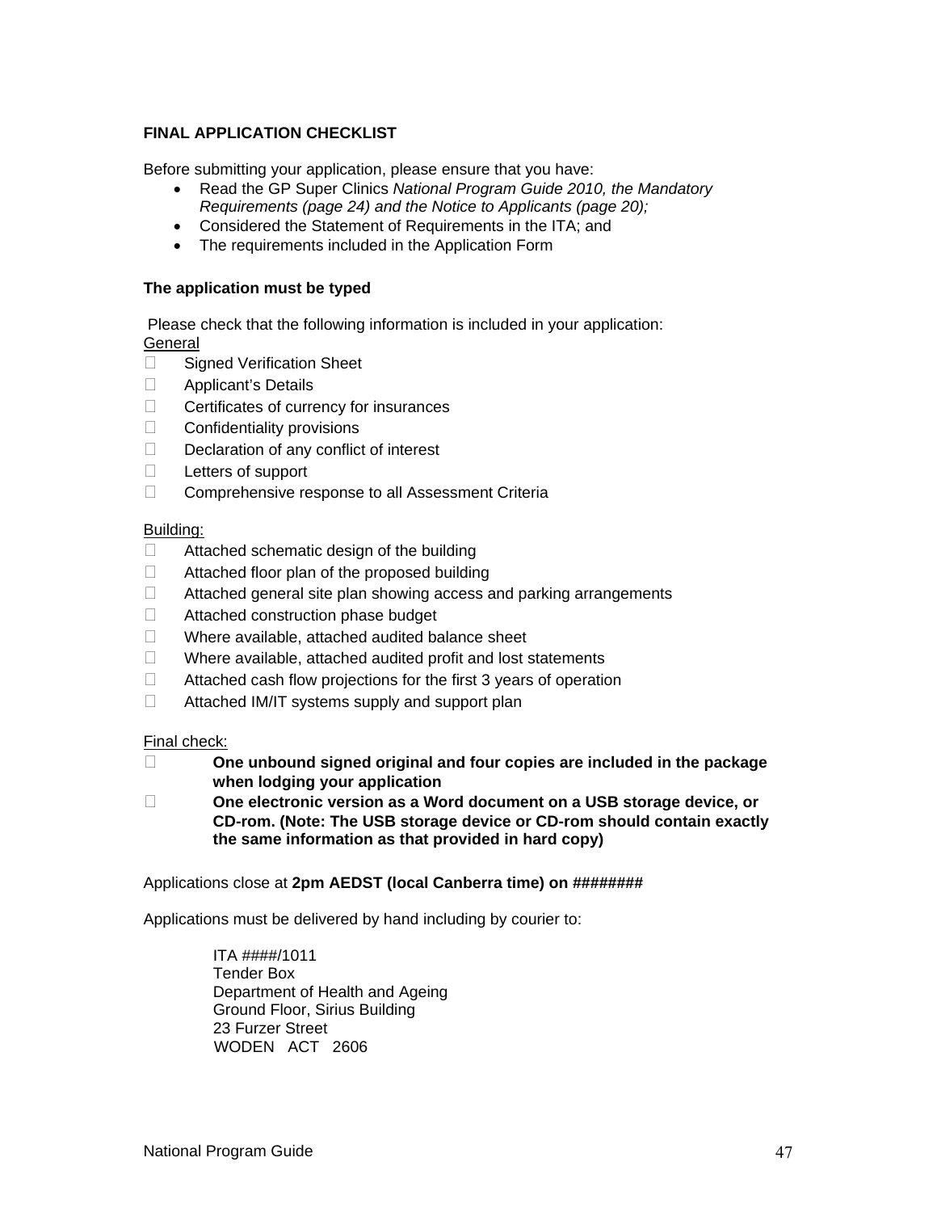**FINAL APPLICATION CHECKLIST**

Before submitting your application, please ensure that you have:

- Read the GP Super Clinics *National Program Guide 2010, the Mandatory Requirements (page 24) and the Notice to Applicants (page 20);*
- Considered the Statement of Requirements in the ITA; and
- The requirements included in the Application Form

**The application must be typed**

Please check that the following information is included in your application:

General

- [ ] Signed Verification Sheet
- [ ] Applicant's Details
- [ ] Certificates of currency for insurances
- [ ] Confidentiality provisions
- [ ] Declaration of any conflict of interest
- [ ] Letters of support
- [ ] Comprehensive response to all Assessment Criteria

Building:

- [ ] Attached schematic design of the building
- [ ] Attached floor plan of the proposed building
- [ ] Attached general site plan showing access and parking arrangements
- [ ] Attached construction phase budget
- [ ] Where available, attached audited balance sheet
- [ ] Where available, attached audited profit and lost statements
- [ ] Attached cash flow projections for the first 3 years of operation
- [ ] Attached IM/IT systems supply and support plan

Final check:

- [ ] **One unbound signed original and four copies are included in the package when lodging your application**
- [ ] **One electronic version as a Word document on a USB storage device, or CD-rom. (Note: The USB storage device or CD-rom should contain exactly the same information as that provided in hard copy)**

Applications close at **2pm AEDST (local Canberra time) on ########**

Applications must be delivered by hand including by courier to:

ITA ####/1011
Tender Box
Department of Health and Ageing
Ground Floor, Sirius Building
23 Furzer Street
WODEN ACT 2606